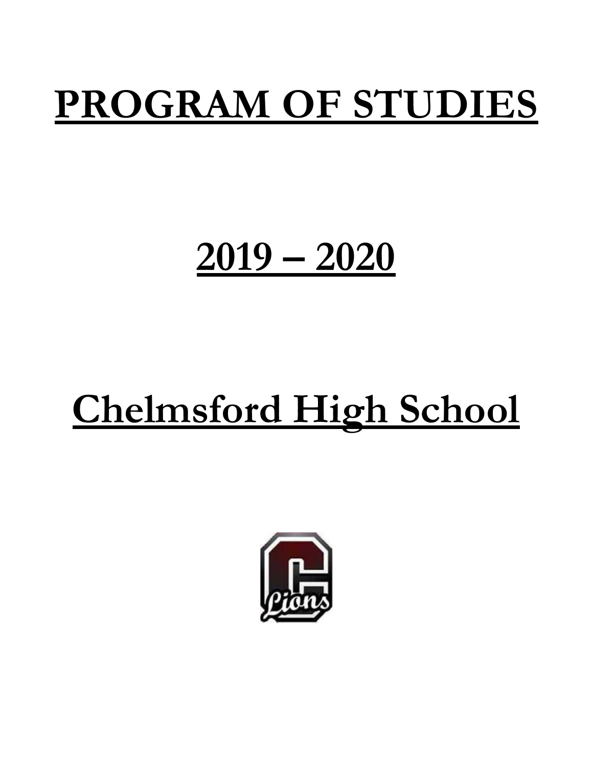# PROGRAM OF STUDIES

# 2019 – 2020

# Chelmsford High School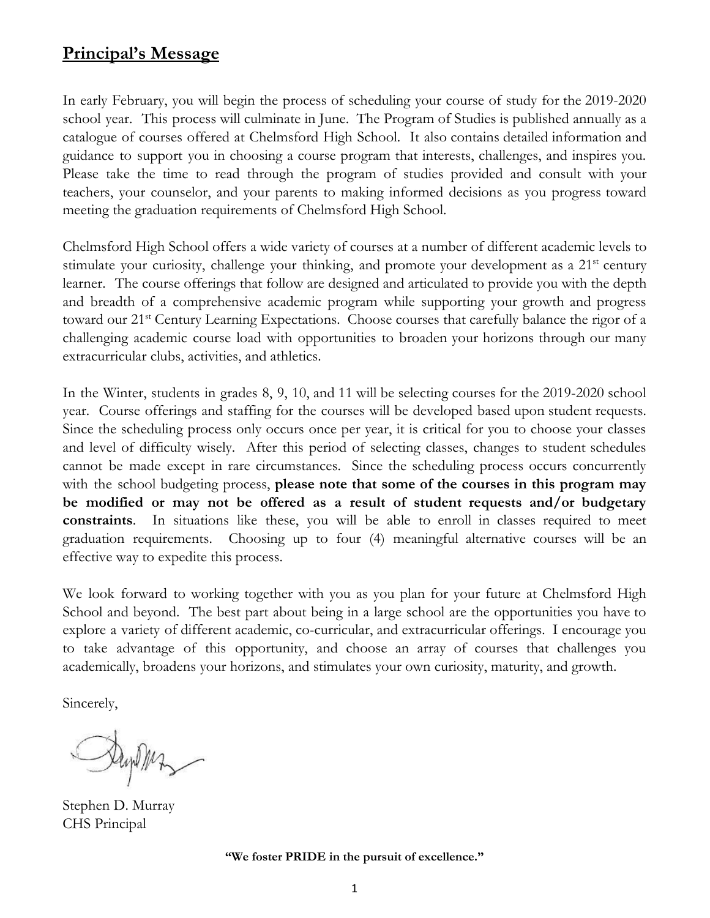## **Principal's Message**

In early February, you will begin the process of scheduling your course of study for the 2019-2020 school year. This process will culminate in June. The Program of Studies is published annually as a catalogue of courses offered at Chelmsford High School. It also contains detailed information and guidance to support you in choosing a course program that interests, challenges, and inspires you. Please take the time to read through the program of studies provided and consult with your teachers, your counselor, and your parents to making informed decisions as you progress toward meeting the graduation requirements of Chelmsford High School.

Chelmsford High School offers a wide variety of courses at a number of different academic levels to stimulate your curiosity, challenge your thinking, and promote your development as a 21st century learner. The course offerings that follow are designed and articulated to provide you with the depth and breadth of a comprehensive academic program while supporting your growth and progress toward our 21st Century Learning Expectations. Choose courses that carefully balance the rigor of a challenging academic course load with opportunities to broaden your horizons through our many extracurricular clubs, activities, and athletics.

In the Winter, students in grades 8, 9, 10, and 11 will be selecting courses for the 2019-2020 school year. Course offerings and staffing for the courses will be developed based upon student requests. Since the scheduling process only occurs once per year, it is critical for you to choose your classes and level of difficulty wisely. After this period of selecting classes, changes to student schedules cannot be made except in rare circumstances. Since the scheduling process occurs concurrently with the school budgeting process, **please note that some of the courses in this program may be modified or may not be offered as a result of student requests and/or budgetary constraints**. In situations like these, you will be able to enroll in classes required to meet graduation requirements. Choosing up to four (4) meaningful alternative courses will be an effective way to expedite this process.

We look forward to working together with you as you plan for your future at Chelmsford High School and beyond. The best part about being in a large school are the opportunities you have to explore a variety of different academic, co-curricular, and extracurricular offerings. I encourage you to take advantage of this opportunity, and choose an array of courses that challenges you academically, broadens your horizons, and stimulates your own curiosity, maturity, and growth.

Sincerely,

Stephen D. Murray
CHS Principal

**"We foster PRIDE in the pursuit of excellence."**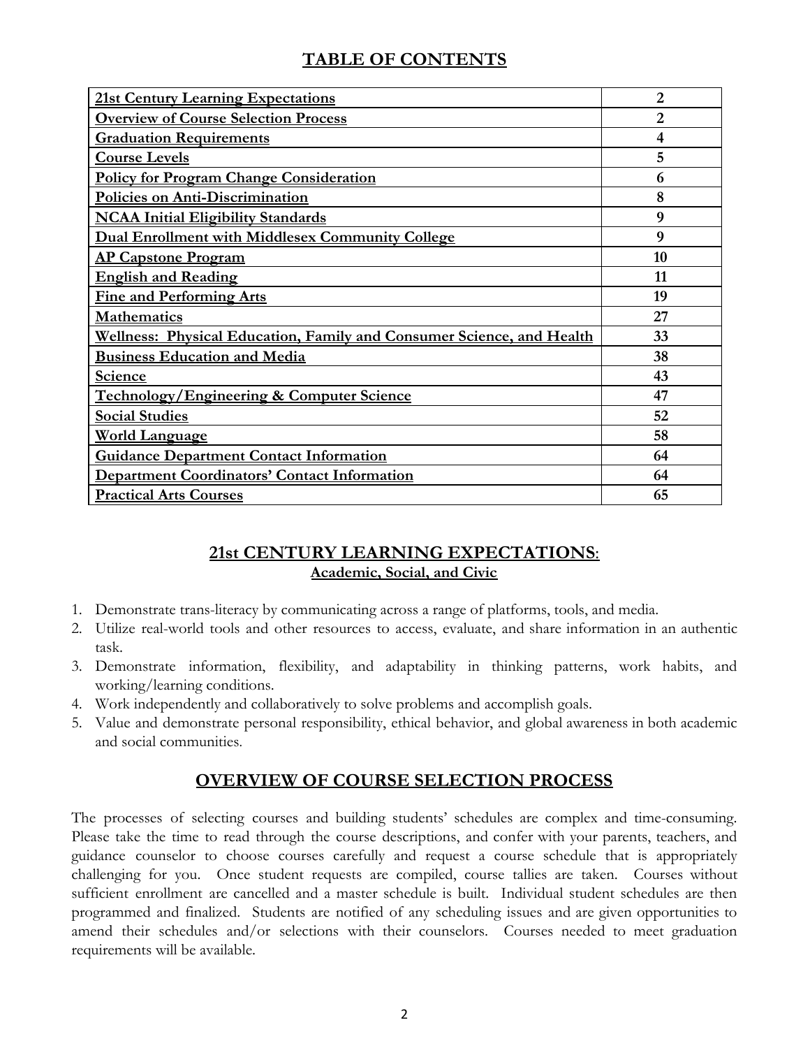# TABLE OF CONTENTS

| Section | Page |
|---|---|
| **21st Century Learning Expectations** | **2** |
| **Overview of Course Selection Process** | **2** |
| **Graduation Requirements** | **4** |
| **Course Levels** | **5** |
| **Policy for Program Change Consideration** | **6** |
| **Policies on Anti-Discrimination** | **8** |
| **NCAA Initial Eligibility Standards** | **9** |
| **Dual Enrollment with Middlesex Community College** | **9** |
| **AP Capstone Program** | **10** |
| **English and Reading** | **11** |
| **Fine and Performing Arts** | **19** |
| **Mathematics** | **27** |
| **Wellness: Physical Education, Family and Consumer Science, and Health** | **33** |
| **Business Education and Media** | **38** |
| **Science** | **43** |
| **Technology/Engineering & Computer Science** | **47** |
| **Social Studies** | **52** |
| **World Language** | **58** |
| **Guidance Department Contact Information** | **64** |
| **Department Coordinators' Contact Information** | **64** |
| **Practical Arts Courses** | **65** |

## 21st CENTURY LEARNING EXPECTATIONS:

### Academic, Social, and Civic

1. Demonstrate trans-literacy by communicating across a range of platforms, tools, and media.
2. Utilize real-world tools and other resources to access, evaluate, and share information in an authentic task.
3. Demonstrate information, flexibility, and adaptability in thinking patterns, work habits, and working/learning conditions.
4. Work independently and collaboratively to solve problems and accomplish goals.
5. Value and demonstrate personal responsibility, ethical behavior, and global awareness in both academic and social communities.

## OVERVIEW OF COURSE SELECTION PROCESS

The processes of selecting courses and building students' schedules are complex and time-consuming. Please take the time to read through the course descriptions, and confer with your parents, teachers, and guidance counselor to choose courses carefully and request a course schedule that is appropriately challenging for you. Once student requests are compiled, course tallies are taken. Courses without sufficient enrollment are cancelled and a master schedule is built. Individual student schedules are then programmed and finalized. Students are notified of any scheduling issues and are given opportunities to amend their schedules and/or selections with their counselors. Courses needed to meet graduation requirements will be available.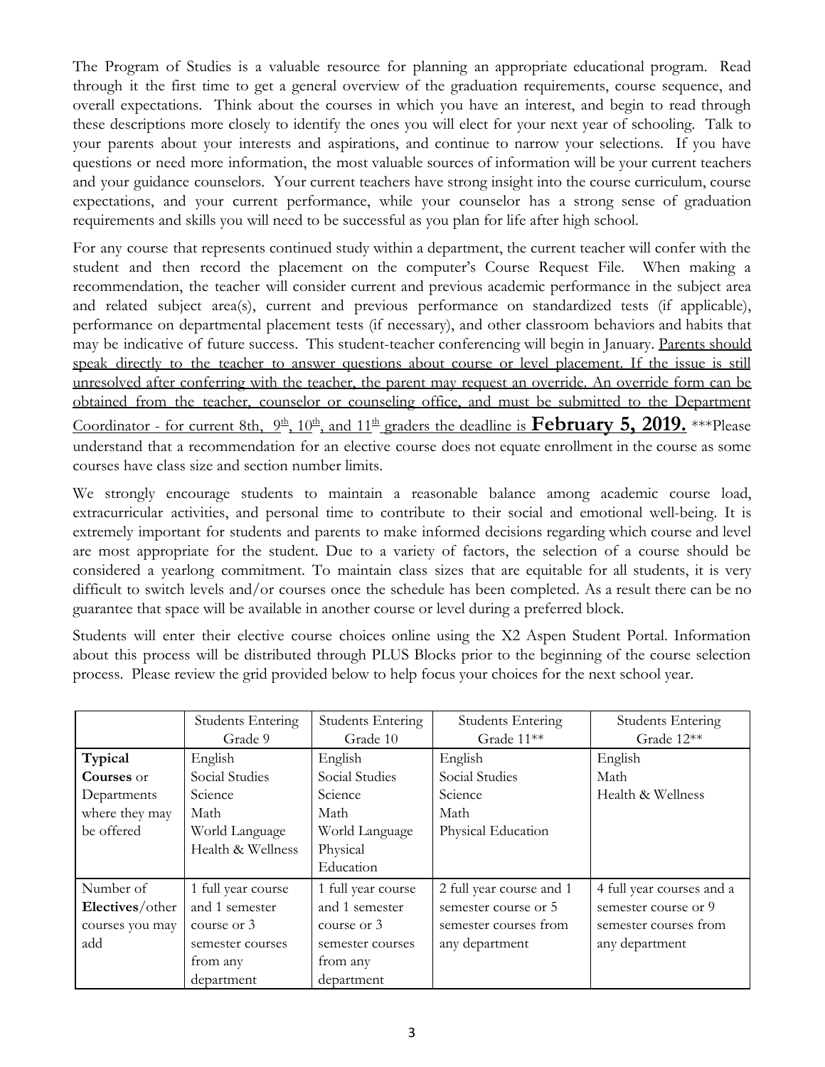The Program of Studies is a valuable resource for planning an appropriate educational program. Read through it the first time to get a general overview of the graduation requirements, course sequence, and overall expectations. Think about the courses in which you have an interest, and begin to read through these descriptions more closely to identify the ones you will elect for your next year of schooling. Talk to your parents about your interests and aspirations, and continue to narrow your selections. If you have questions or need more information, the most valuable sources of information will be your current teachers and your guidance counselors. Your current teachers have strong insight into the course curriculum, course expectations, and your current performance, while your counselor has a strong sense of graduation requirements and skills you will need to be successful as you plan for life after high school.

For any course that represents continued study within a department, the current teacher will confer with the student and then record the placement on the computer's Course Request File. When making a recommendation, the teacher will consider current and previous academic performance in the subject area and related subject area(s), current and previous performance on standardized tests (if applicable), performance on departmental placement tests (if necessary), and other classroom behaviors and habits that may be indicative of future success. This student-teacher conferencing will begin in January. <u>Parents should speak directly to the teacher to answer questions about course or level placement. If the issue is still unresolved after conferring with the teacher, the parent may request an override. An override form can be obtained from the teacher, counselor or counseling office, and must be submitted to the Department Coordinator - for current 8th, 9th, 10th, and 11th graders the deadline is</u> **February 5, 2019.** ***Please understand that a recommendation for an elective course does not equate enrollment in the course as some courses have class size and section number limits.

We strongly encourage students to maintain a reasonable balance among academic course load, extracurricular activities, and personal time to contribute to their social and emotional well-being. It is extremely important for students and parents to make informed decisions regarding which course and level are most appropriate for the student. Due to a variety of factors, the selection of a course should be considered a yearlong commitment. To maintain class sizes that are equitable for all students, it is very difficult to switch levels and/or courses once the schedule has been completed. As a result there can be no guarantee that space will be available in another course or level during a preferred block.

Students will enter their elective course choices online using the X2 Aspen Student Portal. Information about this process will be distributed through PLUS Blocks prior to the beginning of the course selection process. Please review the grid provided below to help focus your choices for the next school year.

| | Students Entering Grade 9 | Students Entering Grade 10 | Students Entering Grade 11** | Students Entering Grade 12** |
|---|---|---|---|---|
| **Typical Courses** or Departments where they may be offered | English<br>Social Studies<br>Science<br>Math<br>World Language<br>Health & Wellness | English<br>Social Studies<br>Science<br>Math<br>World Language<br>Physical Education | English<br>Social Studies<br>Science<br>Math<br>Physical Education | English<br>Math<br>Health & Wellness |
| Number of **Electives**/other courses you may add | 1 full year course and 1 semester course or 3 semester courses from any department | 1 full year course and 1 semester course or 3 semester courses from any department | 2 full year course and 1 semester course or 5 semester courses from any department | 4 full year courses and a semester course or 9 semester courses from any department |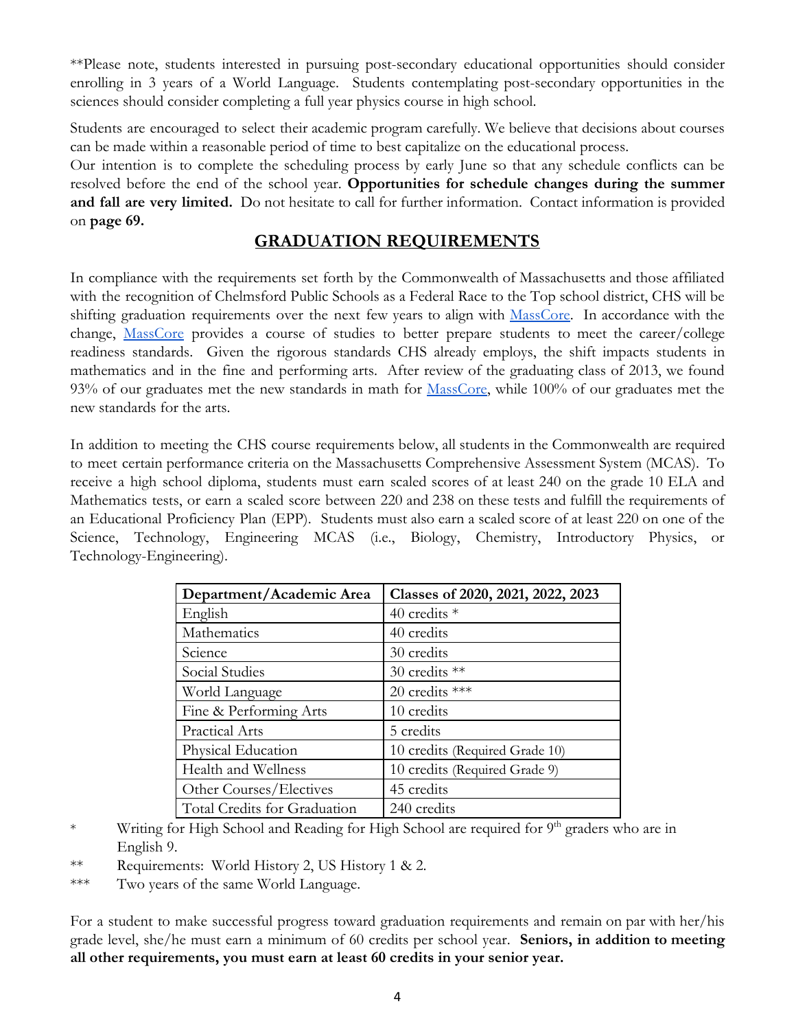**Please note, students interested in pursuing post-secondary educational opportunities should consider enrolling in 3 years of a World Language. Students contemplating post-secondary opportunities in the sciences should consider completing a full year physics course in high school.

Students are encouraged to select their academic program carefully. We believe that decisions about courses can be made within a reasonable period of time to best capitalize on the educational process.
Our intention is to complete the scheduling process by early June so that any schedule conflicts can be resolved before the end of the school year. **Opportunities for schedule changes during the summer and fall are very limited.** Do not hesitate to call for further information. Contact information is provided on **page 69.**

## GRADUATION REQUIREMENTS

In compliance with the requirements set forth by the Commonwealth of Massachusetts and those affiliated with the recognition of Chelmsford Public Schools as a Federal Race to the Top school district, CHS will be shifting graduation requirements over the next few years to align with MassCore. In accordance with the change, MassCore provides a course of studies to better prepare students to meet the career/college readiness standards. Given the rigorous standards CHS already employs, the shift impacts students in mathematics and in the fine and performing arts. After review of the graduating class of 2013, we found 93% of our graduates met the new standards in math for MassCore, while 100% of our graduates met the new standards for the arts.

In addition to meeting the CHS course requirements below, all students in the Commonwealth are required to meet certain performance criteria on the Massachusetts Comprehensive Assessment System (MCAS). To receive a high school diploma, students must earn scaled scores of at least 240 on the grade 10 ELA and Mathematics tests, or earn a scaled score between 220 and 238 on these tests and fulfill the requirements of an Educational Proficiency Plan (EPP). Students must also earn a scaled score of at least 220 on one of the Science, Technology, Engineering MCAS (i.e., Biology, Chemistry, Introductory Physics, or Technology-Engineering).

| Department/Academic Area | Classes of 2020, 2021, 2022, 2023 |
|---|---|
| English | 40 credits * |
| Mathematics | 40 credits |
| Science | 30 credits |
| Social Studies | 30 credits ** |
| World Language | 20 credits *** |
| Fine & Performing Arts | 10 credits |
| Practical Arts | 5 credits |
| Physical Education | 10 credits (Required Grade 10) |
| Health and Wellness | 10 credits (Required Grade 9) |
| Other Courses/Electives | 45 credits |
| Total Credits for Graduation | 240 credits |

\* Writing for High School and Reading for High School are required for 9th graders who are in English 9.

** Requirements: World History 2, US History 1 & 2.

*** Two years of the same World Language.

For a student to make successful progress toward graduation requirements and remain on par with her/his grade level, she/he must earn a minimum of 60 credits per school year. **Seniors, in addition to meeting all other requirements, you must earn at least 60 credits in your senior year.**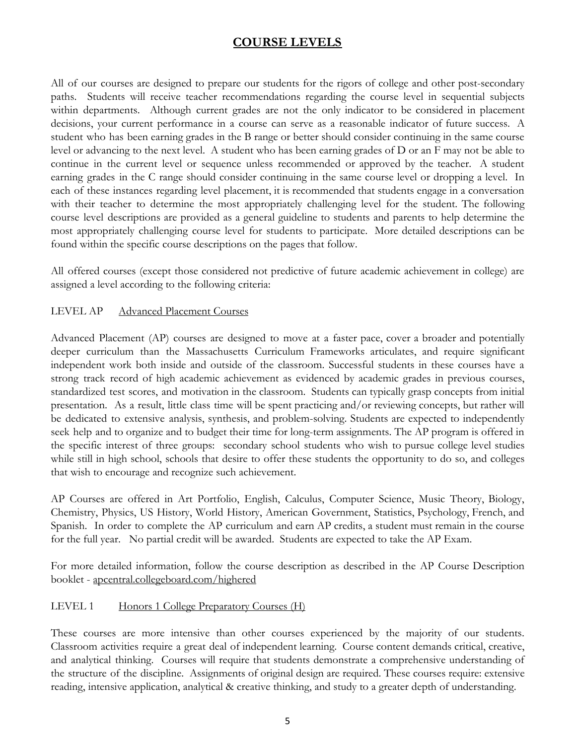## COURSE LEVELS

All of our courses are designed to prepare our students for the rigors of college and other post-secondary paths. Students will receive teacher recommendations regarding the course level in sequential subjects within departments. Although current grades are not the only indicator to be considered in placement decisions, your current performance in a course can serve as a reasonable indicator of future success. A student who has been earning grades in the B range or better should consider continuing in the same course level or advancing to the next level. A student who has been earning grades of D or an F may not be able to continue in the current level or sequence unless recommended or approved by the teacher. A student earning grades in the C range should consider continuing in the same course level or dropping a level. In each of these instances regarding level placement, it is recommended that students engage in a conversation with their teacher to determine the most appropriately challenging level for the student. The following course level descriptions are provided as a general guideline to students and parents to help determine the most appropriately challenging course level for students to participate. More detailed descriptions can be found within the specific course descriptions on the pages that follow.

All offered courses (except those considered not predictive of future academic achievement in college) are assigned a level according to the following criteria:

LEVEL AP    Advanced Placement Courses

Advanced Placement (AP) courses are designed to move at a faster pace, cover a broader and potentially deeper curriculum than the Massachusetts Curriculum Frameworks articulates, and require significant independent work both inside and outside of the classroom. Successful students in these courses have a strong track record of high academic achievement as evidenced by academic grades in previous courses, standardized test scores, and motivation in the classroom. Students can typically grasp concepts from initial presentation. As a result, little class time will be spent practicing and/or reviewing concepts, but rather will be dedicated to extensive analysis, synthesis, and problem-solving. Students are expected to independently seek help and to organize and to budget their time for long-term assignments. The AP program is offered in the specific interest of three groups: secondary school students who wish to pursue college level studies while still in high school, schools that desire to offer these students the opportunity to do so, and colleges that wish to encourage and recognize such achievement.

AP Courses are offered in Art Portfolio, English, Calculus, Computer Science, Music Theory, Biology, Chemistry, Physics, US History, World History, American Government, Statistics, Psychology, French, and Spanish. In order to complete the AP curriculum and earn AP credits, a student must remain in the course for the full year. No partial credit will be awarded. Students are expected to take the AP Exam.

For more detailed information, follow the course description as described in the AP Course Description booklet - apcentral.collegeboard.com/highered

LEVEL 1    Honors 1 College Preparatory Courses (H)

These courses are more intensive than other courses experienced by the majority of our students. Classroom activities require a great deal of independent learning. Course content demands critical, creative, and analytical thinking. Courses will require that students demonstrate a comprehensive understanding of the structure of the discipline. Assignments of original design are required. These courses require: extensive reading, intensive application, analytical & creative thinking, and study to a greater depth of understanding.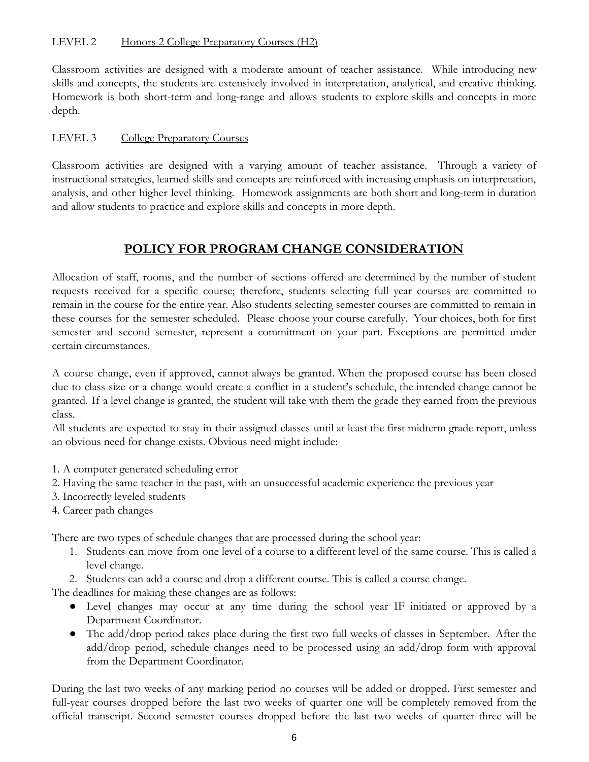LEVEL 2 Honors 2 College Preparatory Courses (H2)

Classroom activities are designed with a moderate amount of teacher assistance. While introducing new skills and concepts, the students are extensively involved in interpretation, analytical, and creative thinking. Homework is both short-term and long-range and allows students to explore skills and concepts in more depth.

LEVEL 3 College Preparatory Courses

Classroom activities are designed with a varying amount of teacher assistance. Through a variety of instructional strategies, learned skills and concepts are reinforced with increasing emphasis on interpretation, analysis, and other higher level thinking. Homework assignments are both short and long-term in duration and allow students to practice and explore skills and concepts in more depth.

## POLICY FOR PROGRAM CHANGE CONSIDERATION

Allocation of staff, rooms, and the number of sections offered are determined by the number of student requests received for a specific course; therefore, students selecting full year courses are committed to remain in the course for the entire year. Also students selecting semester courses are committed to remain in these courses for the semester scheduled. Please choose your course carefully. Your choices, both for first semester and second semester, represent a commitment on your part. Exceptions are permitted under certain circumstances.

A course change, even if approved, cannot always be granted. When the proposed course has been closed due to class size or a change would create a conflict in a student's schedule, the intended change cannot be granted. If a level change is granted, the student will take with them the grade they earned from the previous class.

All students are expected to stay in their assigned classes until at least the first midterm grade report, unless an obvious need for change exists. Obvious need might include:

1. A computer generated scheduling error
2. Having the same teacher in the past, with an unsuccessful academic experience the previous year
3. Incorrectly leveled students
4. Career path changes

There are two types of schedule changes that are processed during the school year:

1. Students can move from one level of a course to a different level of the same course. This is called a level change.
2. Students can add a course and drop a different course. This is called a course change.

The deadlines for making these changes are as follows:

- Level changes may occur at any time during the school year IF initiated or approved by a Department Coordinator.
- The add/drop period takes place during the first two full weeks of classes in September. After the add/drop period, schedule changes need to be processed using an add/drop form with approval from the Department Coordinator.

During the last two weeks of any marking period no courses will be added or dropped. First semester and full-year courses dropped before the last two weeks of quarter one will be completely removed from the official transcript. Second semester courses dropped before the last two weeks of quarter three will be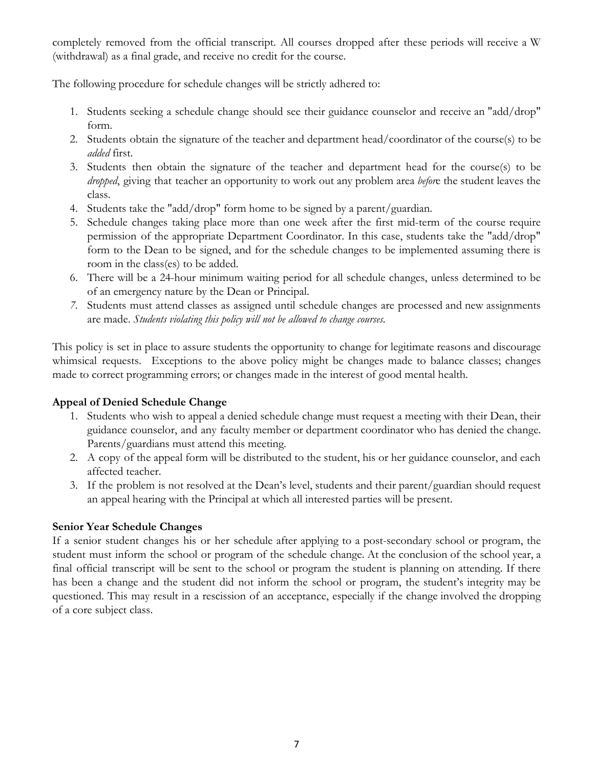completely removed from the official transcript. All courses dropped after these periods will receive a W (withdrawal) as a final grade, and receive no credit for the course.

The following procedure for schedule changes will be strictly adhered to:

1. Students seeking a schedule change should see their guidance counselor and receive an "add/drop" form.
2. Students obtain the signature of the teacher and department head/coordinator of the course(s) to be *added* first.
3. Students then obtain the signature of the teacher and department head for the course(s) to be *dropped*, giving that teacher an opportunity to work out any problem area *befor*e the student leaves the class.
4. Students take the "add/drop" form home to be signed by a parent/guardian.
5. Schedule changes taking place more than one week after the first mid-term of the course require permission of the appropriate Department Coordinator. In this case, students take the "add/drop" form to the Dean to be signed, and for the schedule changes to be implemented assuming there is room in the class(es) to be added.
6. There will be a 24-hour minimum waiting period for all schedule changes, unless determined to be of an emergency nature by the Dean or Principal.
7. Students must attend classes as assigned until schedule changes are processed and new assignments are made. *Students violating this policy will not be allowed to change courses.*

This policy is set in place to assure students the opportunity to change for legitimate reasons and discourage whimsical requests. Exceptions to the above policy might be changes made to balance classes; changes made to correct programming errors; or changes made in the interest of good mental health.

**Appeal of Denied Schedule Change**

1. Students who wish to appeal a denied schedule change must request a meeting with their Dean, their guidance counselor, and any faculty member or department coordinator who has denied the change. Parents/guardians must attend this meeting.
2. A copy of the appeal form will be distributed to the student, his or her guidance counselor, and each affected teacher.
3. If the problem is not resolved at the Dean's level, students and their parent/guardian should request an appeal hearing with the Principal at which all interested parties will be present.

**Senior Year Schedule Changes**

If a senior student changes his or her schedule after applying to a post-secondary school or program, the student must inform the school or program of the schedule change. At the conclusion of the school year, a final official transcript will be sent to the school or program the student is planning on attending. If there has been a change and the student did not inform the school or program, the student's integrity may be questioned. This may result in a rescission of an acceptance, especially if the change involved the dropping of a core subject class.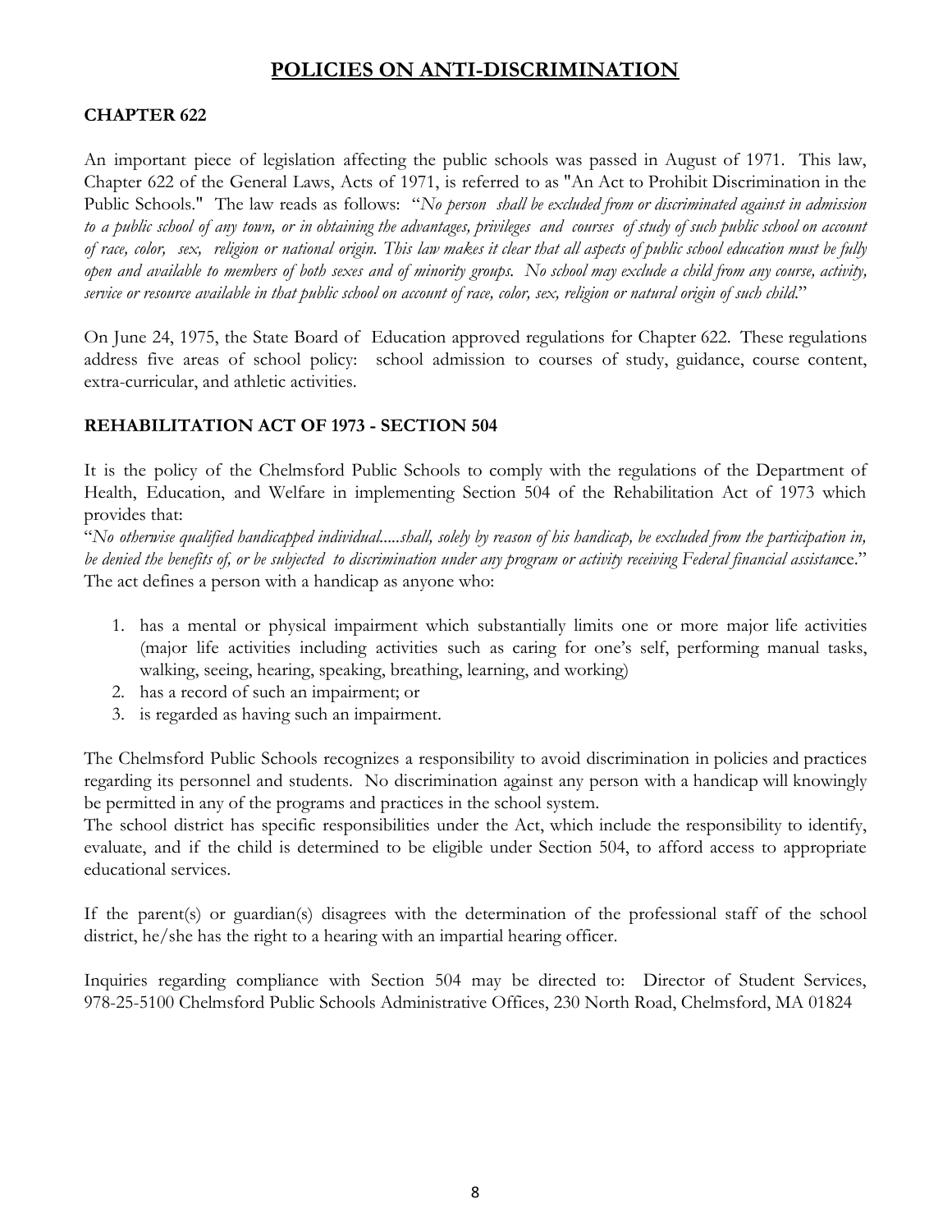# POLICIES ON ANTI-DISCRIMINATION

### CHAPTER 622

An important piece of legislation affecting the public schools was passed in August of 1971. This law, Chapter 622 of the General Laws, Acts of 1971, is referred to as "An Act to Prohibit Discrimination in the Public Schools." The law reads as follows: "*No person shall be excluded from or discriminated against in admission to a public school of any town, or in obtaining the advantages, privileges and courses of study of such public school on account of race, color, sex, religion or national origin. This law makes it clear that all aspects of public school education must be fully open and available to members of both sexes and of minority groups. No school may exclude a child from any course, activity, service or resource available in that public school on account of race, color, sex, religion or natural origin of such child.*"

On June 24, 1975, the State Board of Education approved regulations for Chapter 622. These regulations address five areas of school policy: school admission to courses of study, guidance, course content, extra-curricular, and athletic activities.

### REHABILITATION ACT OF 1973 - SECTION 504

It is the policy of the Chelmsford Public Schools to comply with the regulations of the Department of Health, Education, and Welfare in implementing Section 504 of the Rehabilitation Act of 1973 which provides that:

"*No otherwise qualified handicapped individual.....shall, solely by reason of his handicap, be excluded from the participation in, be denied the benefits of, or be subjected to discrimination under any program or activity receiving Federal financial assistance.*"

The act defines a person with a handicap as anyone who:

1. has a mental or physical impairment which substantially limits one or more major life activities (major life activities including activities such as caring for one's self, performing manual tasks, walking, seeing, hearing, speaking, breathing, learning, and working)
2. has a record of such an impairment; or
3. is regarded as having such an impairment.

The Chelmsford Public Schools recognizes a responsibility to avoid discrimination in policies and practices regarding its personnel and students. No discrimination against any person with a handicap will knowingly be permitted in any of the programs and practices in the school system.

The school district has specific responsibilities under the Act, which include the responsibility to identify, evaluate, and if the child is determined to be eligible under Section 504, to afford access to appropriate educational services.

If the parent(s) or guardian(s) disagrees with the determination of the professional staff of the school district, he/she has the right to a hearing with an impartial hearing officer.

Inquiries regarding compliance with Section 504 may be directed to: Director of Student Services, 978-25-5100 Chelmsford Public Schools Administrative Offices, 230 North Road, Chelmsford, MA 01824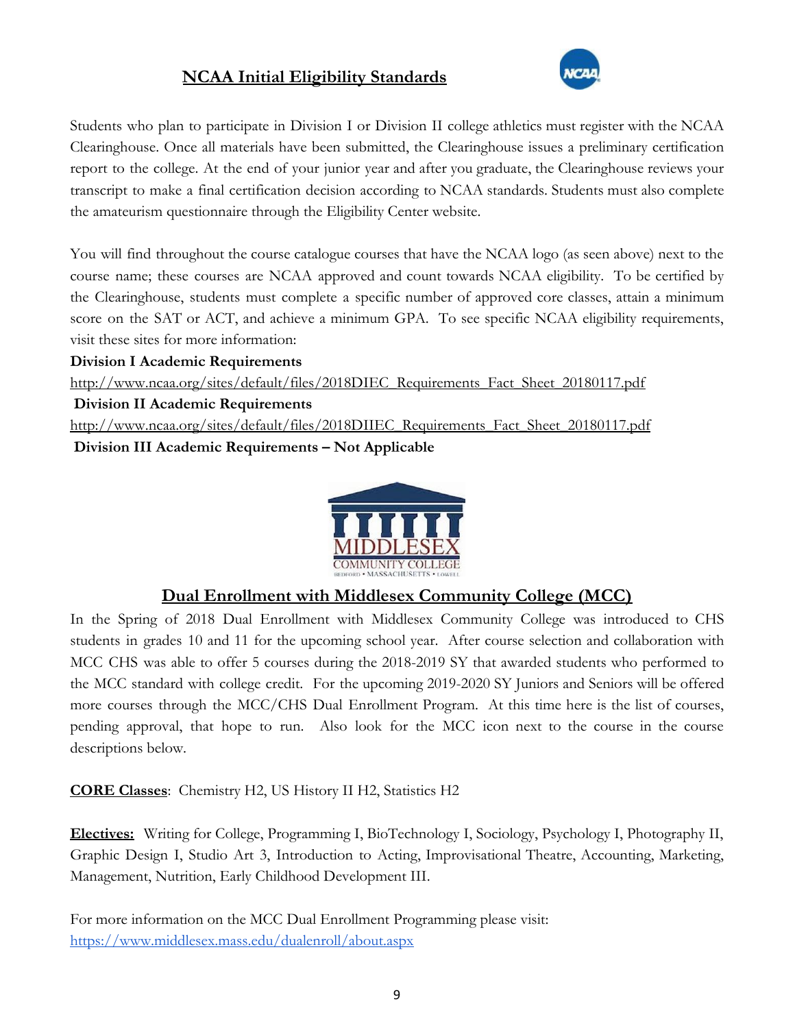## NCAA Initial Eligibility Standards

Students who plan to participate in Division I or Division II college athletics must register with the NCAA Clearinghouse. Once all materials have been submitted, the Clearinghouse issues a preliminary certification report to the college. At the end of your junior year and after you graduate, the Clearinghouse reviews your transcript to make a final certification decision according to NCAA standards. Students must also complete the amateurism questionnaire through the Eligibility Center website.

You will find throughout the course catalogue courses that have the NCAA logo (as seen above) next to the course name; these courses are NCAA approved and count towards NCAA eligibility. To be certified by the Clearinghouse, students must complete a specific number of approved core classes, attain a minimum score on the SAT or ACT, and achieve a minimum GPA. To see specific NCAA eligibility requirements, visit these sites for more information:

**Division I Academic Requirements**

http://www.ncaa.org/sites/default/files/2018DIEC_Requirements_Fact_Sheet_20180117.pdf

**Division II Academic Requirements**

http://www.ncaa.org/sites/default/files/2018DIIEC_Requirements_Fact_Sheet_20180117.pdf

**Division III Academic Requirements – Not Applicable**

## Dual Enrollment with Middlesex Community College (MCC)

In the Spring of 2018 Dual Enrollment with Middlesex Community College was introduced to CHS students in grades 10 and 11 for the upcoming school year. After course selection and collaboration with MCC CHS was able to offer 5 courses during the 2018-2019 SY that awarded students who performed to the MCC standard with college credit. For the upcoming 2019-2020 SY Juniors and Seniors will be offered more courses through the MCC/CHS Dual Enrollment Program. At this time here is the list of courses, pending approval, that hope to run. Also look for the MCC icon next to the course in the course descriptions below.

**CORE Classes**: Chemistry H2, US History II H2, Statistics H2

**Electives:** Writing for College, Programming I, BioTechnology I, Sociology, Psychology I, Photography II, Graphic Design I, Studio Art 3, Introduction to Acting, Improvisational Theatre, Accounting, Marketing, Management, Nutrition, Early Childhood Development III.

For more information on the MCC Dual Enrollment Programming please visit:
https://www.middlesex.mass.edu/dualenroll/about.aspx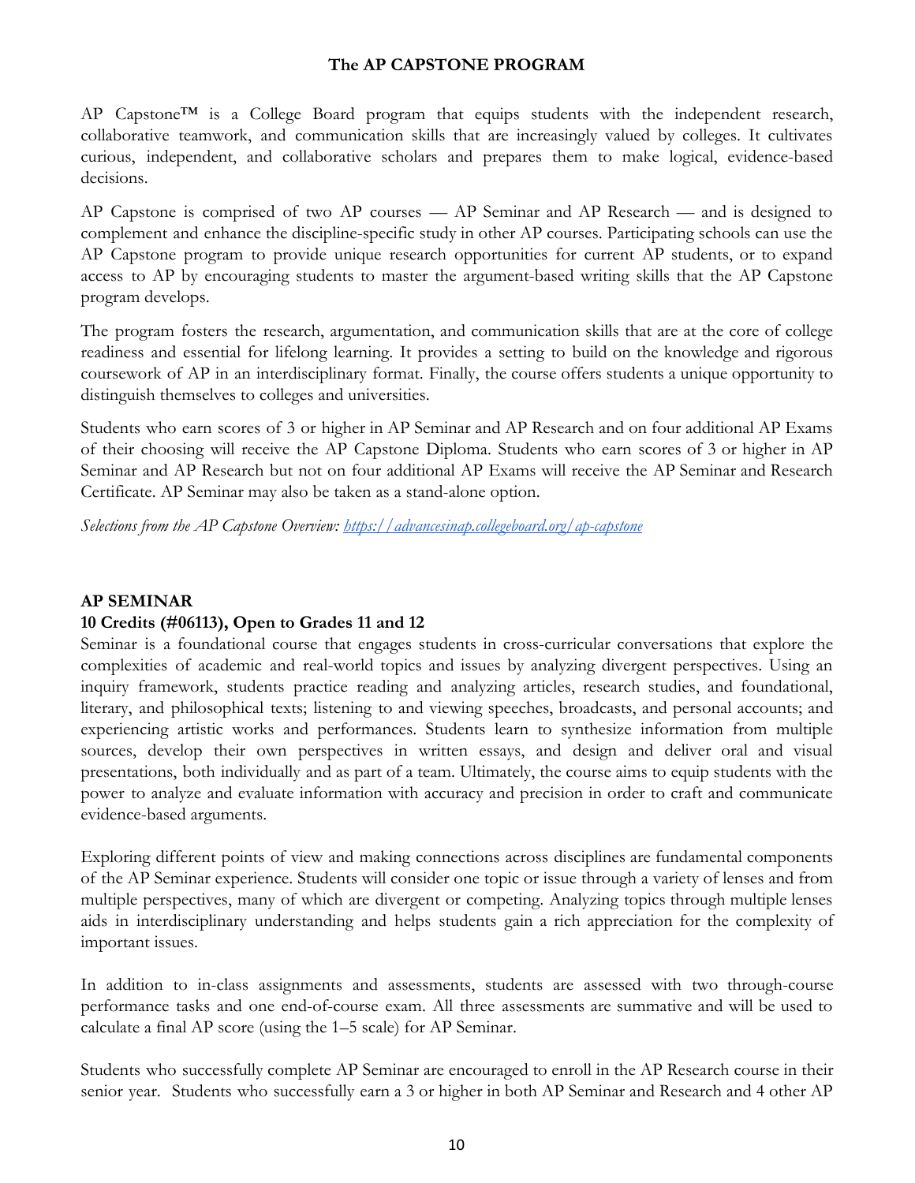## The AP CAPSTONE PROGRAM

AP Capstone™ is a College Board program that equips students with the independent research, collaborative teamwork, and communication skills that are increasingly valued by colleges. It cultivates curious, independent, and collaborative scholars and prepares them to make logical, evidence-based decisions.

AP Capstone is comprised of two AP courses — AP Seminar and AP Research — and is designed to complement and enhance the discipline-specific study in other AP courses. Participating schools can use the AP Capstone program to provide unique research opportunities for current AP students, or to expand access to AP by encouraging students to master the argument-based writing skills that the AP Capstone program develops.

The program fosters the research, argumentation, and communication skills that are at the core of college readiness and essential for lifelong learning. It provides a setting to build on the knowledge and rigorous coursework of AP in an interdisciplinary format. Finally, the course offers students a unique opportunity to distinguish themselves to colleges and universities.

Students who earn scores of 3 or higher in AP Seminar and AP Research and on four additional AP Exams of their choosing will receive the AP Capstone Diploma. Students who earn scores of 3 or higher in AP Seminar and AP Research but not on four additional AP Exams will receive the AP Seminar and Research Certificate. AP Seminar may also be taken as a stand-alone option.

*Selections from the AP Capstone Overview: [https://advancesinap.collegeboard.org/ap-capstone](https://advancesinap.collegeboard.org/ap-capstone)*

### AP SEMINAR
**10 Credits (#06113), Open to Grades 11 and 12**

Seminar is a foundational course that engages students in cross-curricular conversations that explore the complexities of academic and real-world topics and issues by analyzing divergent perspectives. Using an inquiry framework, students practice reading and analyzing articles, research studies, and foundational, literary, and philosophical texts; listening to and viewing speeches, broadcasts, and personal accounts; and experiencing artistic works and performances. Students learn to synthesize information from multiple sources, develop their own perspectives in written essays, and design and deliver oral and visual presentations, both individually and as part of a team. Ultimately, the course aims to equip students with the power to analyze and evaluate information with accuracy and precision in order to craft and communicate evidence-based arguments.

Exploring different points of view and making connections across disciplines are fundamental components of the AP Seminar experience. Students will consider one topic or issue through a variety of lenses and from multiple perspectives, many of which are divergent or competing. Analyzing topics through multiple lenses aids in interdisciplinary understanding and helps students gain a rich appreciation for the complexity of important issues.

In addition to in-class assignments and assessments, students are assessed with two through-course performance tasks and one end-of-course exam. All three assessments are summative and will be used to calculate a final AP score (using the 1–5 scale) for AP Seminar.

Students who successfully complete AP Seminar are encouraged to enroll in the AP Research course in their senior year. Students who successfully earn a 3 or higher in both AP Seminar and Research and 4 other AP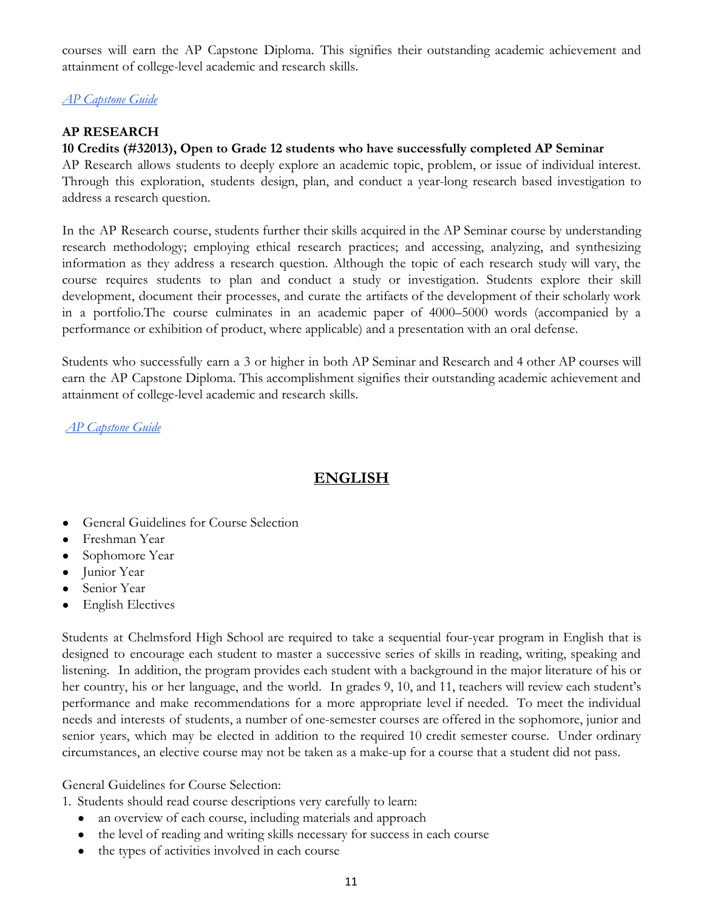courses will earn the AP Capstone Diploma. This signifies their outstanding academic achievement and attainment of college-level academic and research skills.

*AP Capstone Guide*

### AP RESEARCH

**10 Credits (#32013), Open to Grade 12 students who have successfully completed AP Seminar**

AP Research allows students to deeply explore an academic topic, problem, or issue of individual interest. Through this exploration, students design, plan, and conduct a year-long research based investigation to address a research question.

In the AP Research course, students further their skills acquired in the AP Seminar course by understanding research methodology; employing ethical research practices; and accessing, analyzing, and synthesizing information as they address a research question. Although the topic of each research study will vary, the course requires students to plan and conduct a study or investigation. Students explore their skill development, document their processes, and curate the artifacts of the development of their scholarly work in a portfolio.The course culminates in an academic paper of 4000–5000 words (accompanied by a performance or exhibition of product, where applicable) and a presentation with an oral defense.

Students who successfully earn a 3 or higher in both AP Seminar and Research and 4 other AP courses will earn the AP Capstone Diploma. This accomplishment signifies their outstanding academic achievement and attainment of college-level academic and research skills.

*AP Capstone Guide*

## ENGLISH

- General Guidelines for Course Selection
- Freshman Year
- Sophomore Year
- Junior Year
- Senior Year
- English Electives

Students at Chelmsford High School are required to take a sequential four-year program in English that is designed to encourage each student to master a successive series of skills in reading, writing, speaking and listening. In addition, the program provides each student with a background in the major literature of his or her country, his or her language, and the world. In grades 9, 10, and 11, teachers will review each student's performance and make recommendations for a more appropriate level if needed. To meet the individual needs and interests of students, a number of one-semester courses are offered in the sophomore, junior and senior years, which may be elected in addition to the required 10 credit semester course. Under ordinary circumstances, an elective course may not be taken as a make-up for a course that a student did not pass.

General Guidelines for Course Selection:

1. Students should read course descriptions very carefully to learn:
   - an overview of each course, including materials and approach
   - the level of reading and writing skills necessary for success in each course
   - the types of activities involved in each course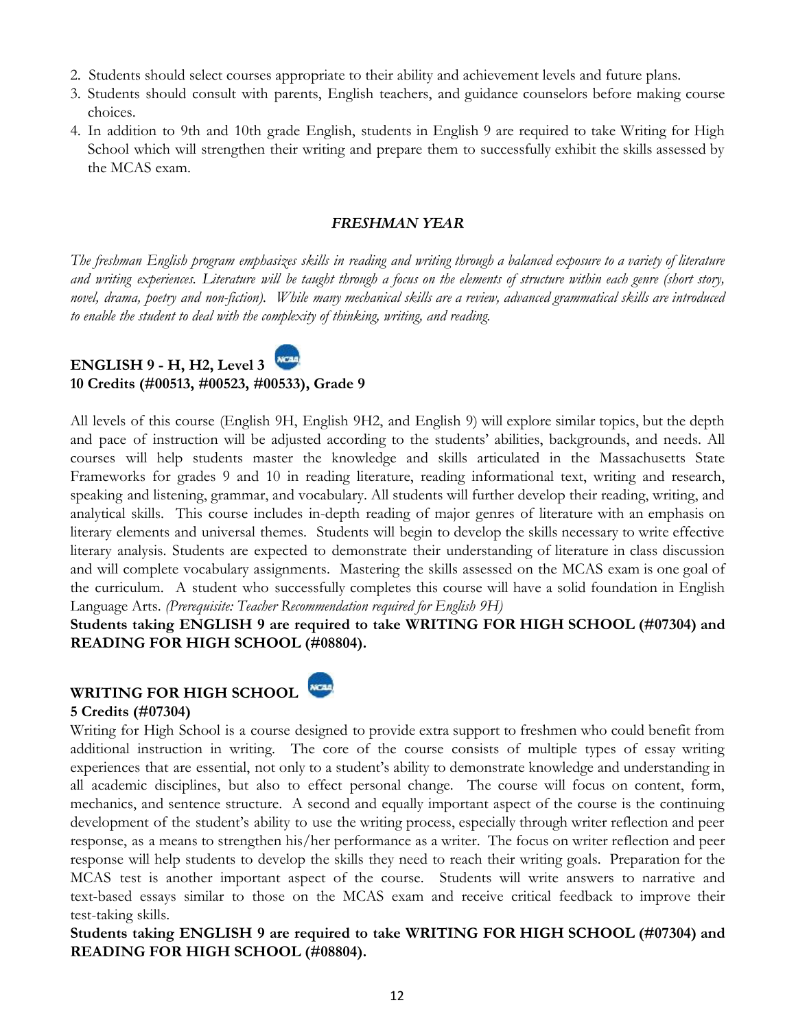2. Students should select courses appropriate to their ability and achievement levels and future plans.
3. Students should consult with parents, English teachers, and guidance counselors before making course choices.
4. In addition to 9th and 10th grade English, students in English 9 are required to take Writing for High School which will strengthen their writing and prepare them to successfully exhibit the skills assessed by the MCAS exam.

## *FRESHMAN YEAR*

*The freshman English program emphasizes skills in reading and writing through a balanced exposure to a variety of literature and writing experiences. Literature will be taught through a focus on the elements of structure within each genre (short story, novel, drama, poetry and non-fiction). While many mechanical skills are a review, advanced grammatical skills are introduced to enable the student to deal with the complexity of thinking, writing, and reading.*

### ENGLISH 9 - H, H2, Level 3
**10 Credits (#00513, #00523, #00533), Grade 9**

All levels of this course (English 9H, English 9H2, and English 9) will explore similar topics, but the depth and pace of instruction will be adjusted according to the students' abilities, backgrounds, and needs. All courses will help students master the knowledge and skills articulated in the Massachusetts State Frameworks for grades 9 and 10 in reading literature, reading informational text, writing and research, speaking and listening, grammar, and vocabulary. All students will further develop their reading, writing, and analytical skills. This course includes in-depth reading of major genres of literature with an emphasis on literary elements and universal themes. Students will begin to develop the skills necessary to write effective literary analysis. Students are expected to demonstrate their understanding of literature in class discussion and will complete vocabulary assignments. Mastering the skills assessed on the MCAS exam is one goal of the curriculum. A student who successfully completes this course will have a solid foundation in English Language Arts. *(Prerequisite: Teacher Recommendation required for English 9H)*

**Students taking ENGLISH 9 are required to take WRITING FOR HIGH SCHOOL (#07304) and READING FOR HIGH SCHOOL (#08804).**

### WRITING FOR HIGH SCHOOL
**5 Credits (#07304)**

Writing for High School is a course designed to provide extra support to freshmen who could benefit from additional instruction in writing. The core of the course consists of multiple types of essay writing experiences that are essential, not only to a student's ability to demonstrate knowledge and understanding in all academic disciplines, but also to effect personal change. The course will focus on content, form, mechanics, and sentence structure. A second and equally important aspect of the course is the continuing development of the student's ability to use the writing process, especially through writer reflection and peer response, as a means to strengthen his/her performance as a writer. The focus on writer reflection and peer response will help students to develop the skills they need to reach their writing goals. Preparation for the MCAS test is another important aspect of the course. Students will write answers to narrative and text-based essays similar to those on the MCAS exam and receive critical feedback to improve their test-taking skills.

**Students taking ENGLISH 9 are required to take WRITING FOR HIGH SCHOOL (#07304) and READING FOR HIGH SCHOOL (#08804).**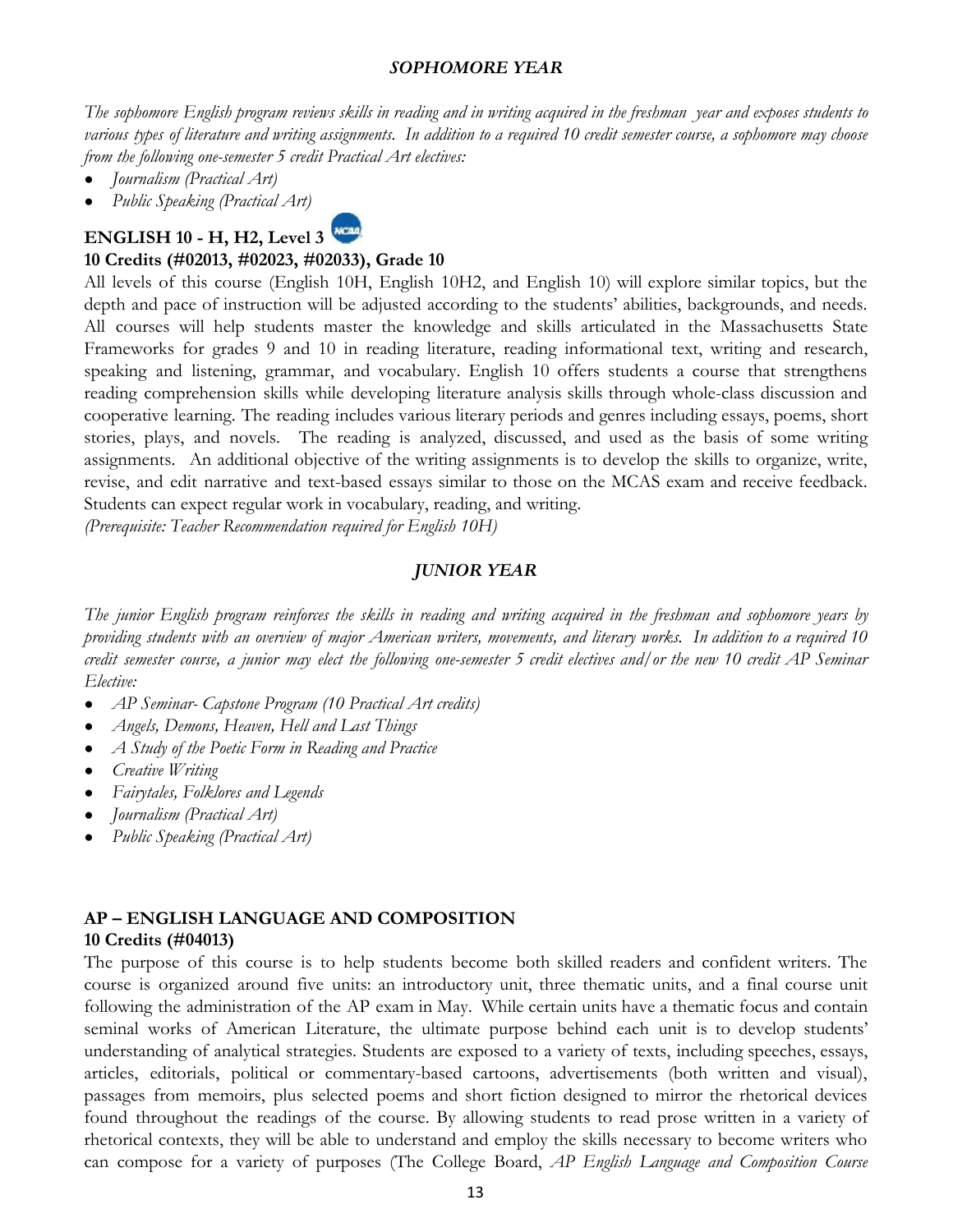## *SOPHOMORE YEAR*

*The sophomore English program reviews skills in reading and in writing acquired in the freshman year and exposes students to various types of literature and writing assignments. In addition to a required 10 credit semester course, a sophomore may choose from the following one-semester 5 credit Practical Art electives:*

- *Journalism (Practical Art)*
- *Public Speaking (Practical Art)*

### ENGLISH 10 - H, H2, Level 3

**10 Credits (#02013, #02023, #02033), Grade 10**

All levels of this course (English 10H, English 10H2, and English 10) will explore similar topics, but the depth and pace of instruction will be adjusted according to the students' abilities, backgrounds, and needs. All courses will help students master the knowledge and skills articulated in the Massachusetts State Frameworks for grades 9 and 10 in reading literature, reading informational text, writing and research, speaking and listening, grammar, and vocabulary. English 10 offers students a course that strengthens reading comprehension skills while developing literature analysis skills through whole-class discussion and cooperative learning. The reading includes various literary periods and genres including essays, poems, short stories, plays, and novels. The reading is analyzed, discussed, and used as the basis of some writing assignments. An additional objective of the writing assignments is to develop the skills to organize, write, revise, and edit narrative and text-based essays similar to those on the MCAS exam and receive feedback. Students can expect regular work in vocabulary, reading, and writing.

*(Prerequisite: Teacher Recommendation required for English 10H)*

## *JUNIOR YEAR*

*The junior English program reinforces the skills in reading and writing acquired in the freshman and sophomore years by providing students with an overview of major American writers, movements, and literary works. In addition to a required 10 credit semester course, a junior may elect the following one-semester 5 credit electives and/or the new 10 credit AP Seminar Elective:*

- *AP Seminar- Capstone Program (10 Practical Art credits)*
- *Angels, Demons, Heaven, Hell and Last Things*
- *A Study of the Poetic Form in Reading and Practice*
- *Creative Writing*
- *Fairytales, Folklores and Legends*
- *Journalism (Practical Art)*
- *Public Speaking (Practical Art)*

### AP – ENGLISH LANGUAGE AND COMPOSITION

**10 Credits (#04013)**

The purpose of this course is to help students become both skilled readers and confident writers. The course is organized around five units: an introductory unit, three thematic units, and a final course unit following the administration of the AP exam in May. While certain units have a thematic focus and contain seminal works of American Literature, the ultimate purpose behind each unit is to develop students' understanding of analytical strategies. Students are exposed to a variety of texts, including speeches, essays, articles, editorials, political or commentary-based cartoons, advertisements (both written and visual), passages from memoirs, plus selected poems and short fiction designed to mirror the rhetorical devices found throughout the readings of the course. By allowing students to read prose written in a variety of rhetorical contexts, they will be able to understand and employ the skills necessary to become writers who can compose for a variety of purposes (The College Board, *AP English Language and Composition Course*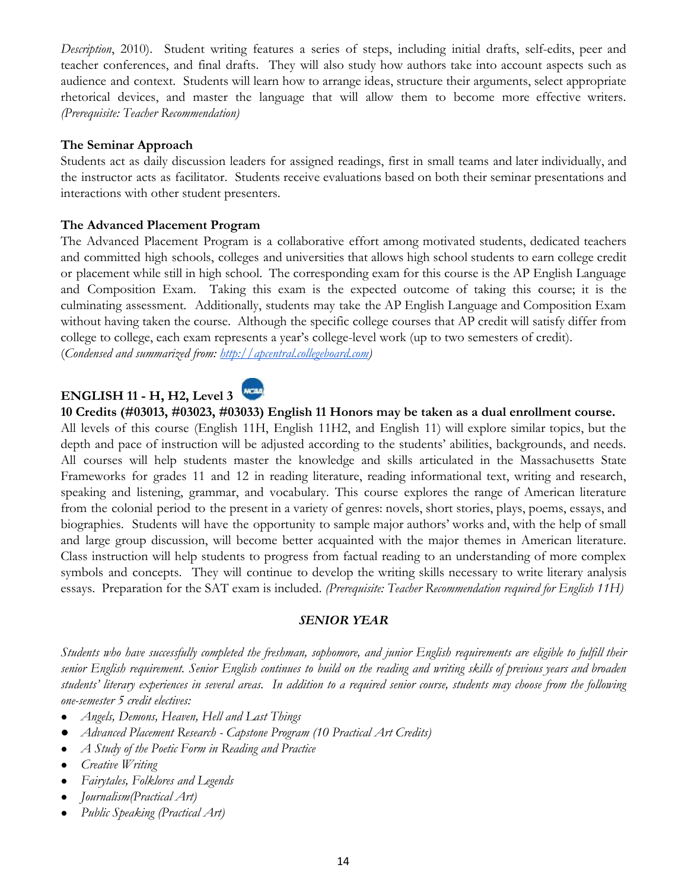*Description*, 2010). Student writing features a series of steps, including initial drafts, self-edits, peer and teacher conferences, and final drafts. They will also study how authors take into account aspects such as audience and context. Students will learn how to arrange ideas, structure their arguments, select appropriate rhetorical devices, and master the language that will allow them to become more effective writers. *(Prerequisite: Teacher Recommendation)*

**The Seminar Approach**

Students act as daily discussion leaders for assigned readings, first in small teams and later individually, and the instructor acts as facilitator. Students receive evaluations based on both their seminar presentations and interactions with other student presenters.

**The Advanced Placement Program**

The Advanced Placement Program is a collaborative effort among motivated students, dedicated teachers and committed high schools, colleges and universities that allows high school students to earn college credit or placement while still in high school. The corresponding exam for this course is the AP English Language and Composition Exam. Taking this exam is the expected outcome of taking this course; it is the culminating assessment. Additionally, students may take the AP English Language and Composition Exam without having taken the course. Although the specific college courses that AP credit will satisfy differ from college to college, each exam represents a year's college-level work (up to two semesters of credit).
(*Condensed and summarized from: [http://apcentral.collegeboard.com](http://apcentral.collegeboard.com)*)

**ENGLISH 11 - H, H2, Level 3**

**10 Credits (#03013, #03023, #03033) English 11 Honors may be taken as a dual enrollment course.**

All levels of this course (English 11H, English 11H2, and English 11) will explore similar topics, but the depth and pace of instruction will be adjusted according to the students' abilities, backgrounds, and needs. All courses will help students master the knowledge and skills articulated in the Massachusetts State Frameworks for grades 11 and 12 in reading literature, reading informational text, writing and research, speaking and listening, grammar, and vocabulary. This course explores the range of American literature from the colonial period to the present in a variety of genres: novels, short stories, plays, poems, essays, and biographies. Students will have the opportunity to sample major authors' works and, with the help of small and large group discussion, will become better acquainted with the major themes in American literature. Class instruction will help students to progress from factual reading to an understanding of more complex symbols and concepts. They will continue to develop the writing skills necessary to write literary analysis essays. Preparation for the SAT exam is included. *(Prerequisite: Teacher Recommendation required for English 11H)*

### *SENIOR YEAR*

*Students who have successfully completed the freshman, sophomore, and junior English requirements are eligible to fulfill their senior English requirement. Senior English continues to build on the reading and writing skills of previous years and broaden students' literary experiences in several areas. In addition to a required senior course, students may choose from the following one-semester 5 credit electives:*

- *Angels, Demons, Heaven, Hell and Last Things*
- *Advanced Placement Research - Capstone Program (10 Practical Art Credits)*
- *A Study of the Poetic Form in Reading and Practice*
- *Creative Writing*
- *Fairytales, Folklores and Legends*
- *Journalism(Practical Art)*
- *Public Speaking (Practical Art)*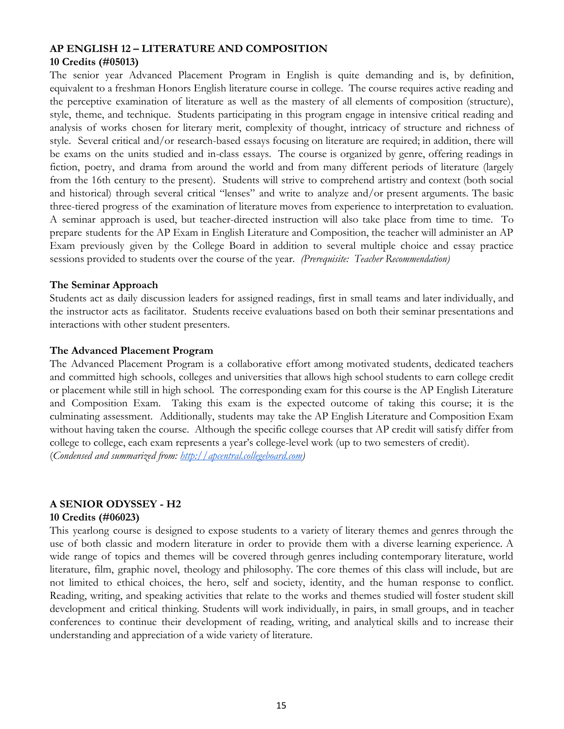## AP ENGLISH 12 – LITERATURE AND COMPOSITION

**10 Credits (#05013)**

The senior year Advanced Placement Program in English is quite demanding and is, by definition, equivalent to a freshman Honors English literature course in college. The course requires active reading and the perceptive examination of literature as well as the mastery of all elements of composition (structure), style, theme, and technique. Students participating in this program engage in intensive critical reading and analysis of works chosen for literary merit, complexity of thought, intricacy of structure and richness of style. Several critical and/or research-based essays focusing on literature are required; in addition, there will be exams on the units studied and in-class essays. The course is organized by genre, offering readings in fiction, poetry, and drama from around the world and from many different periods of literature (largely from the 16th century to the present). Students will strive to comprehend artistry and context (both social and historical) through several critical "lenses" and write to analyze and/or present arguments. The basic three-tiered progress of the examination of literature moves from experience to interpretation to evaluation. A seminar approach is used, but teacher-directed instruction will also take place from time to time. To prepare students for the AP Exam in English Literature and Composition, the teacher will administer an AP Exam previously given by the College Board in addition to several multiple choice and essay practice sessions provided to students over the course of the year. *(Prerequisite: Teacher Recommendation)*

### The Seminar Approach

Students act as daily discussion leaders for assigned readings, first in small teams and later individually, and the instructor acts as facilitator. Students receive evaluations based on both their seminar presentations and interactions with other student presenters.

### The Advanced Placement Program

The Advanced Placement Program is a collaborative effort among motivated students, dedicated teachers and committed high schools, colleges and universities that allows high school students to earn college credit or placement while still in high school. The corresponding exam for this course is the AP English Literature and Composition Exam. Taking this exam is the expected outcome of taking this course; it is the culminating assessment. Additionally, students may take the AP English Literature and Composition Exam without having taken the course. Although the specific college courses that AP credit will satisfy differ from college to college, each exam represents a year's college-level work (up to two semesters of credit).
(*Condensed and summarized from: http://apcentral.collegeboard.com*)

## A SENIOR ODYSSEY - H2

**10 Credits (#06023)**

This yearlong course is designed to expose students to a variety of literary themes and genres through the use of both classic and modern literature in order to provide them with a diverse learning experience. A wide range of topics and themes will be covered through genres including contemporary literature, world literature, film, graphic novel, theology and philosophy. The core themes of this class will include, but are not limited to ethical choices, the hero, self and society, identity, and the human response to conflict. Reading, writing, and speaking activities that relate to the works and themes studied will foster student skill development and critical thinking. Students will work individually, in pairs, in small groups, and in teacher conferences to continue their development of reading, writing, and analytical skills and to increase their understanding and appreciation of a wide variety of literature.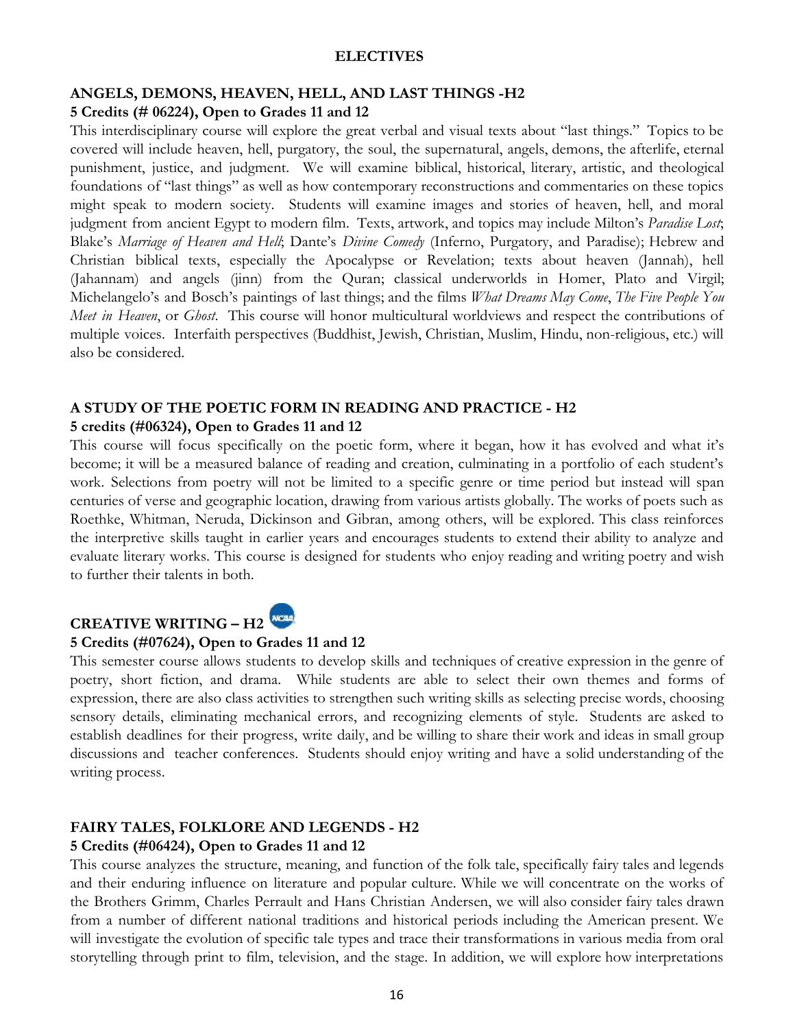# ELECTIVES

## ANGELS, DEMONS, HEAVEN, HELL, AND LAST THINGS -H2

**5 Credits (# 06224), Open to Grades 11 and 12**

This interdisciplinary course will explore the great verbal and visual texts about "last things." Topics to be covered will include heaven, hell, purgatory, the soul, the supernatural, angels, demons, the afterlife, eternal punishment, justice, and judgment. We will examine biblical, historical, literary, artistic, and theological foundations of "last things" as well as how contemporary reconstructions and commentaries on these topics might speak to modern society. Students will examine images and stories of heaven, hell, and moral judgment from ancient Egypt to modern film. Texts, artwork, and topics may include Milton's *Paradise Lost*; Blake's *Marriage of Heaven and Hell*; Dante's *Divine Comedy* (Inferno, Purgatory, and Paradise); Hebrew and Christian biblical texts, especially the Apocalypse or Revelation; texts about heaven (Jannah), hell (Jahannam) and angels (jinn) from the Quran; classical underworlds in Homer, Plato and Virgil; Michelangelo's and Bosch's paintings of last things; and the films *What Dreams May Come*, *The Five People You Meet in Heaven*, or *Ghost*. This course will honor multicultural worldviews and respect the contributions of multiple voices. Interfaith perspectives (Buddhist, Jewish, Christian, Muslim, Hindu, non-religious, etc.) will also be considered.

## A STUDY OF THE POETIC FORM IN READING AND PRACTICE - H2

**5 credits (#06324), Open to Grades 11 and 12**

This course will focus specifically on the poetic form, where it began, how it has evolved and what it's become; it will be a measured balance of reading and creation, culminating in a portfolio of each student's work. Selections from poetry will not be limited to a specific genre or time period but instead will span centuries of verse and geographic location, drawing from various artists globally. The works of poets such as Roethke, Whitman, Neruda, Dickinson and Gibran, among others, will be explored. This class reinforces the interpretive skills taught in earlier years and encourages students to extend their ability to analyze and evaluate literary works. This course is designed for students who enjoy reading and writing poetry and wish to further their talents in both.

## CREATIVE WRITING – H2

**5 Credits (#07624), Open to Grades 11 and 12**

This semester course allows students to develop skills and techniques of creative expression in the genre of poetry, short fiction, and drama. While students are able to select their own themes and forms of expression, there are also class activities to strengthen such writing skills as selecting precise words, choosing sensory details, eliminating mechanical errors, and recognizing elements of style. Students are asked to establish deadlines for their progress, write daily, and be willing to share their work and ideas in small group discussions and teacher conferences. Students should enjoy writing and have a solid understanding of the writing process.

## FAIRY TALES, FOLKLORE AND LEGENDS - H2

**5 Credits (#06424), Open to Grades 11 and 12**

This course analyzes the structure, meaning, and function of the folk tale, specifically fairy tales and legends and their enduring influence on literature and popular culture. While we will concentrate on the works of the Brothers Grimm, Charles Perrault and Hans Christian Andersen, we will also consider fairy tales drawn from a number of different national traditions and historical periods including the American present. We will investigate the evolution of specific tale types and trace their transformations in various media from oral storytelling through print to film, television, and the stage. In addition, we will explore how interpretations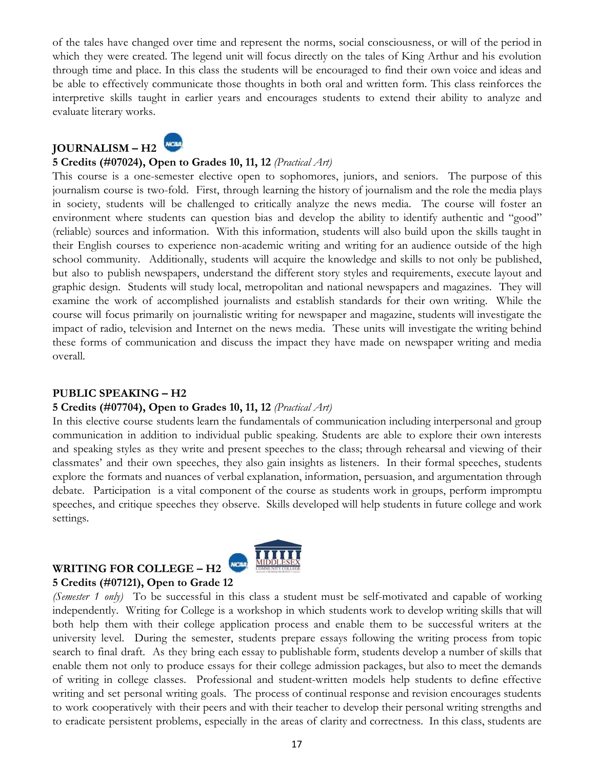of the tales have changed over time and represent the norms, social consciousness, or will of the period in which they were created. The legend unit will focus directly on the tales of King Arthur and his evolution through time and place. In this class the students will be encouraged to find their own voice and ideas and be able to effectively communicate those thoughts in both oral and written form. This class reinforces the interpretive skills taught in earlier years and encourages students to extend their ability to analyze and evaluate literary works.

### JOURNALISM – H2

**5 Credits (#07024), Open to Grades 10, 11, 12** *(Practical Art)*

This course is a one-semester elective open to sophomores, juniors, and seniors. The purpose of this journalism course is two-fold. First, through learning the history of journalism and the role the media plays in society, students will be challenged to critically analyze the news media. The course will foster an environment where students can question bias and develop the ability to identify authentic and "good" (reliable) sources and information. With this information, students will also build upon the skills taught in their English courses to experience non-academic writing and writing for an audience outside of the high school community. Additionally, students will acquire the knowledge and skills to not only be published, but also to publish newspapers, understand the different story styles and requirements, execute layout and graphic design. Students will study local, metropolitan and national newspapers and magazines. They will examine the work of accomplished journalists and establish standards for their own writing. While the course will focus primarily on journalistic writing for newspaper and magazine, students will investigate the impact of radio, television and Internet on the news media. These units will investigate the writing behind these forms of communication and discuss the impact they have made on newspaper writing and media overall.

### PUBLIC SPEAKING – H2

**5 Credits (#07704), Open to Grades 10, 11, 12** *(Practical Art)*

In this elective course students learn the fundamentals of communication including interpersonal and group communication in addition to individual public speaking. Students are able to explore their own interests and speaking styles as they write and present speeches to the class; through rehearsal and viewing of their classmates' and their own speeches, they also gain insights as listeners. In their formal speeches, students explore the formats and nuances of verbal explanation, information, persuasion, and argumentation through debate. Participation is a vital component of the course as students work in groups, perform impromptu speeches, and critique speeches they observe. Skills developed will help students in future college and work settings.

### WRITING FOR COLLEGE – H2

**5 Credits (#07121), Open to Grade 12**

*(Semester 1 only)* To be successful in this class a student must be self-motivated and capable of working independently. Writing for College is a workshop in which students work to develop writing skills that will both help them with their college application process and enable them to be successful writers at the university level. During the semester, students prepare essays following the writing process from topic search to final draft. As they bring each essay to publishable form, students develop a number of skills that enable them not only to produce essays for their college admission packages, but also to meet the demands of writing in college classes. Professional and student-written models help students to define effective writing and set personal writing goals. The process of continual response and revision encourages students to work cooperatively with their peers and with their teacher to develop their personal writing strengths and to eradicate persistent problems, especially in the areas of clarity and correctness. In this class, students are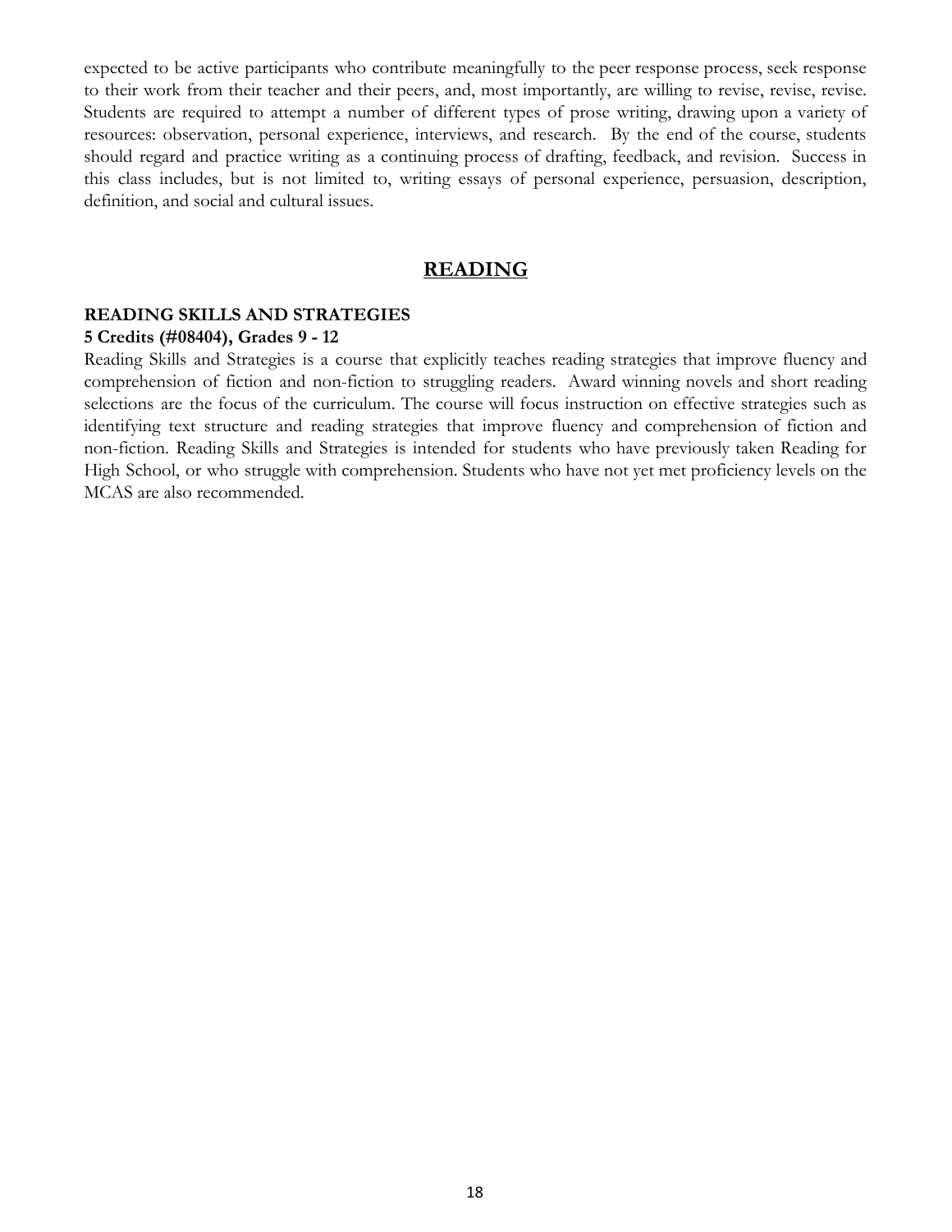expected to be active participants who contribute meaningfully to the peer response process, seek response to their work from their teacher and their peers, and, most importantly, are willing to revise, revise, revise. Students are required to attempt a number of different types of prose writing, drawing upon a variety of resources: observation, personal experience, interviews, and research. By the end of the course, students should regard and practice writing as a continuing process of drafting, feedback, and revision. Success in this class includes, but is not limited to, writing essays of personal experience, persuasion, description, definition, and social and cultural issues.

## READING

**READING SKILLS AND STRATEGIES**
**5 Credits (#08404), Grades 9 - 12**

Reading Skills and Strategies is a course that explicitly teaches reading strategies that improve fluency and comprehension of fiction and non-fiction to struggling readers. Award winning novels and short reading selections are the focus of the curriculum. The course will focus instruction on effective strategies such as identifying text structure and reading strategies that improve fluency and comprehension of fiction and non-fiction. Reading Skills and Strategies is intended for students who have previously taken Reading for High School, or who struggle with comprehension. Students who have not yet met proficiency levels on the MCAS are also recommended.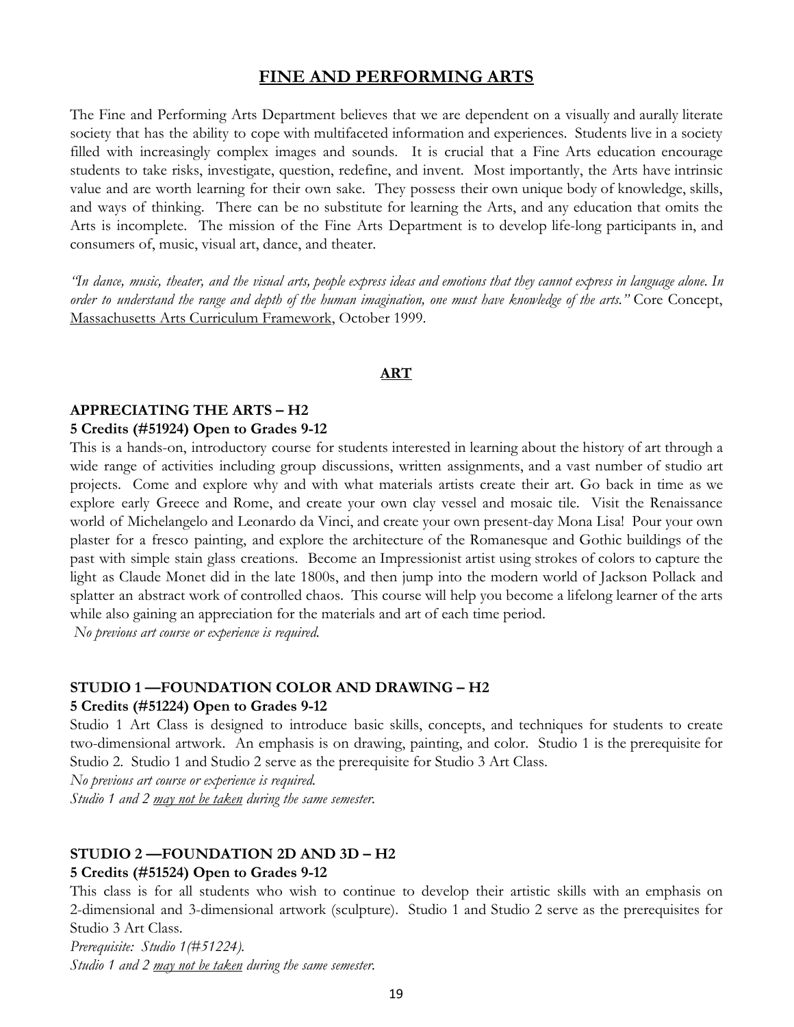# FINE AND PERFORMING ARTS

The Fine and Performing Arts Department believes that we are dependent on a visually and aurally literate society that has the ability to cope with multifaceted information and experiences. Students live in a society filled with increasingly complex images and sounds. It is crucial that a Fine Arts education encourage students to take risks, investigate, question, redefine, and invent. Most importantly, the Arts have intrinsic value and are worth learning for their own sake. They possess their own unique body of knowledge, skills, and ways of thinking. There can be no substitute for learning the Arts, and any education that omits the Arts is incomplete. The mission of the Fine Arts Department is to develop life-long participants in, and consumers of, music, visual art, dance, and theater.

*"In dance, music, theater, and the visual arts, people express ideas and emotions that they cannot express in language alone. In order to understand the range and depth of the human imagination, one must have knowledge of the arts."* Core Concept, Massachusetts Arts Curriculum Framework, October 1999.

## ART

### APPRECIATING THE ARTS – H2

**5 Credits (#51924) Open to Grades 9-12**

This is a hands-on, introductory course for students interested in learning about the history of art through a wide range of activities including group discussions, written assignments, and a vast number of studio art projects. Come and explore why and with what materials artists create their art. Go back in time as we explore early Greece and Rome, and create your own clay vessel and mosaic tile. Visit the Renaissance world of Michelangelo and Leonardo da Vinci, and create your own present-day Mona Lisa! Pour your own plaster for a fresco painting, and explore the architecture of the Romanesque and Gothic buildings of the past with simple stain glass creations. Become an Impressionist artist using strokes of colors to capture the light as Claude Monet did in the late 1800s, and then jump into the modern world of Jackson Pollack and splatter an abstract work of controlled chaos. This course will help you become a lifelong learner of the arts while also gaining an appreciation for the materials and art of each time period.

*No previous art course or experience is required.*

### STUDIO 1 —FOUNDATION COLOR AND DRAWING – H2

**5 Credits (#51224) Open to Grades 9-12**

Studio 1 Art Class is designed to introduce basic skills, concepts, and techniques for students to create two-dimensional artwork. An emphasis is on drawing, painting, and color. Studio 1 is the prerequisite for Studio 2. Studio 1 and Studio 2 serve as the prerequisite for Studio 3 Art Class.

*No previous art course or experience is required.*

*Studio 1 and 2 may not be taken during the same semester.*

### STUDIO 2 —FOUNDATION 2D AND 3D – H2

**5 Credits (#51524) Open to Grades 9-12**

This class is for all students who wish to continue to develop their artistic skills with an emphasis on 2-dimensional and 3-dimensional artwork (sculpture). Studio 1 and Studio 2 serve as the prerequisites for Studio 3 Art Class.

*Prerequisite: Studio 1(#51224).*

*Studio 1 and 2 may not be taken during the same semester.*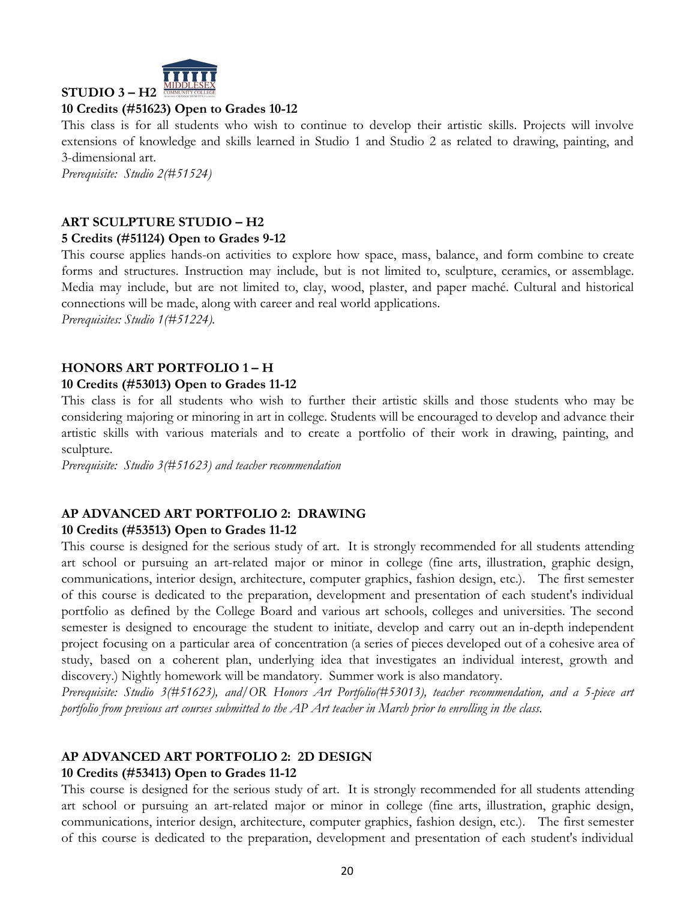**STUDIO 3 – H2**

**10 Credits (#51623) Open to Grades 10-12**

This class is for all students who wish to continue to develop their artistic skills. Projects will involve extensions of knowledge and skills learned in Studio 1 and Studio 2 as related to drawing, painting, and 3-dimensional art.

*Prerequisite: Studio 2(#51524)*

**ART SCULPTURE STUDIO – H2**

**5 Credits (#51124) Open to Grades 9-12**

This course applies hands-on activities to explore how space, mass, balance, and form combine to create forms and structures. Instruction may include, but is not limited to, sculpture, ceramics, or assemblage. Media may include, but are not limited to, clay, wood, plaster, and paper maché. Cultural and historical connections will be made, along with career and real world applications.

*Prerequisites: Studio 1(#51224).*

**HONORS ART PORTFOLIO 1 – H**

**10 Credits (#53013) Open to Grades 11-12**

This class is for all students who wish to further their artistic skills and those students who may be considering majoring or minoring in art in college. Students will be encouraged to develop and advance their artistic skills with various materials and to create a portfolio of their work in drawing, painting, and sculpture.

*Prerequisite: Studio 3(#51623) and teacher recommendation*

**AP ADVANCED ART PORTFOLIO 2: DRAWING**

**10 Credits (#53513) Open to Grades 11-12**

This course is designed for the serious study of art. It is strongly recommended for all students attending art school or pursuing an art-related major or minor in college (fine arts, illustration, graphic design, communications, interior design, architecture, computer graphics, fashion design, etc.). The first semester of this course is dedicated to the preparation, development and presentation of each student's individual portfolio as defined by the College Board and various art schools, colleges and universities. The second semester is designed to encourage the student to initiate, develop and carry out an in-depth independent project focusing on a particular area of concentration (a series of pieces developed out of a cohesive area of study, based on a coherent plan, underlying idea that investigates an individual interest, growth and discovery.) Nightly homework will be mandatory. Summer work is also mandatory.

*Prerequisite: Studio 3(#51623), and/OR Honors Art Portfolio(#53013), teacher recommendation, and a 5-piece art portfolio from previous art courses submitted to the AP Art teacher in March prior to enrolling in the class.*

**AP ADVANCED ART PORTFOLIO 2: 2D DESIGN**

**10 Credits (#53413) Open to Grades 11-12**

This course is designed for the serious study of art. It is strongly recommended for all students attending art school or pursuing an art-related major or minor in college (fine arts, illustration, graphic design, communications, interior design, architecture, computer graphics, fashion design, etc.). The first semester of this course is dedicated to the preparation, development and presentation of each student's individual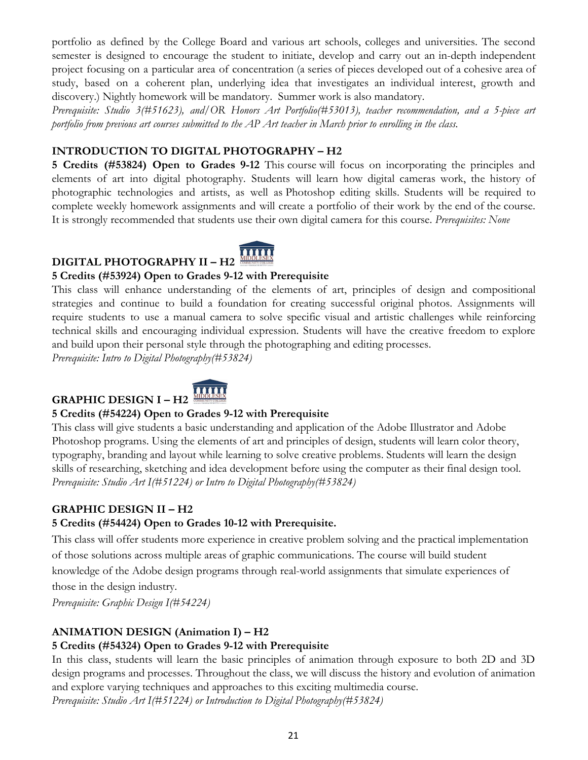portfolio as defined by the College Board and various art schools, colleges and universities. The second semester is designed to encourage the student to initiate, develop and carry out an in-depth independent project focusing on a particular area of concentration (a series of pieces developed out of a cohesive area of study, based on a coherent plan, underlying idea that investigates an individual interest, growth and discovery.) Nightly homework will be mandatory. Summer work is also mandatory.
*Prerequisite: Studio 3(#51623), and/OR Honors Art Portfolio(#53013), teacher recommendation, and a 5-piece art portfolio from previous art courses submitted to the AP Art teacher in March prior to enrolling in the class.*

### INTRODUCTION TO DIGITAL PHOTOGRAPHY – H2

**5 Credits (#53824) Open to Grades 9-12** This course will focus on incorporating the principles and elements of art into digital photography. Students will learn how digital cameras work, the history of photographic technologies and artists, as well as Photoshop editing skills. Students will be required to complete weekly homework assignments and will create a portfolio of their work by the end of the course. It is strongly recommended that students use their own digital camera for this course. *Prerequisites: None*

### DIGITAL PHOTOGRAPHY II – H2

**5 Credits (#53924) Open to Grades 9-12 with Prerequisite**

This class will enhance understanding of the elements of art, principles of design and compositional strategies and continue to build a foundation for creating successful original photos. Assignments will require students to use a manual camera to solve specific visual and artistic challenges while reinforcing technical skills and encouraging individual expression. Students will have the creative freedom to explore and build upon their personal style through the photographing and editing processes.
*Prerequisite: Intro to Digital Photography(#53824)*

### GRAPHIC DESIGN I – H2

**5 Credits (#54224) Open to Grades 9-12 with Prerequisite**

This class will give students a basic understanding and application of the Adobe Illustrator and Adobe Photoshop programs. Using the elements of art and principles of design, students will learn color theory, typography, branding and layout while learning to solve creative problems. Students will learn the design skills of researching, sketching and idea development before using the computer as their final design tool.
*Prerequisite: Studio Art I(#51224) or Intro to Digital Photography(#53824)*

### GRAPHIC DESIGN II – H2

**5 Credits (#54424) Open to Grades 10-12 with Prerequisite.**

This class will offer students more experience in creative problem solving and the practical implementation of those solutions across multiple areas of graphic communications. The course will build student knowledge of the Adobe design programs through real-world assignments that simulate experiences of those in the design industry.
*Prerequisite: Graphic Design I(#54224)*

### ANIMATION DESIGN (Animation I) – H2

**5 Credits (#54324) Open to Grades 9-12 with Prerequisite**

In this class, students will learn the basic principles of animation through exposure to both 2D and 3D design programs and processes. Throughout the class, we will discuss the history and evolution of animation and explore varying techniques and approaches to this exciting multimedia course.
*Prerequisite: Studio Art I(#51224) or Introduction to Digital Photography(#53824)*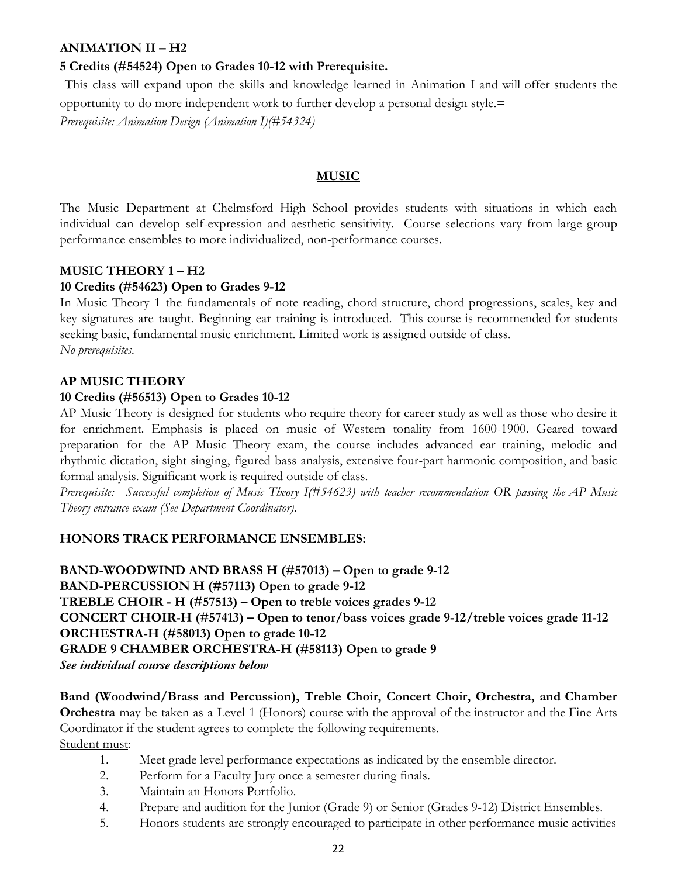**ANIMATION II – H2**

**5 Credits (#54524) Open to Grades 10-12 with Prerequisite.**

This class will expand upon the skills and knowledge learned in Animation I and will offer students the opportunity to do more independent work to further develop a personal design style.=

*Prerequisite: Animation Design (Animation I)(#54324)*

## MUSIC

The Music Department at Chelmsford High School provides students with situations in which each individual can develop self-expression and aesthetic sensitivity. Course selections vary from large group performance ensembles to more individualized, non-performance courses.

**MUSIC THEORY 1 – H2**

**10 Credits (#54623) Open to Grades 9-12**

In Music Theory 1 the fundamentals of note reading, chord structure, chord progressions, scales, key and key signatures are taught. Beginning ear training is introduced. This course is recommended for students seeking basic, fundamental music enrichment. Limited work is assigned outside of class.

*No prerequisites.*

**AP MUSIC THEORY**

**10 Credits (#56513) Open to Grades 10-12**

AP Music Theory is designed for students who require theory for career study as well as those who desire it for enrichment. Emphasis is placed on music of Western tonality from 1600-1900. Geared toward preparation for the AP Music Theory exam, the course includes advanced ear training, melodic and rhythmic dictation, sight singing, figured bass analysis, extensive four-part harmonic composition, and basic formal analysis. Significant work is required outside of class.

*Prerequisite: Successful completion of Music Theory I(#54623) with teacher recommendation OR passing the AP Music Theory entrance exam (See Department Coordinator).*

**HONORS TRACK PERFORMANCE ENSEMBLES:**

**BAND-WOODWIND AND BRASS H (#57013) – Open to grade 9-12**
**BAND-PERCUSSION H (#57113) Open to grade 9-12**
**TREBLE CHOIR - H (#57513) – Open to treble voices grades 9-12**
**CONCERT CHOIR-H (#57413) – Open to tenor/bass voices grade 9-12/treble voices grade 11-12**
**ORCHESTRA-H (#58013) Open to grade 10-12**
**GRADE 9 CHAMBER ORCHESTRA-H (#58113) Open to grade 9**
***See individual course descriptions below***

**Band (Woodwind/Brass and Percussion), Treble Choir, Concert Choir, Orchestra, and Chamber Orchestra** may be taken as a Level 1 (Honors) course with the approval of the instructor and the Fine Arts Coordinator if the student agrees to complete the following requirements.

Student must:

1. Meet grade level performance expectations as indicated by the ensemble director.
2. Perform for a Faculty Jury once a semester during finals.
3. Maintain an Honors Portfolio.
4. Prepare and audition for the Junior (Grade 9) or Senior (Grades 9-12) District Ensembles.
5. Honors students are strongly encouraged to participate in other performance music activities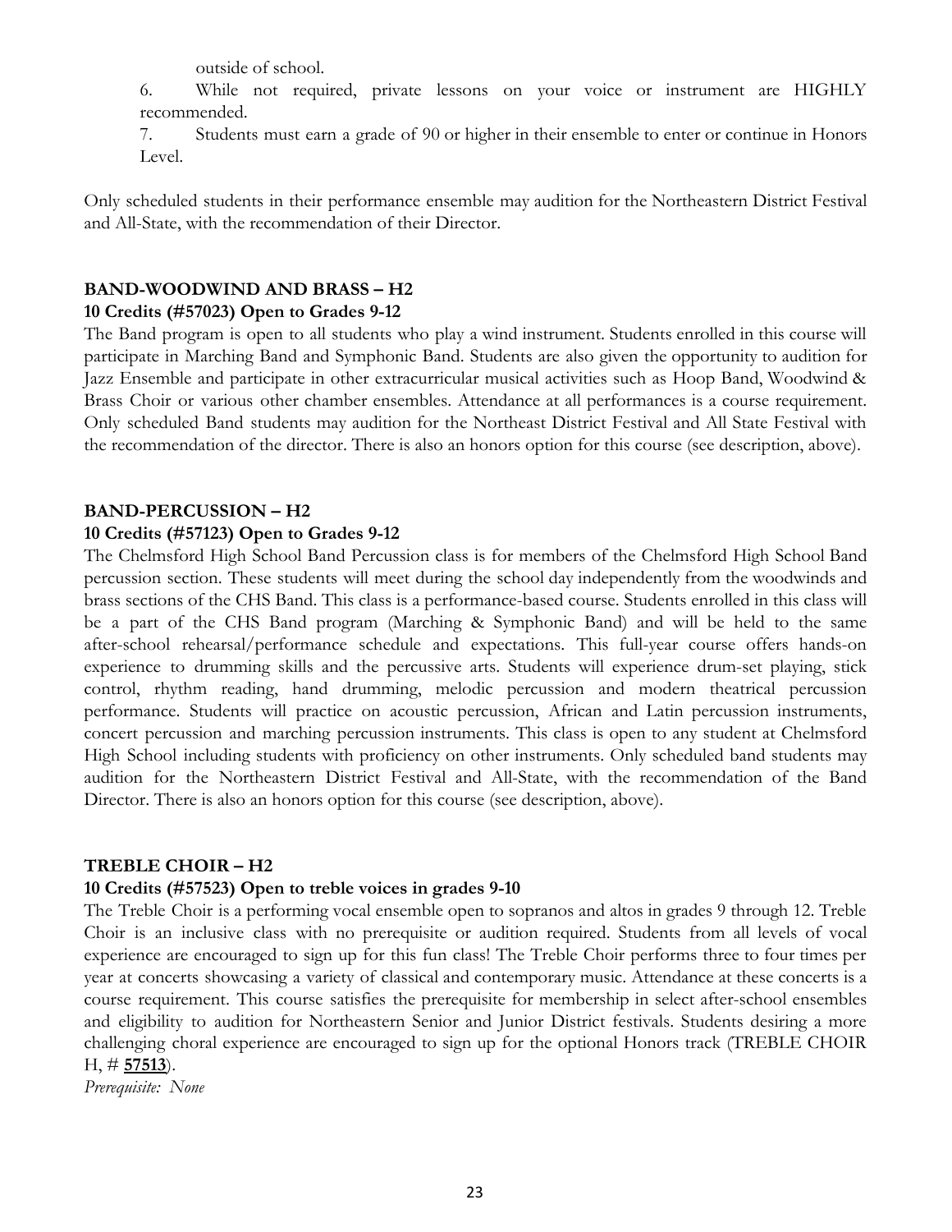outside of school.

6. While not required, private lessons on your voice or instrument are HIGHLY recommended.
7. Students must earn a grade of 90 or higher in their ensemble to enter or continue in Honors Level.

Only scheduled students in their performance ensemble may audition for the Northeastern District Festival and All-State, with the recommendation of their Director.

### BAND-WOODWIND AND BRASS – H2

**10 Credits (#57023) Open to Grades 9-12**

The Band program is open to all students who play a wind instrument. Students enrolled in this course will participate in Marching Band and Symphonic Band. Students are also given the opportunity to audition for Jazz Ensemble and participate in other extracurricular musical activities such as Hoop Band, Woodwind & Brass Choir or various other chamber ensembles. Attendance at all performances is a course requirement. Only scheduled Band students may audition for the Northeast District Festival and All State Festival with the recommendation of the director. There is also an honors option for this course (see description, above).

### BAND-PERCUSSION – H2

**10 Credits (#57123) Open to Grades 9-12**

The Chelmsford High School Band Percussion class is for members of the Chelmsford High School Band percussion section. These students will meet during the school day independently from the woodwinds and brass sections of the CHS Band. This class is a performance-based course. Students enrolled in this class will be a part of the CHS Band program (Marching & Symphonic Band) and will be held to the same after-school rehearsal/performance schedule and expectations. This full-year course offers hands-on experience to drumming skills and the percussive arts. Students will experience drum-set playing, stick control, rhythm reading, hand drumming, melodic percussion and modern theatrical percussion performance. Students will practice on acoustic percussion, African and Latin percussion instruments, concert percussion and marching percussion instruments. This class is open to any student at Chelmsford High School including students with proficiency on other instruments. Only scheduled band students may audition for the Northeastern District Festival and All-State, with the recommendation of the Band Director. There is also an honors option for this course (see description, above).

### TREBLE CHOIR – H2

**10 Credits (#57523) Open to treble voices in grades 9-10**

The Treble Choir is a performing vocal ensemble open to sopranos and altos in grades 9 through 12. Treble Choir is an inclusive class with no prerequisite or audition required. Students from all levels of vocal experience are encouraged to sign up for this fun class! The Treble Choir performs three to four times per year at concerts showcasing a variety of classical and contemporary music. Attendance at these concerts is a course requirement. This course satisfies the prerequisite for membership in select after-school ensembles and eligibility to audition for Northeastern Senior and Junior District festivals. Students desiring a more challenging choral experience are encouraged to sign up for the optional Honors track (TREBLE CHOIR H, # **57513**).

*Prerequisite: None*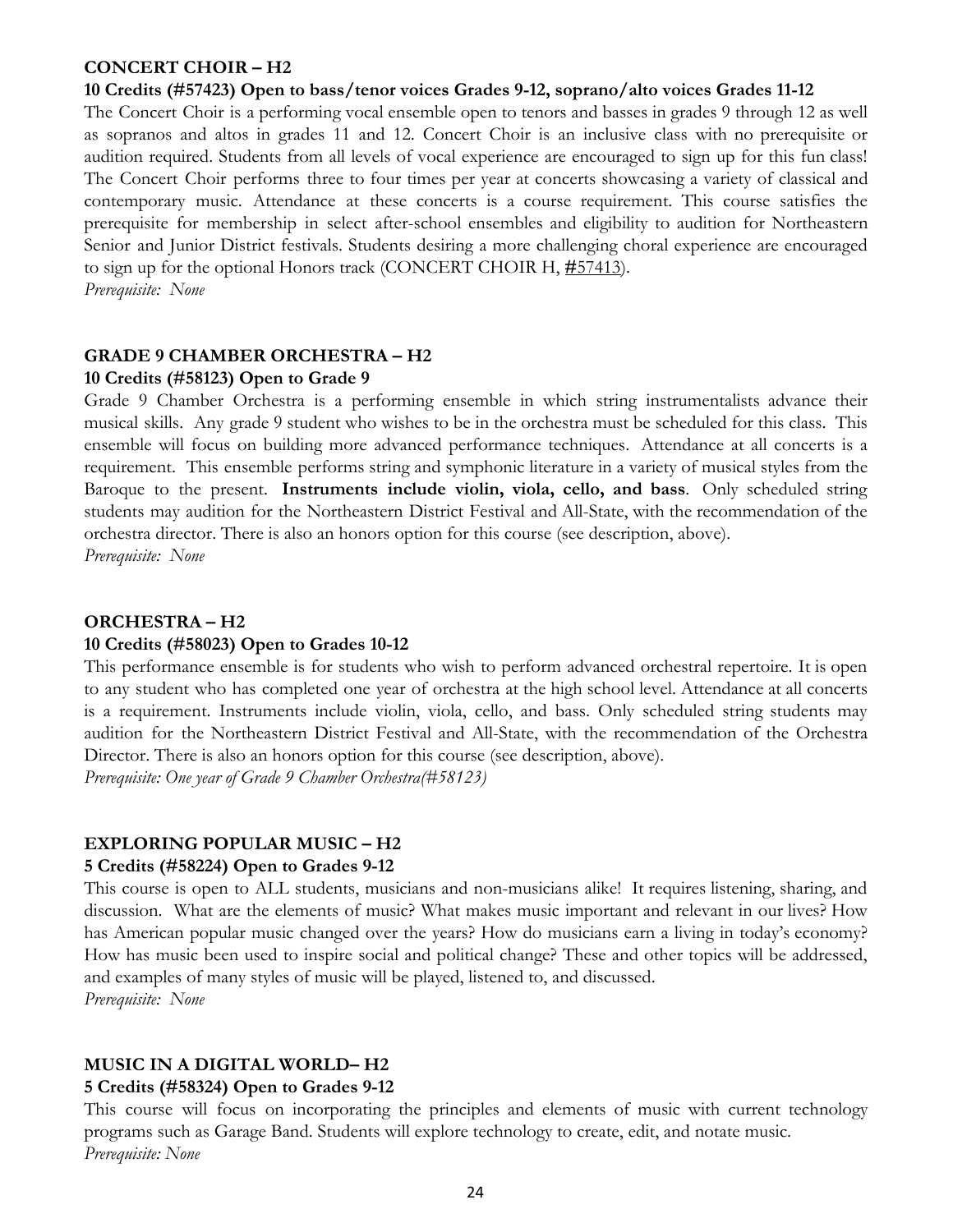### CONCERT CHOIR – H2

**10 Credits (#57423) Open to bass/tenor voices Grades 9-12, soprano/alto voices Grades 11-12**

The Concert Choir is a performing vocal ensemble open to tenors and basses in grades 9 through 12 as well as sopranos and altos in grades 11 and 12. Concert Choir is an inclusive class with no prerequisite or audition required. Students from all levels of vocal experience are encouraged to sign up for this fun class! The Concert Choir performs three to four times per year at concerts showcasing a variety of classical and contemporary music. Attendance at these concerts is a course requirement. This course satisfies the prerequisite for membership in select after-school ensembles and eligibility to audition for Northeastern Senior and Junior District festivals. Students desiring a more challenging choral experience are encouraged to sign up for the optional Honors track (CONCERT CHOIR H, #57413).

*Prerequisite: None*

### GRADE 9 CHAMBER ORCHESTRA – H2

**10 Credits (#58123) Open to Grade 9**

Grade 9 Chamber Orchestra is a performing ensemble in which string instrumentalists advance their musical skills. Any grade 9 student who wishes to be in the orchestra must be scheduled for this class. This ensemble will focus on building more advanced performance techniques. Attendance at all concerts is a requirement. This ensemble performs string and symphonic literature in a variety of musical styles from the Baroque to the present. **Instruments include violin, viola, cello, and bass**. Only scheduled string students may audition for the Northeastern District Festival and All-State, with the recommendation of the orchestra director. There is also an honors option for this course (see description, above).

*Prerequisite: None*

### ORCHESTRA – H2

**10 Credits (#58023) Open to Grades 10-12**

This performance ensemble is for students who wish to perform advanced orchestral repertoire. It is open to any student who has completed one year of orchestra at the high school level. Attendance at all concerts is a requirement. Instruments include violin, viola, cello, and bass. Only scheduled string students may audition for the Northeastern District Festival and All-State, with the recommendation of the Orchestra Director. There is also an honors option for this course (see description, above).

*Prerequisite: One year of Grade 9 Chamber Orchestra(#58123)*

### EXPLORING POPULAR MUSIC – H2

**5 Credits (#58224) Open to Grades 9-12**

This course is open to ALL students, musicians and non-musicians alike! It requires listening, sharing, and discussion. What are the elements of music? What makes music important and relevant in our lives? How has American popular music changed over the years? How do musicians earn a living in today's economy? How has music been used to inspire social and political change? These and other topics will be addressed, and examples of many styles of music will be played, listened to, and discussed.

*Prerequisite: None*

### MUSIC IN A DIGITAL WORLD– H2

**5 Credits (#58324) Open to Grades 9-12**

This course will focus on incorporating the principles and elements of music with current technology programs such as Garage Band. Students will explore technology to create, edit, and notate music.

*Prerequisite: None*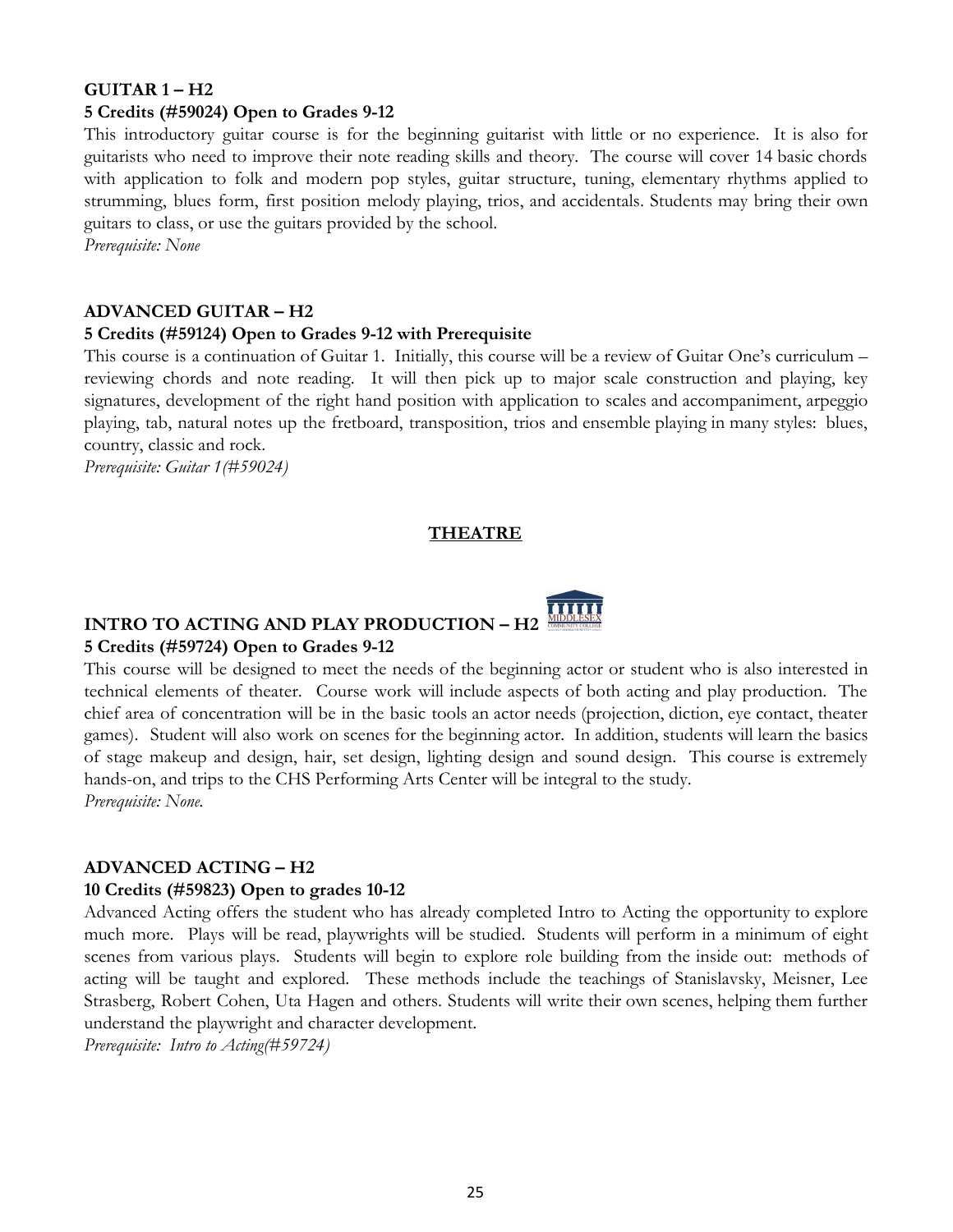**GUITAR 1 – H2**

**5 Credits (#59024) Open to Grades 9-12**

This introductory guitar course is for the beginning guitarist with little or no experience. It is also for guitarists who need to improve their note reading skills and theory. The course will cover 14 basic chords with application to folk and modern pop styles, guitar structure, tuning, elementary rhythms applied to strumming, blues form, first position melody playing, trios, and accidentals. Students may bring their own guitars to class, or use the guitars provided by the school.

*Prerequisite: None*

**ADVANCED GUITAR – H2**

**5 Credits (#59124) Open to Grades 9-12 with Prerequisite**

This course is a continuation of Guitar 1. Initially, this course will be a review of Guitar One's curriculum – reviewing chords and note reading. It will then pick up to major scale construction and playing, key signatures, development of the right hand position with application to scales and accompaniment, arpeggio playing, tab, natural notes up the fretboard, transposition, trios and ensemble playing in many styles: blues, country, classic and rock.

*Prerequisite: Guitar 1(#59024)*

## THEATRE

**INTRO TO ACTING AND PLAY PRODUCTION – H2**

**5 Credits (#59724) Open to Grades 9-12**

This course will be designed to meet the needs of the beginning actor or student who is also interested in technical elements of theater. Course work will include aspects of both acting and play production. The chief area of concentration will be in the basic tools an actor needs (projection, diction, eye contact, theater games). Student will also work on scenes for the beginning actor. In addition, students will learn the basics of stage makeup and design, hair, set design, lighting design and sound design. This course is extremely hands-on, and trips to the CHS Performing Arts Center will be integral to the study.

*Prerequisite: None.*

**ADVANCED ACTING – H2**

**10 Credits (#59823) Open to grades 10-12**

Advanced Acting offers the student who has already completed Intro to Acting the opportunity to explore much more. Plays will be read, playwrights will be studied. Students will perform in a minimum of eight scenes from various plays. Students will begin to explore role building from the inside out: methods of acting will be taught and explored. These methods include the teachings of Stanislavsky, Meisner, Lee Strasberg, Robert Cohen, Uta Hagen and others. Students will write their own scenes, helping them further understand the playwright and character development.

*Prerequisite: Intro to Acting(#59724)*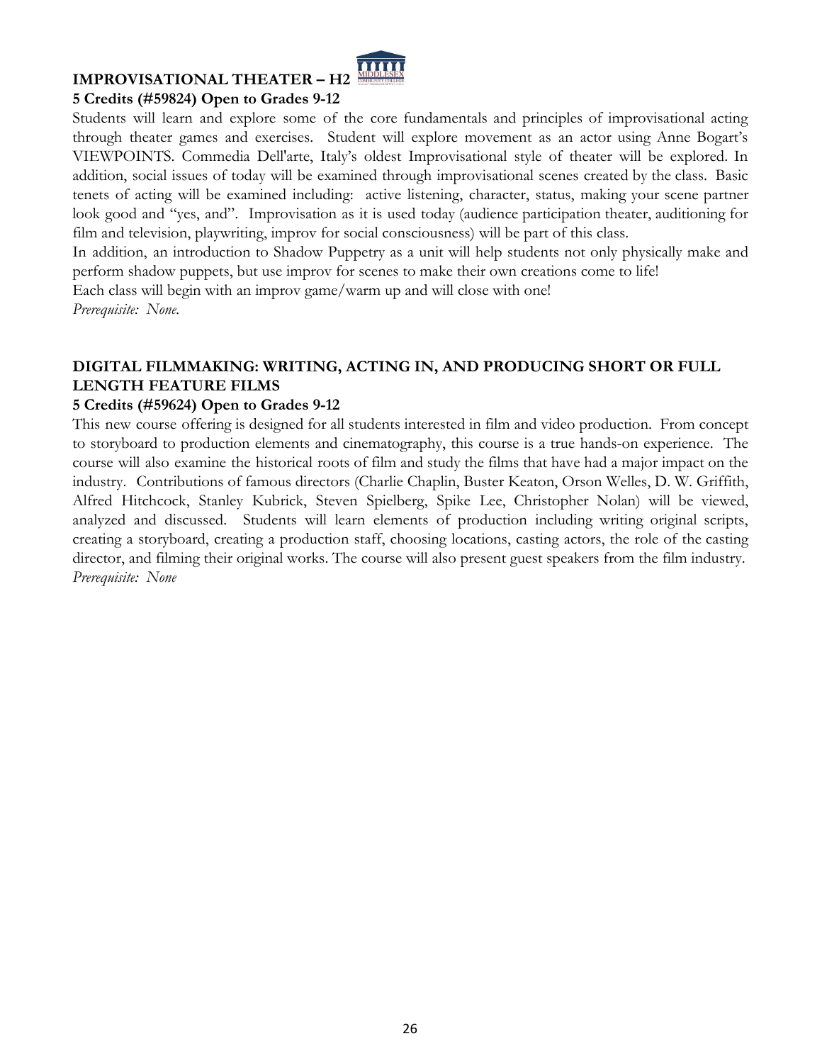### IMPROVISATIONAL THEATER – H2

**5 Credits (#59824) Open to Grades 9-12**

Students will learn and explore some of the core fundamentals and principles of improvisational acting through theater games and exercises. Student will explore movement as an actor using Anne Bogart's VIEWPOINTS. Commedia Dell'arte, Italy's oldest Improvisational style of theater will be explored. In addition, social issues of today will be examined through improvisational scenes created by the class. Basic tenets of acting will be examined including: active listening, character, status, making your scene partner look good and "yes, and". Improvisation as it is used today (audience participation theater, auditioning for film and television, playwriting, improv for social consciousness) will be part of this class.

In addition, an introduction to Shadow Puppetry as a unit will help students not only physically make and perform shadow puppets, but use improv for scenes to make their own creations come to life!

Each class will begin with an improv game/warm up and will close with one!

*Prerequisite: None.*

### DIGITAL FILMMAKING: WRITING, ACTING IN, AND PRODUCING SHORT OR FULL LENGTH FEATURE FILMS

**5 Credits (#59624) Open to Grades 9-12**

This new course offering is designed for all students interested in film and video production. From concept to storyboard to production elements and cinematography, this course is a true hands-on experience. The course will also examine the historical roots of film and study the films that have had a major impact on the industry. Contributions of famous directors (Charlie Chaplin, Buster Keaton, Orson Welles, D. W. Griffith, Alfred Hitchcock, Stanley Kubrick, Steven Spielberg, Spike Lee, Christopher Nolan) will be viewed, analyzed and discussed. Students will learn elements of production including writing original scripts, creating a storyboard, creating a production staff, choosing locations, casting actors, the role of the casting director, and filming their original works. The course will also present guest speakers from the film industry.

*Prerequisite: None*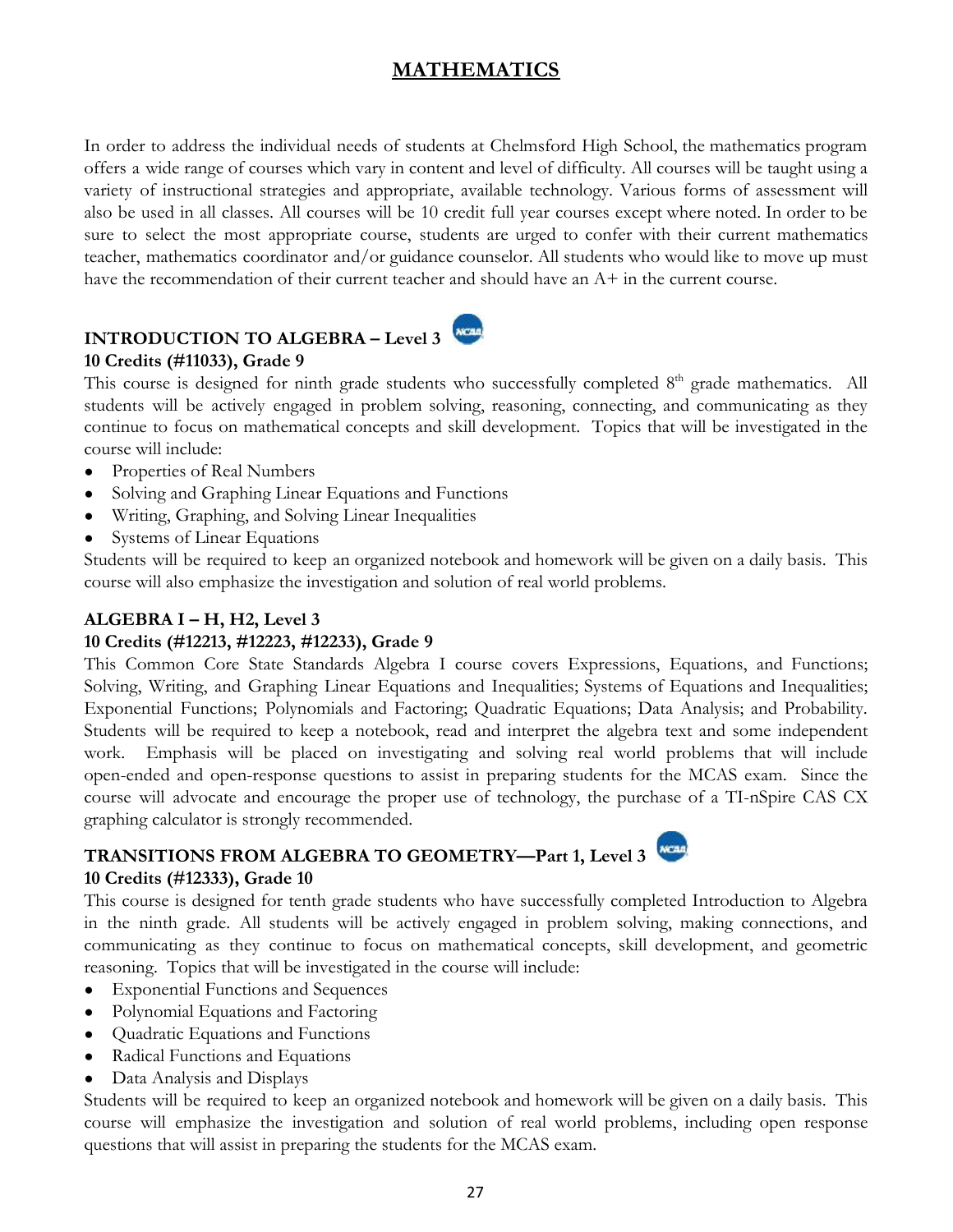# MATHEMATICS

In order to address the individual needs of students at Chelmsford High School, the mathematics program offers a wide range of courses which vary in content and level of difficulty. All courses will be taught using a variety of instructional strategies and appropriate, available technology. Various forms of assessment will also be used in all classes. All courses will be 10 credit full year courses except where noted. In order to be sure to select the most appropriate course, students are urged to confer with their current mathematics teacher, mathematics coordinator and/or guidance counselor. All students who would like to move up must have the recommendation of their current teacher and should have an A+ in the current course.

### INTRODUCTION TO ALGEBRA – Level 3

**10 Credits (#11033), Grade 9**

This course is designed for ninth grade students who successfully completed 8th grade mathematics. All students will be actively engaged in problem solving, reasoning, connecting, and communicating as they continue to focus on mathematical concepts and skill development. Topics that will be investigated in the course will include:

- Properties of Real Numbers
- Solving and Graphing Linear Equations and Functions
- Writing, Graphing, and Solving Linear Inequalities
- Systems of Linear Equations

Students will be required to keep an organized notebook and homework will be given on a daily basis. This course will also emphasize the investigation and solution of real world problems.

### ALGEBRA I – H, H2, Level 3

**10 Credits (#12213, #12223, #12233), Grade 9**

This Common Core State Standards Algebra I course covers Expressions, Equations, and Functions; Solving, Writing, and Graphing Linear Equations and Inequalities; Systems of Equations and Inequalities; Exponential Functions; Polynomials and Factoring; Quadratic Equations; Data Analysis; and Probability. Students will be required to keep a notebook, read and interpret the algebra text and some independent work. Emphasis will be placed on investigating and solving real world problems that will include open-ended and open-response questions to assist in preparing students for the MCAS exam. Since the course will advocate and encourage the proper use of technology, the purchase of a TI-nSpire CAS CX graphing calculator is strongly recommended.

### TRANSITIONS FROM ALGEBRA TO GEOMETRY—Part 1, Level 3

**10 Credits (#12333), Grade 10**

This course is designed for tenth grade students who have successfully completed Introduction to Algebra in the ninth grade. All students will be actively engaged in problem solving, making connections, and communicating as they continue to focus on mathematical concepts, skill development, and geometric reasoning. Topics that will be investigated in the course will include:

- Exponential Functions and Sequences
- Polynomial Equations and Factoring
- Quadratic Equations and Functions
- Radical Functions and Equations
- Data Analysis and Displays

Students will be required to keep an organized notebook and homework will be given on a daily basis. This course will emphasize the investigation and solution of real world problems, including open response questions that will assist in preparing the students for the MCAS exam.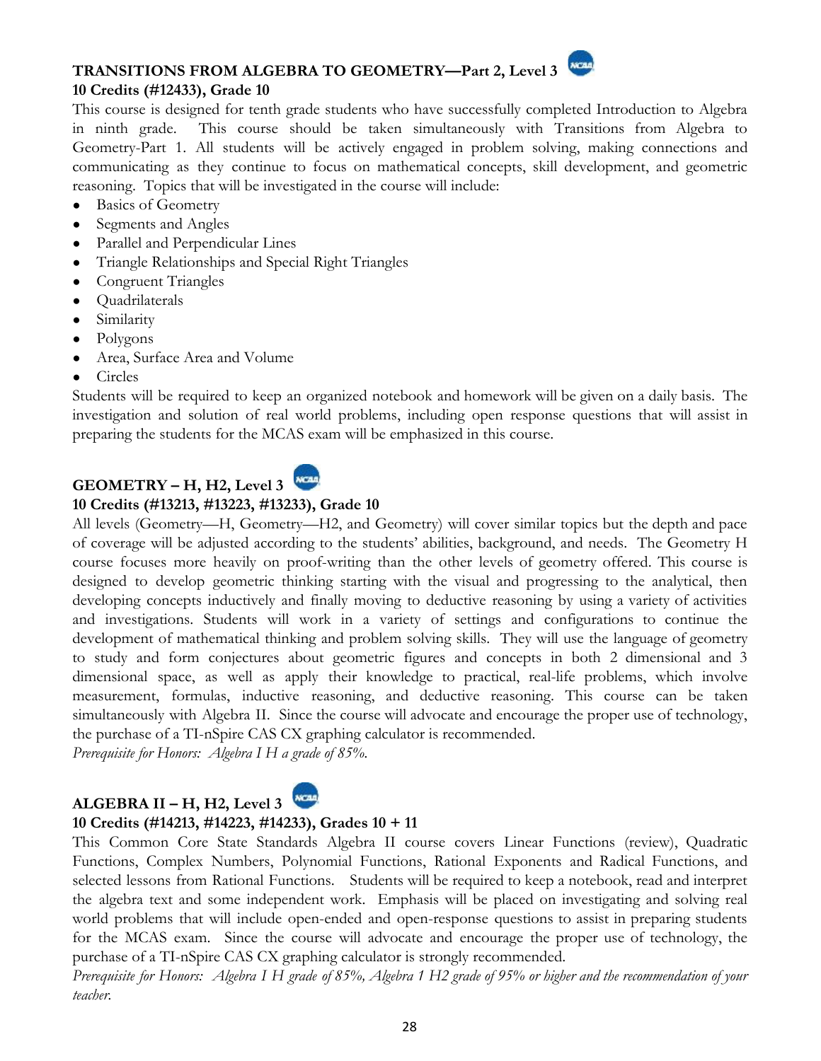### TRANSITIONS FROM ALGEBRA TO GEOMETRY—Part 2, Level 3

**10 Credits (#12433), Grade 10**

This course is designed for tenth grade students who have successfully completed Introduction to Algebra in ninth grade. This course should be taken simultaneously with Transitions from Algebra to Geometry-Part 1. All students will be actively engaged in problem solving, making connections and communicating as they continue to focus on mathematical concepts, skill development, and geometric reasoning. Topics that will be investigated in the course will include:

- Basics of Geometry
- Segments and Angles
- Parallel and Perpendicular Lines
- Triangle Relationships and Special Right Triangles
- Congruent Triangles
- Quadrilaterals
- Similarity
- Polygons
- Area, Surface Area and Volume
- Circles

Students will be required to keep an organized notebook and homework will be given on a daily basis. The investigation and solution of real world problems, including open response questions that will assist in preparing the students for the MCAS exam will be emphasized in this course.

### GEOMETRY – H, H2, Level 3

**10 Credits (#13213, #13223, #13233), Grade 10**

All levels (Geometry—H, Geometry—H2, and Geometry) will cover similar topics but the depth and pace of coverage will be adjusted according to the students' abilities, background, and needs. The Geometry H course focuses more heavily on proof-writing than the other levels of geometry offered. This course is designed to develop geometric thinking starting with the visual and progressing to the analytical, then developing concepts inductively and finally moving to deductive reasoning by using a variety of activities and investigations. Students will work in a variety of settings and configurations to continue the development of mathematical thinking and problem solving skills. They will use the language of geometry to study and form conjectures about geometric figures and concepts in both 2 dimensional and 3 dimensional space, as well as apply their knowledge to practical, real-life problems, which involve measurement, formulas, inductive reasoning, and deductive reasoning. This course can be taken simultaneously with Algebra II. Since the course will advocate and encourage the proper use of technology, the purchase of a TI-nSpire CAS CX graphing calculator is recommended.

*Prerequisite for Honors: Algebra I H a grade of 85%.*

### ALGEBRA II – H, H2, Level 3

**10 Credits (#14213, #14223, #14233), Grades 10 + 11**

This Common Core State Standards Algebra II course covers Linear Functions (review), Quadratic Functions, Complex Numbers, Polynomial Functions, Rational Exponents and Radical Functions, and selected lessons from Rational Functions. Students will be required to keep a notebook, read and interpret the algebra text and some independent work. Emphasis will be placed on investigating and solving real world problems that will include open-ended and open-response questions to assist in preparing students for the MCAS exam. Since the course will advocate and encourage the proper use of technology, the purchase of a TI-nSpire CAS CX graphing calculator is strongly recommended.

*Prerequisite for Honors: Algebra I H grade of 85%, Algebra 1 H2 grade of 95% or higher and the recommendation of your teacher.*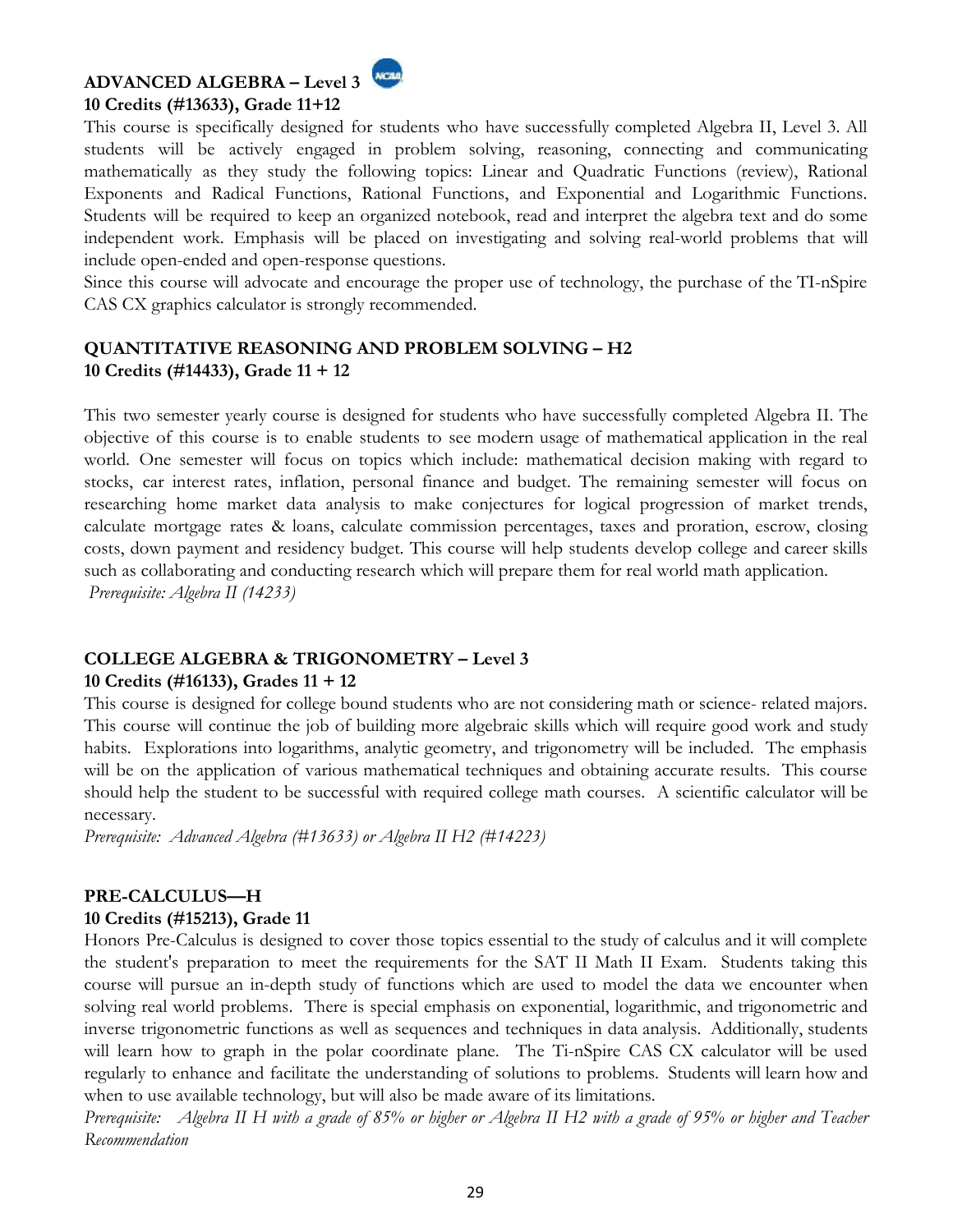## ADVANCED ALGEBRA – Level 3

**10 Credits (#13633), Grade 11+12**

This course is specifically designed for students who have successfully completed Algebra II, Level 3. All students will be actively engaged in problem solving, reasoning, connecting and communicating mathematically as they study the following topics: Linear and Quadratic Functions (review), Rational Exponents and Radical Functions, Rational Functions, and Exponential and Logarithmic Functions. Students will be required to keep an organized notebook, read and interpret the algebra text and do some independent work. Emphasis will be placed on investigating and solving real-world problems that will include open-ended and open-response questions.

Since this course will advocate and encourage the proper use of technology, the purchase of the TI-nSpire CAS CX graphics calculator is strongly recommended.

## QUANTITATIVE REASONING AND PROBLEM SOLVING – H2

**10 Credits (#14433), Grade 11 + 12**

This two semester yearly course is designed for students who have successfully completed Algebra II. The objective of this course is to enable students to see modern usage of mathematical application in the real world. One semester will focus on topics which include: mathematical decision making with regard to stocks, car interest rates, inflation, personal finance and budget. The remaining semester will focus on researching home market data analysis to make conjectures for logical progression of market trends, calculate mortgage rates & loans, calculate commission percentages, taxes and proration, escrow, closing costs, down payment and residency budget. This course will help students develop college and career skills such as collaborating and conducting research which will prepare them for real world math application.

*Prerequisite: Algebra II (14233)*

## COLLEGE ALGEBRA & TRIGONOMETRY – Level 3

**10 Credits (#16133), Grades 11 + 12**

This course is designed for college bound students who are not considering math or science- related majors. This course will continue the job of building more algebraic skills which will require good work and study habits. Explorations into logarithms, analytic geometry, and trigonometry will be included. The emphasis will be on the application of various mathematical techniques and obtaining accurate results. This course should help the student to be successful with required college math courses. A scientific calculator will be necessary.

*Prerequisite: Advanced Algebra (#13633) or Algebra II H2 (#14223)*

## PRE-CALCULUS—H

**10 Credits (#15213), Grade 11**

Honors Pre-Calculus is designed to cover those topics essential to the study of calculus and it will complete the student's preparation to meet the requirements for the SAT II Math II Exam. Students taking this course will pursue an in-depth study of functions which are used to model the data we encounter when solving real world problems. There is special emphasis on exponential, logarithmic, and trigonometric and inverse trigonometric functions as well as sequences and techniques in data analysis. Additionally, students will learn how to graph in the polar coordinate plane. The Ti-nSpire CAS CX calculator will be used regularly to enhance and facilitate the understanding of solutions to problems. Students will learn how and when to use available technology, but will also be made aware of its limitations.

*Prerequisite: Algebra II H with a grade of 85% or higher or Algebra II H2 with a grade of 95% or higher and Teacher Recommendation*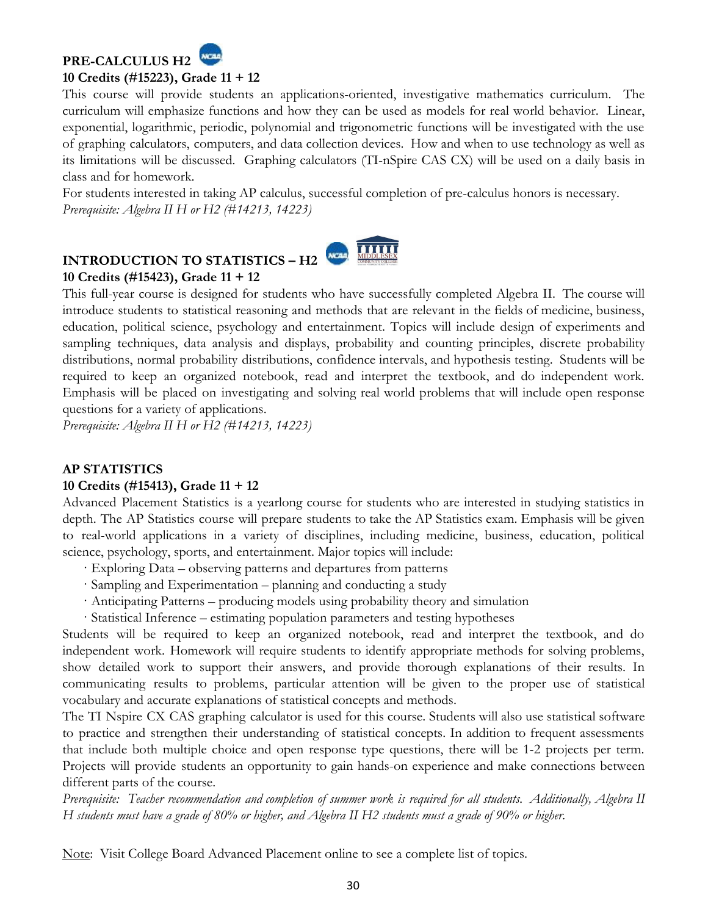## PRE-CALCULUS H2

**10 Credits (#15223), Grade 11 + 12**

This course will provide students an applications-oriented, investigative mathematics curriculum. The curriculum will emphasize functions and how they can be used as models for real world behavior. Linear, exponential, logarithmic, periodic, polynomial and trigonometric functions will be investigated with the use of graphing calculators, computers, and data collection devices. How and when to use technology as well as its limitations will be discussed. Graphing calculators (TI-nSpire CAS CX) will be used on a daily basis in class and for homework.

For students interested in taking AP calculus, successful completion of pre-calculus honors is necessary.

*Prerequisite: Algebra II H or H2 (#14213, 14223)*

## INTRODUCTION TO STATISTICS – H2

**10 Credits (#15423), Grade 11 + 12**

This full-year course is designed for students who have successfully completed Algebra II. The course will introduce students to statistical reasoning and methods that are relevant in the fields of medicine, business, education, political science, psychology and entertainment. Topics will include design of experiments and sampling techniques, data analysis and displays, probability and counting principles, discrete probability distributions, normal probability distributions, confidence intervals, and hypothesis testing. Students will be required to keep an organized notebook, read and interpret the textbook, and do independent work. Emphasis will be placed on investigating and solving real world problems that will include open response questions for a variety of applications.

*Prerequisite: Algebra II H or H2 (#14213, 14223)*

## AP STATISTICS

**10 Credits (#15413), Grade 11 + 12**

Advanced Placement Statistics is a yearlong course for students who are interested in studying statistics in depth. The AP Statistics course will prepare students to take the AP Statistics exam. Emphasis will be given to real-world applications in a variety of disciplines, including medicine, business, education, political science, psychology, sports, and entertainment. Major topics will include:

- Exploring Data – observing patterns and departures from patterns
- Sampling and Experimentation – planning and conducting a study
- Anticipating Patterns – producing models using probability theory and simulation
- Statistical Inference – estimating population parameters and testing hypotheses

Students will be required to keep an organized notebook, read and interpret the textbook, and do independent work. Homework will require students to identify appropriate methods for solving problems, show detailed work to support their answers, and provide thorough explanations of their results. In communicating results to problems, particular attention will be given to the proper use of statistical vocabulary and accurate explanations of statistical concepts and methods.

The TI Nspire CX CAS graphing calculator is used for this course. Students will also use statistical software to practice and strengthen their understanding of statistical concepts. In addition to frequent assessments that include both multiple choice and open response type questions, there will be 1-2 projects per term. Projects will provide students an opportunity to gain hands-on experience and make connections between different parts of the course.

*Prerequisite: Teacher recommendation and completion of summer work is required for all students. Additionally, Algebra II H students must have a grade of 80% or higher, and Algebra II H2 students must a grade of 90% or higher.*

Note: Visit College Board Advanced Placement online to see a complete list of topics.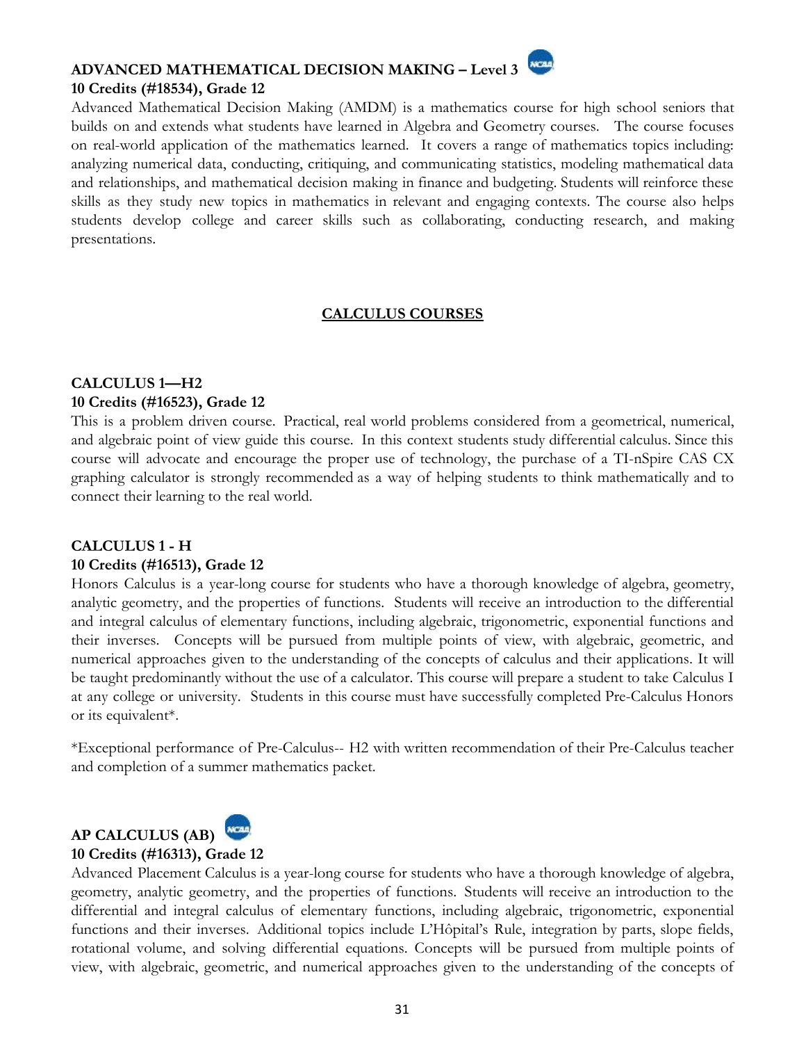### ADVANCED MATHEMATICAL DECISION MAKING – Level 3

**10 Credits (#18534), Grade 12**

Advanced Mathematical Decision Making (AMDM) is a mathematics course for high school seniors that builds on and extends what students have learned in Algebra and Geometry courses. The course focuses on real-world application of the mathematics learned. It covers a range of mathematics topics including: analyzing numerical data, conducting, critiquing, and communicating statistics, modeling mathematical data and relationships, and mathematical decision making in finance and budgeting. Students will reinforce these skills as they study new topics in mathematics in relevant and engaging contexts. The course also helps students develop college and career skills such as collaborating, conducting research, and making presentations.

## CALCULUS COURSES

### CALCULUS 1—H2

**10 Credits (#16523), Grade 12**

This is a problem driven course. Practical, real world problems considered from a geometrical, numerical, and algebraic point of view guide this course. In this context students study differential calculus. Since this course will advocate and encourage the proper use of technology, the purchase of a TI-nSpire CAS CX graphing calculator is strongly recommended as a way of helping students to think mathematically and to connect their learning to the real world.

### CALCULUS 1 - H

**10 Credits (#16513), Grade 12**

Honors Calculus is a year-long course for students who have a thorough knowledge of algebra, geometry, analytic geometry, and the properties of functions. Students will receive an introduction to the differential and integral calculus of elementary functions, including algebraic, trigonometric, exponential functions and their inverses. Concepts will be pursued from multiple points of view, with algebraic, geometric, and numerical approaches given to the understanding of the concepts of calculus and their applications. It will be taught predominantly without the use of a calculator. This course will prepare a student to take Calculus I at any college or university. Students in this course must have successfully completed Pre-Calculus Honors or its equivalent*.

*Exceptional performance of Pre-Calculus-- H2 with written recommendation of their Pre-Calculus teacher and completion of a summer mathematics packet.

### AP CALCULUS (AB)

**10 Credits (#16313), Grade 12**

Advanced Placement Calculus is a year-long course for students who have a thorough knowledge of algebra, geometry, analytic geometry, and the properties of functions. Students will receive an introduction to the differential and integral calculus of elementary functions, including algebraic, trigonometric, exponential functions and their inverses. Additional topics include L'Hôpital's Rule, integration by parts, slope fields, rotational volume, and solving differential equations. Concepts will be pursued from multiple points of view, with algebraic, geometric, and numerical approaches given to the understanding of the concepts of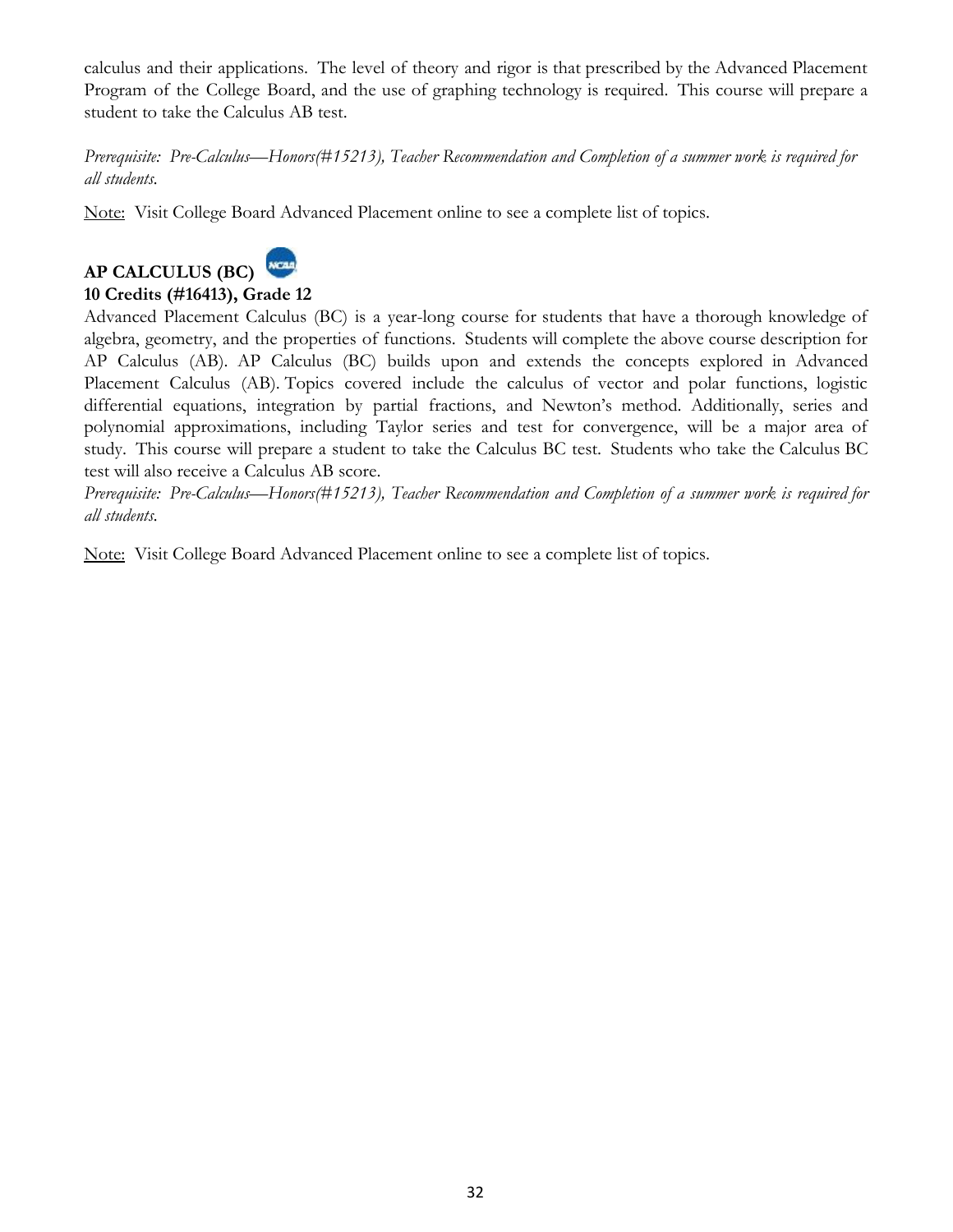calculus and their applications. The level of theory and rigor is that prescribed by the Advanced Placement Program of the College Board, and the use of graphing technology is required. This course will prepare a student to take the Calculus AB test.

*Prerequisite: Pre-Calculus—Honors(#15213), Teacher Recommendation and Completion of a summer work is required for all students.*

Note: Visit College Board Advanced Placement online to see a complete list of topics.

**AP CALCULUS (BC)**

**10 Credits (#16413), Grade 12**

Advanced Placement Calculus (BC) is a year-long course for students that have a thorough knowledge of algebra, geometry, and the properties of functions. Students will complete the above course description for AP Calculus (AB). AP Calculus (BC) builds upon and extends the concepts explored in Advanced Placement Calculus (AB). Topics covered include the calculus of vector and polar functions, logistic differential equations, integration by partial fractions, and Newton's method. Additionally, series and polynomial approximations, including Taylor series and test for convergence, will be a major area of study. This course will prepare a student to take the Calculus BC test. Students who take the Calculus BC test will also receive a Calculus AB score.

*Prerequisite: Pre-Calculus—Honors(#15213), Teacher Recommendation and Completion of a summer work is required for all students.*

Note: Visit College Board Advanced Placement online to see a complete list of topics.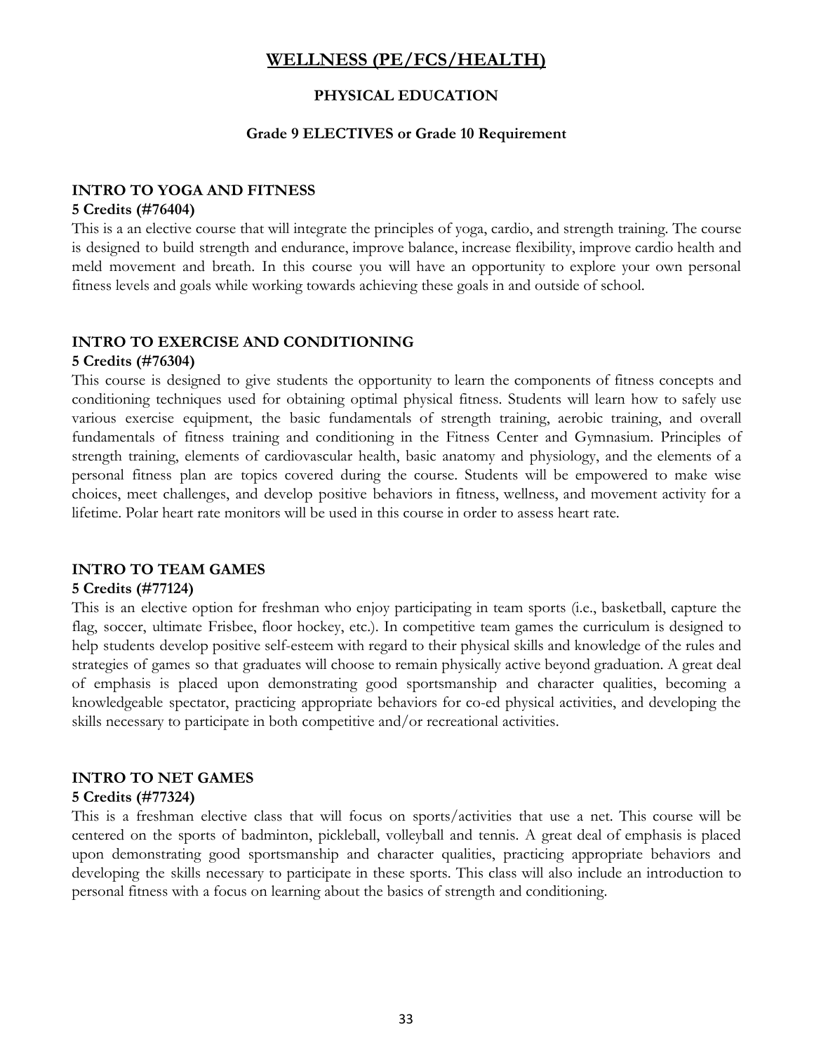# WELLNESS (PE/FCS/HEALTH)

## PHYSICAL EDUCATION

### Grade 9 ELECTIVES or Grade 10 Requirement

**INTRO TO YOGA AND FITNESS**
**5 Credits (#76404)**
This is a an elective course that will integrate the principles of yoga, cardio, and strength training. The course is designed to build strength and endurance, improve balance, increase flexibility, improve cardio health and meld movement and breath. In this course you will have an opportunity to explore your own personal fitness levels and goals while working towards achieving these goals in and outside of school.

**INTRO TO EXERCISE AND CONDITIONING**
**5 Credits (#76304)**
This course is designed to give students the opportunity to learn the components of fitness concepts and conditioning techniques used for obtaining optimal physical fitness. Students will learn how to safely use various exercise equipment, the basic fundamentals of strength training, aerobic training, and overall fundamentals of fitness training and conditioning in the Fitness Center and Gymnasium. Principles of strength training, elements of cardiovascular health, basic anatomy and physiology, and the elements of a personal fitness plan are topics covered during the course. Students will be empowered to make wise choices, meet challenges, and develop positive behaviors in fitness, wellness, and movement activity for a lifetime. Polar heart rate monitors will be used in this course in order to assess heart rate.

**INTRO TO TEAM GAMES**
**5 Credits (#77124)**
This is an elective option for freshman who enjoy participating in team sports (i.e., basketball, capture the flag, soccer, ultimate Frisbee, floor hockey, etc.). In competitive team games the curriculum is designed to help students develop positive self-esteem with regard to their physical skills and knowledge of the rules and strategies of games so that graduates will choose to remain physically active beyond graduation. A great deal of emphasis is placed upon demonstrating good sportsmanship and character qualities, becoming a knowledgeable spectator, practicing appropriate behaviors for co-ed physical activities, and developing the skills necessary to participate in both competitive and/or recreational activities.

**INTRO TO NET GAMES**
**5 Credits (#77324)**
This is a freshman elective class that will focus on sports/activities that use a net. This course will be centered on the sports of badminton, pickleball, volleyball and tennis. A great deal of emphasis is placed upon demonstrating good sportsmanship and character qualities, practicing appropriate behaviors and developing the skills necessary to participate in these sports. This class will also include an introduction to personal fitness with a focus on learning about the basics of strength and conditioning.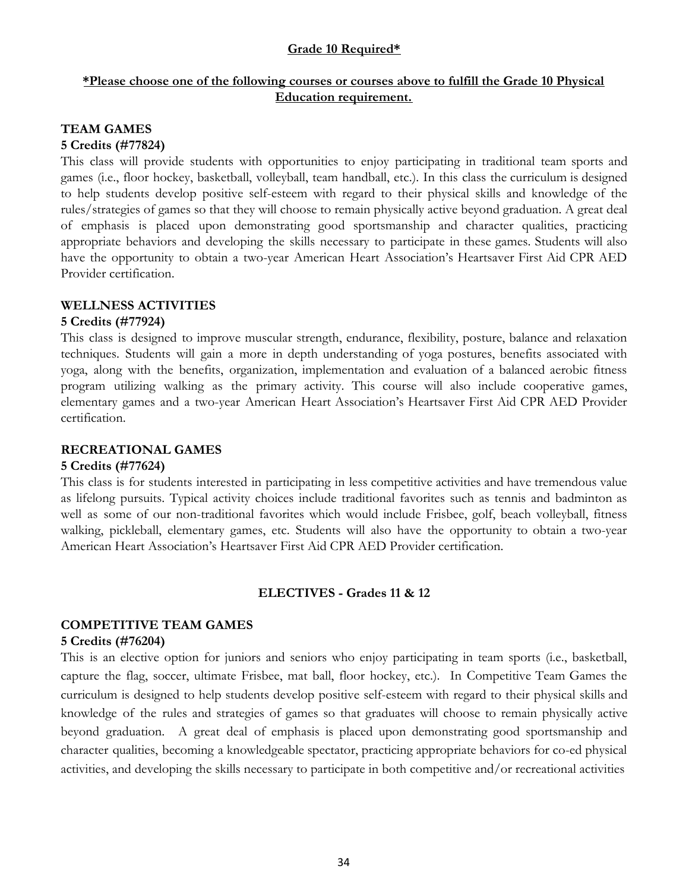**Grade 10 Required***

***Please choose one of the following courses or courses above to fulfill the Grade 10 Physical Education requirement.**

### TEAM GAMES

**5 Credits (#77824)**

This class will provide students with opportunities to enjoy participating in traditional team sports and games (i.e., floor hockey, basketball, volleyball, team handball, etc.). In this class the curriculum is designed to help students develop positive self-esteem with regard to their physical skills and knowledge of the rules/strategies of games so that they will choose to remain physically active beyond graduation. A great deal of emphasis is placed upon demonstrating good sportsmanship and character qualities, practicing appropriate behaviors and developing the skills necessary to participate in these games. Students will also have the opportunity to obtain a two-year American Heart Association's Heartsaver First Aid CPR AED Provider certification.

### WELLNESS ACTIVITIES

**5 Credits (#77924)**

This class is designed to improve muscular strength, endurance, flexibility, posture, balance and relaxation techniques. Students will gain a more in depth understanding of yoga postures, benefits associated with yoga, along with the benefits, organization, implementation and evaluation of a balanced aerobic fitness program utilizing walking as the primary activity. This course will also include cooperative games, elementary games and a two-year American Heart Association's Heartsaver First Aid CPR AED Provider certification.

### RECREATIONAL GAMES

**5 Credits (#77624)**

This class is for students interested in participating in less competitive activities and have tremendous value as lifelong pursuits. Typical activity choices include traditional favorites such as tennis and badminton as well as some of our non-traditional favorites which would include Frisbee, golf, beach volleyball, fitness walking, pickleball, elementary games, etc. Students will also have the opportunity to obtain a two-year American Heart Association's Heartsaver First Aid CPR AED Provider certification.

## ELECTIVES - Grades 11 & 12

### COMPETITIVE TEAM GAMES

**5 Credits (#76204)**

This is an elective option for juniors and seniors who enjoy participating in team sports (i.e., basketball, capture the flag, soccer, ultimate Frisbee, mat ball, floor hockey, etc.). In Competitive Team Games the curriculum is designed to help students develop positive self-esteem with regard to their physical skills and knowledge of the rules and strategies of games so that graduates will choose to remain physically active beyond graduation. A great deal of emphasis is placed upon demonstrating good sportsmanship and character qualities, becoming a knowledgeable spectator, practicing appropriate behaviors for co-ed physical activities, and developing the skills necessary to participate in both competitive and/or recreational activities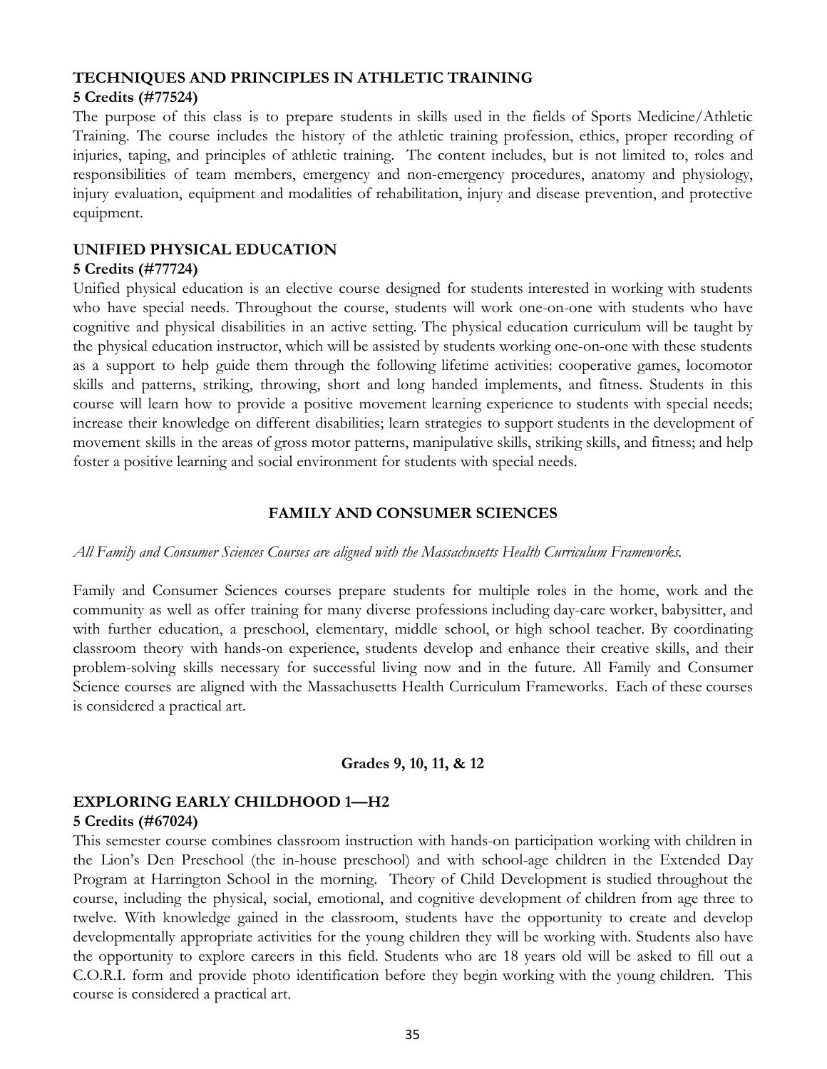### TECHNIQUES AND PRINCIPLES IN ATHLETIC TRAINING

**5 Credits (#77524)**

The purpose of this class is to prepare students in skills used in the fields of Sports Medicine/Athletic Training. The course includes the history of the athletic training profession, ethics, proper recording of injuries, taping, and principles of athletic training. The content includes, but is not limited to, roles and responsibilities of team members, emergency and non-emergency procedures, anatomy and physiology, injury evaluation, equipment and modalities of rehabilitation, injury and disease prevention, and protective equipment.

### UNIFIED PHYSICAL EDUCATION

**5 Credits (#77724)**

Unified physical education is an elective course designed for students interested in working with students who have special needs. Throughout the course, students will work one-on-one with students who have cognitive and physical disabilities in an active setting. The physical education curriculum will be taught by the physical education instructor, which will be assisted by students working one-on-one with these students as a support to help guide them through the following lifetime activities: cooperative games, locomotor skills and patterns, striking, throwing, short and long handed implements, and fitness. Students in this course will learn how to provide a positive movement learning experience to students with special needs; increase their knowledge on different disabilities; learn strategies to support students in the development of movement skills in the areas of gross motor patterns, manipulative skills, striking skills, and fitness; and help foster a positive learning and social environment for students with special needs.

## FAMILY AND CONSUMER SCIENCES

*All Family and Consumer Sciences Courses are aligned with the Massachusetts Health Curriculum Frameworks.*

Family and Consumer Sciences courses prepare students for multiple roles in the home, work and the community as well as offer training for many diverse professions including day-care worker, babysitter, and with further education, a preschool, elementary, middle school, or high school teacher. By coordinating classroom theory with hands-on experience, students develop and enhance their creative skills, and their problem-solving skills necessary for successful living now and in the future. All Family and Consumer Science courses are aligned with the Massachusetts Health Curriculum Frameworks. Each of these courses is considered a practical art.

**Grades 9, 10, 11, & 12**

### EXPLORING EARLY CHILDHOOD 1—H2

**5 Credits (#67024)**

This semester course combines classroom instruction with hands-on participation working with children in the Lion's Den Preschool (the in-house preschool) and with school-age children in the Extended Day Program at Harrington School in the morning. Theory of Child Development is studied throughout the course, including the physical, social, emotional, and cognitive development of children from age three to twelve. With knowledge gained in the classroom, students have the opportunity to create and develop developmentally appropriate activities for the young children they will be working with. Students also have the opportunity to explore careers in this field. Students who are 18 years old will be asked to fill out a C.O.R.I. form and provide photo identification before they begin working with the young children. This course is considered a practical art.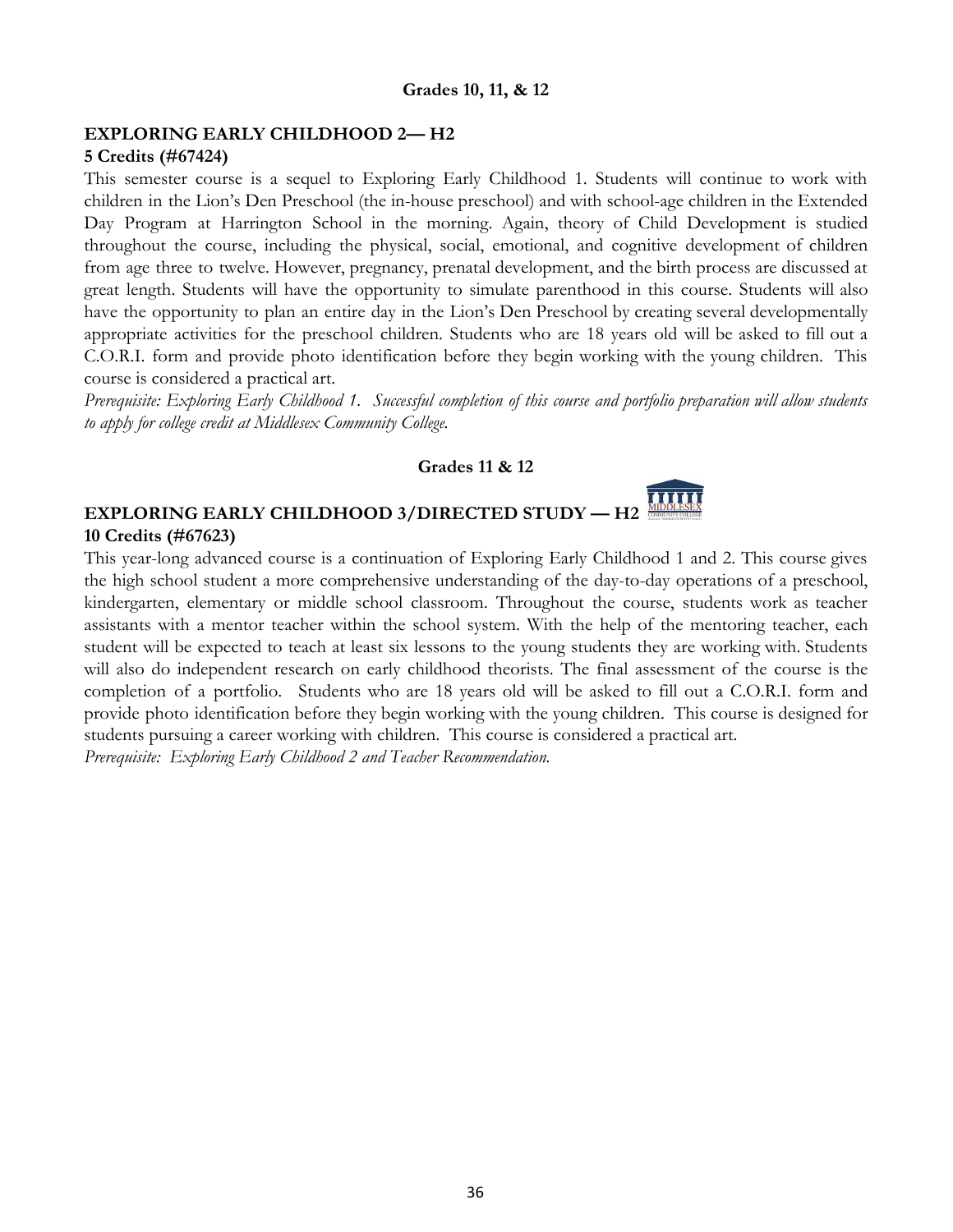**Grades 10, 11, & 12**

## EXPLORING EARLY CHILDHOOD 2— H2

**5 Credits (#67424)**

This semester course is a sequel to Exploring Early Childhood 1. Students will continue to work with children in the Lion's Den Preschool (the in-house preschool) and with school-age children in the Extended Day Program at Harrington School in the morning. Again, theory of Child Development is studied throughout the course, including the physical, social, emotional, and cognitive development of children from age three to twelve. However, pregnancy, prenatal development, and the birth process are discussed at great length. Students will have the opportunity to simulate parenthood in this course. Students will also have the opportunity to plan an entire day in the Lion's Den Preschool by creating several developmentally appropriate activities for the preschool children. Students who are 18 years old will be asked to fill out a C.O.R.I. form and provide photo identification before they begin working with the young children. This course is considered a practical art.

*Prerequisite: Exploring Early Childhood 1. Successful completion of this course and portfolio preparation will allow students to apply for college credit at Middlesex Community College.*

**Grades 11 & 12**

## EXPLORING EARLY CHILDHOOD 3/DIRECTED STUDY — H2

**10 Credits (#67623)**

This year-long advanced course is a continuation of Exploring Early Childhood 1 and 2. This course gives the high school student a more comprehensive understanding of the day-to-day operations of a preschool, kindergarten, elementary or middle school classroom. Throughout the course, students work as teacher assistants with a mentor teacher within the school system. With the help of the mentoring teacher, each student will be expected to teach at least six lessons to the young students they are working with. Students will also do independent research on early childhood theorists. The final assessment of the course is the completion of a portfolio. Students who are 18 years old will be asked to fill out a C.O.R.I. form and provide photo identification before they begin working with the young children. This course is designed for students pursuing a career working with children. This course is considered a practical art.

*Prerequisite: Exploring Early Childhood 2 and Teacher Recommendation.*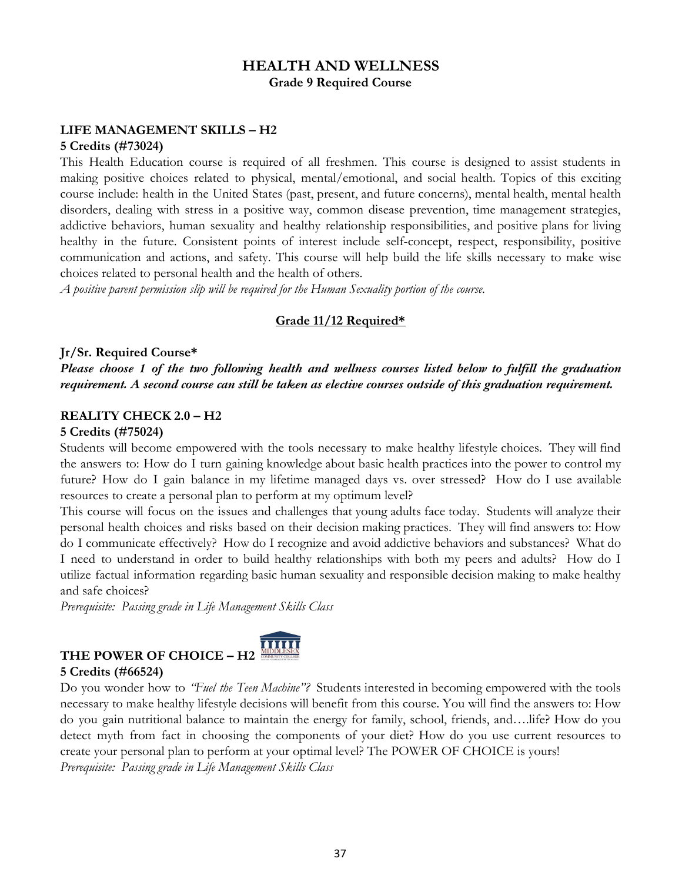# HEALTH AND WELLNESS

**Grade 9 Required Course**

## LIFE MANAGEMENT SKILLS – H2

**5 Credits (#73024)**

This Health Education course is required of all freshmen. This course is designed to assist students in making positive choices related to physical, mental/emotional, and social health. Topics of this exciting course include: health in the United States (past, present, and future concerns), mental health, mental health disorders, dealing with stress in a positive way, common disease prevention, time management strategies, addictive behaviors, human sexuality and healthy relationship responsibilities, and positive plans for living healthy in the future. Consistent points of interest include self-concept, respect, responsibility, positive communication and actions, and safety. This course will help build the life skills necessary to make wise choices related to personal health and the health of others.

*A positive parent permission slip will be required for the Human Sexuality portion of the course.*

## Grade 11/12 Required*

**Jr/Sr. Required Course***

***Please choose 1 of the two following health and wellness courses listed below to fulfill the graduation requirement. A second course can still be taken as elective courses outside of this graduation requirement.***

## REALITY CHECK 2.0 – H2

**5 Credits (#75024)**

Students will become empowered with the tools necessary to make healthy lifestyle choices. They will find the answers to: How do I turn gaining knowledge about basic health practices into the power to control my future? How do I gain balance in my lifetime managed days vs. over stressed? How do I use available resources to create a personal plan to perform at my optimum level?

This course will focus on the issues and challenges that young adults face today. Students will analyze their personal health choices and risks based on their decision making practices. They will find answers to: How do I communicate effectively? How do I recognize and avoid addictive behaviors and substances? What do I need to understand in order to build healthy relationships with both my peers and adults? How do I utilize factual information regarding basic human sexuality and responsible decision making to make healthy and safe choices?

*Prerequisite: Passing grade in Life Management Skills Class*

## THE POWER OF CHOICE – H2

**5 Credits (#66524)**

Do you wonder how to *"Fuel the Teen Machine"?* Students interested in becoming empowered with the tools necessary to make healthy lifestyle decisions will benefit from this course. You will find the answers to: How do you gain nutritional balance to maintain the energy for family, school, friends, and….life? How do you detect myth from fact in choosing the components of your diet? How do you use current resources to create your personal plan to perform at your optimal level? The POWER OF CHOICE is yours!

*Prerequisite: Passing grade in Life Management Skills Class*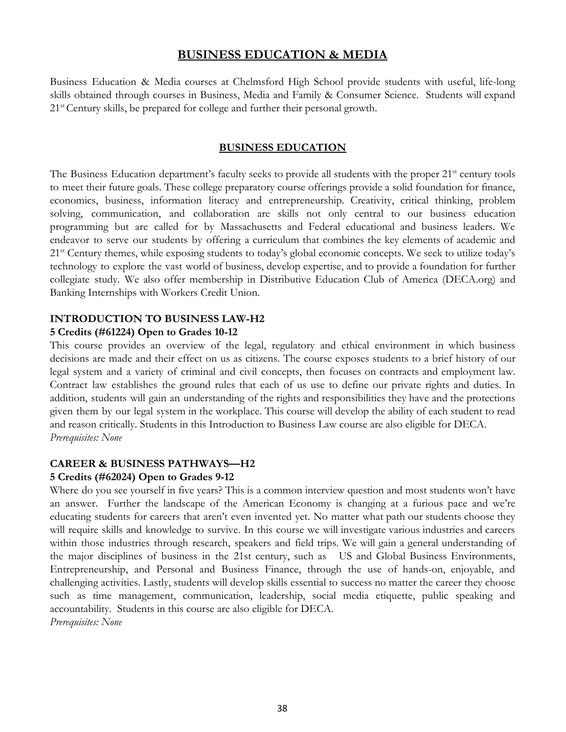# BUSINESS EDUCATION & MEDIA

Business Education & Media courses at Chelmsford High School provide students with useful, life-long skills obtained through courses in Business, Media and Family & Consumer Science. Students will expand 21st Century skills, be prepared for college and further their personal growth.

## BUSINESS EDUCATION

The Business Education department's faculty seeks to provide all students with the proper 21st century tools to meet their future goals. These college preparatory course offerings provide a solid foundation for finance, economics, business, information literacy and entrepreneurship. Creativity, critical thinking, problem solving, communication, and collaboration are skills not only central to our business education programming but are called for by Massachusetts and Federal educational and business leaders. We endeavor to serve our students by offering a curriculum that combines the key elements of academic and 21st Century themes, while exposing students to today's global economic concepts. We seek to utilize today's technology to explore the vast world of business, develop expertise, and to provide a foundation for further collegiate study. We also offer membership in Distributive Education Club of America (DECA.org) and Banking Internships with Workers Credit Union.

### INTRODUCTION TO BUSINESS LAW-H2

**5 Credits (#61224) Open to Grades 10-12**

This course provides an overview of the legal, regulatory and ethical environment in which business decisions are made and their effect on us as citizens. The course exposes students to a brief history of our legal system and a variety of criminal and civil concepts, then focuses on contracts and employment law. Contract law establishes the ground rules that each of us use to define our private rights and duties. In addition, students will gain an understanding of the rights and responsibilities they have and the protections given them by our legal system in the workplace. This course will develop the ability of each student to read and reason critically. Students in this Introduction to Business Law course are also eligible for DECA.

*Prerequisites: None*

### CAREER & BUSINESS PATHWAYS—H2

**5 Credits (#62024) Open to Grades 9-12**

Where do you see yourself in five years? This is a common interview question and most students won't have an answer. Further the landscape of the American Economy is changing at a furious pace and we're educating students for careers that aren't even invented yet. No matter what path our students choose they will require skills and knowledge to survive. In this course we will investigate various industries and careers within those industries through research, speakers and field trips. We will gain a general understanding of the major disciplines of business in the 21st century, such as US and Global Business Environments, Entrepreneurship, and Personal and Business Finance, through the use of hands-on, enjoyable, and challenging activities. Lastly, students will develop skills essential to success no matter the career they choose such as time management, communication, leadership, social media etiquette, public speaking and accountability. Students in this course are also eligible for DECA.

*Prerequisites: None*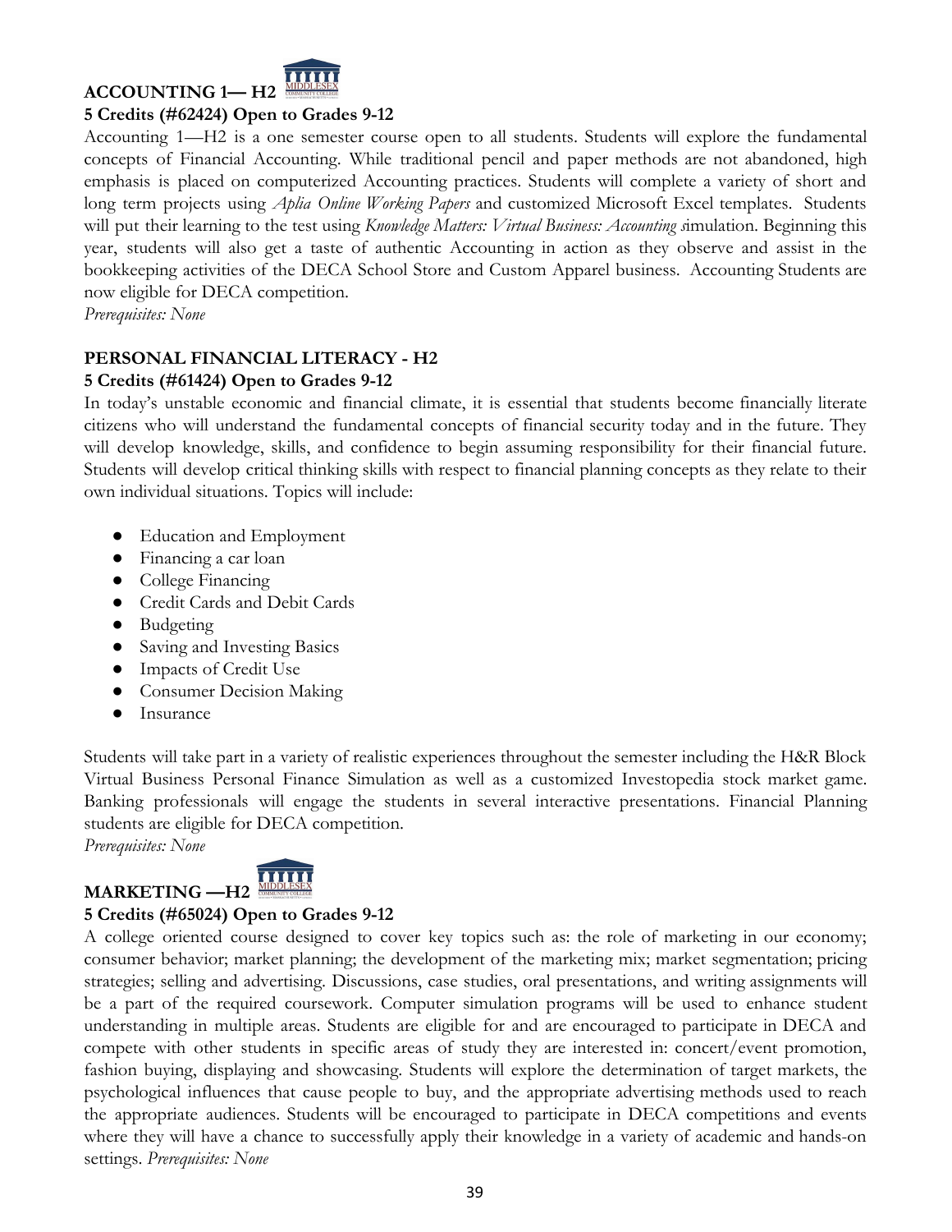## ACCOUNTING 1— H2

**5 Credits (#62424) Open to Grades 9-12**

Accounting 1—H2 is a one semester course open to all students. Students will explore the fundamental concepts of Financial Accounting. While traditional pencil and paper methods are not abandoned, high emphasis is placed on computerized Accounting practices. Students will complete a variety of short and long term projects using *Aplia Online Working Papers* and customized Microsoft Excel templates. Students will put their learning to the test using *Knowledge Matters: Virtual Business: Accounting s*imulation. Beginning this year, students will also get a taste of authentic Accounting in action as they observe and assist in the bookkeeping activities of the DECA School Store and Custom Apparel business. Accounting Students are now eligible for DECA competition.

*Prerequisites: None*

## PERSONAL FINANCIAL LITERACY - H2

**5 Credits (#61424) Open to Grades 9-12**

In today's unstable economic and financial climate, it is essential that students become financially literate citizens who will understand the fundamental concepts of financial security today and in the future. They will develop knowledge, skills, and confidence to begin assuming responsibility for their financial future. Students will develop critical thinking skills with respect to financial planning concepts as they relate to their own individual situations. Topics will include:

- Education and Employment
- Financing a car loan
- College Financing
- Credit Cards and Debit Cards
- Budgeting
- Saving and Investing Basics
- Impacts of Credit Use
- Consumer Decision Making
- Insurance

Students will take part in a variety of realistic experiences throughout the semester including the H&R Block Virtual Business Personal Finance Simulation as well as a customized Investopedia stock market game. Banking professionals will engage the students in several interactive presentations. Financial Planning students are eligible for DECA competition.

*Prerequisites: None*

## MARKETING —H2

**5 Credits (#65024) Open to Grades 9-12**

A college oriented course designed to cover key topics such as: the role of marketing in our economy; consumer behavior; market planning; the development of the marketing mix; market segmentation; pricing strategies; selling and advertising. Discussions, case studies, oral presentations, and writing assignments will be a part of the required coursework. Computer simulation programs will be used to enhance student understanding in multiple areas. Students are eligible for and are encouraged to participate in DECA and compete with other students in specific areas of study they are interested in: concert/event promotion, fashion buying, displaying and showcasing. Students will explore the determination of target markets, the psychological influences that cause people to buy, and the appropriate advertising methods used to reach the appropriate audiences. Students will be encouraged to participate in DECA competitions and events where they will have a chance to successfully apply their knowledge in a variety of academic and hands-on settings. *Prerequisites: None*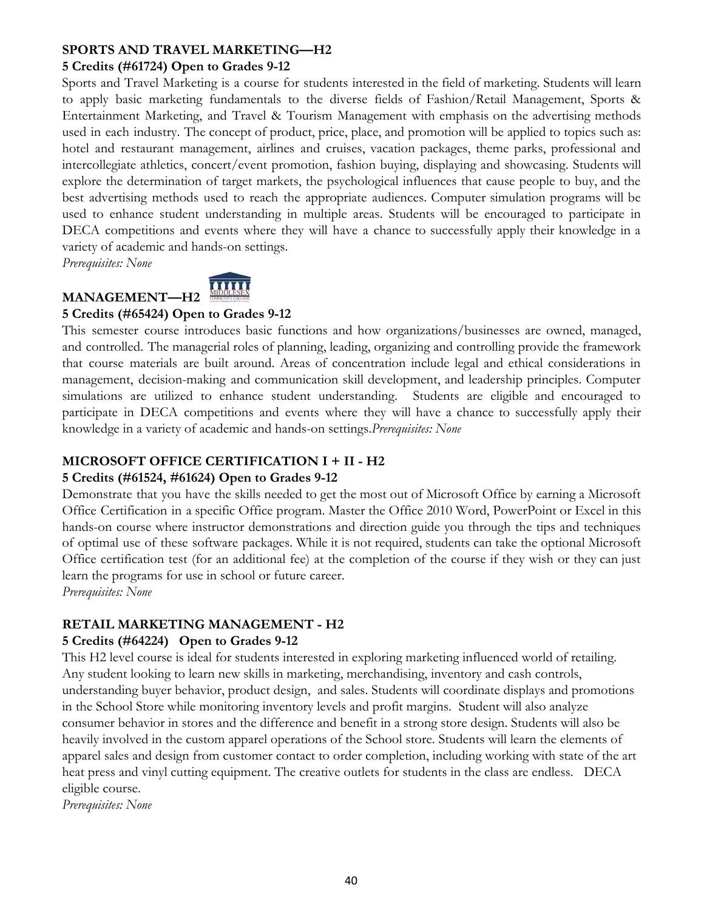### SPORTS AND TRAVEL MARKETING—H2

**5 Credits (#61724) Open to Grades 9-12**

Sports and Travel Marketing is a course for students interested in the field of marketing. Students will learn to apply basic marketing fundamentals to the diverse fields of Fashion/Retail Management, Sports & Entertainment Marketing, and Travel & Tourism Management with emphasis on the advertising methods used in each industry. The concept of product, price, place, and promotion will be applied to topics such as: hotel and restaurant management, airlines and cruises, vacation packages, theme parks, professional and intercollegiate athletics, concert/event promotion, fashion buying, displaying and showcasing. Students will explore the determination of target markets, the psychological influences that cause people to buy, and the best advertising methods used to reach the appropriate audiences. Computer simulation programs will be used to enhance student understanding in multiple areas. Students will be encouraged to participate in DECA competitions and events where they will have a chance to successfully apply their knowledge in a variety of academic and hands-on settings.

*Prerequisites: None*

### MANAGEMENT—H2

**5 Credits (#65424) Open to Grades 9-12**

This semester course introduces basic functions and how organizations/businesses are owned, managed, and controlled. The managerial roles of planning, leading, organizing and controlling provide the framework that course materials are built around. Areas of concentration include legal and ethical considerations in management, decision-making and communication skill development, and leadership principles. Computer simulations are utilized to enhance student understanding. Students are eligible and encouraged to participate in DECA competitions and events where they will have a chance to successfully apply their knowledge in a variety of academic and hands-on settings.*Prerequisites: None*

### MICROSOFT OFFICE CERTIFICATION I + II - H2

**5 Credits (#61524, #61624) Open to Grades 9-12**

Demonstrate that you have the skills needed to get the most out of Microsoft Office by earning a Microsoft Office Certification in a specific Office program. Master the Office 2010 Word, PowerPoint or Excel in this hands-on course where instructor demonstrations and direction guide you through the tips and techniques of optimal use of these software packages. While it is not required, students can take the optional Microsoft Office certification test (for an additional fee) at the completion of the course if they wish or they can just learn the programs for use in school or future career.

*Prerequisites: None*

### RETAIL MARKETING MANAGEMENT - H2

**5 Credits (#64224) Open to Grades 9-12**

This H2 level course is ideal for students interested in exploring marketing influenced world of retailing. Any student looking to learn new skills in marketing, merchandising, inventory and cash controls, understanding buyer behavior, product design, and sales. Students will coordinate displays and promotions in the School Store while monitoring inventory levels and profit margins. Student will also analyze consumer behavior in stores and the difference and benefit in a strong store design. Students will also be heavily involved in the custom apparel operations of the School store. Students will learn the elements of apparel sales and design from customer contact to order completion, including working with state of the art heat press and vinyl cutting equipment. The creative outlets for students in the class are endless. DECA eligible course.

*Prerequisites: None*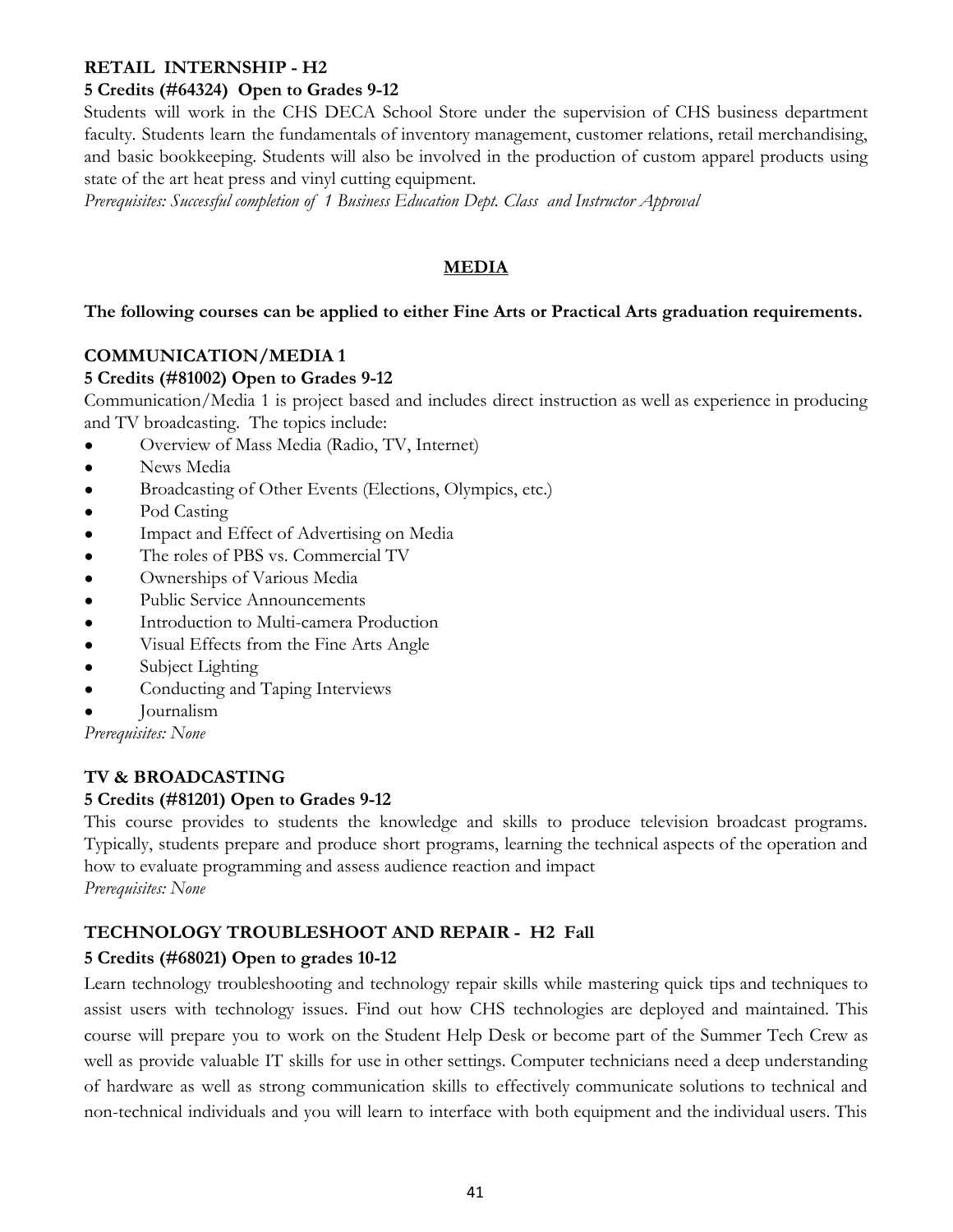**RETAIL INTERNSHIP - H2**

**5 Credits (#64324) Open to Grades 9-12**

Students will work in the CHS DECA School Store under the supervision of CHS business department faculty. Students learn the fundamentals of inventory management, customer relations, retail merchandising, and basic bookkeeping. Students will also be involved in the production of custom apparel products using state of the art heat press and vinyl cutting equipment.

*Prerequisites: Successful completion of 1 Business Education Dept. Class and Instructor Approval*

## MEDIA

**The following courses can be applied to either Fine Arts or Practical Arts graduation requirements.**

**COMMUNICATION/MEDIA 1**

**5 Credits (#81002) Open to Grades 9-12**

Communication/Media 1 is project based and includes direct instruction as well as experience in producing and TV broadcasting. The topics include:

- Overview of Mass Media (Radio, TV, Internet)
- News Media
- Broadcasting of Other Events (Elections, Olympics, etc.)
- Pod Casting
- Impact and Effect of Advertising on Media
- The roles of PBS vs. Commercial TV
- Ownerships of Various Media
- Public Service Announcements
- Introduction to Multi-camera Production
- Visual Effects from the Fine Arts Angle
- Subject Lighting
- Conducting and Taping Interviews
- Journalism

*Prerequisites: None*

**TV & BROADCASTING**

**5 Credits (#81201) Open to Grades 9-12**

This course provides to students the knowledge and skills to produce television broadcast programs. Typically, students prepare and produce short programs, learning the technical aspects of the operation and how to evaluate programming and assess audience reaction and impact

*Prerequisites: None*

**TECHNOLOGY TROUBLESHOOT AND REPAIR - H2 Fall**

**5 Credits (#68021) Open to grades 10-12**

Learn technology troubleshooting and technology repair skills while mastering quick tips and techniques to assist users with technology issues. Find out how CHS technologies are deployed and maintained. This course will prepare you to work on the Student Help Desk or become part of the Summer Tech Crew as well as provide valuable IT skills for use in other settings. Computer technicians need a deep understanding of hardware as well as strong communication skills to effectively communicate solutions to technical and non-technical individuals and you will learn to interface with both equipment and the individual users. This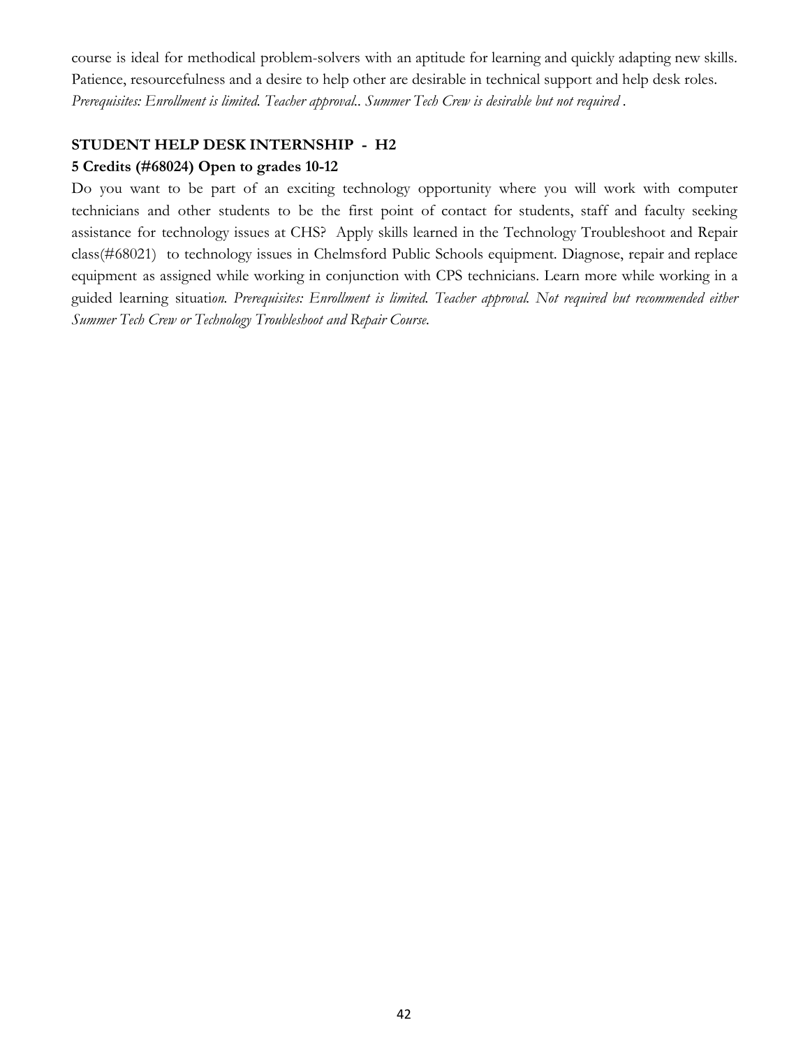course is ideal for methodical problem-solvers with an aptitude for learning and quickly adapting new skills. Patience, resourcefulness and a desire to help other are desirable in technical support and help desk roles. *Prerequisites: Enrollment is limited. Teacher approval.. Summer Tech Crew is desirable but not required .*

**STUDENT HELP DESK INTERNSHIP - H2**

**5 Credits (#68024) Open to grades 10-12**

Do you want to be part of an exciting technology opportunity where you will work with computer technicians and other students to be the first point of contact for students, staff and faculty seeking assistance for technology issues at CHS? Apply skills learned in the Technology Troubleshoot and Repair class(#68021) to technology issues in Chelmsford Public Schools equipment. Diagnose, repair and replace equipment as assigned while working in conjunction with CPS technicians. Learn more while working in a guided learning situati*on. Prerequisites: Enrollment is limited. Teacher approval. Not required but recommended either Summer Tech Crew or Technology Troubleshoot and Repair Course.*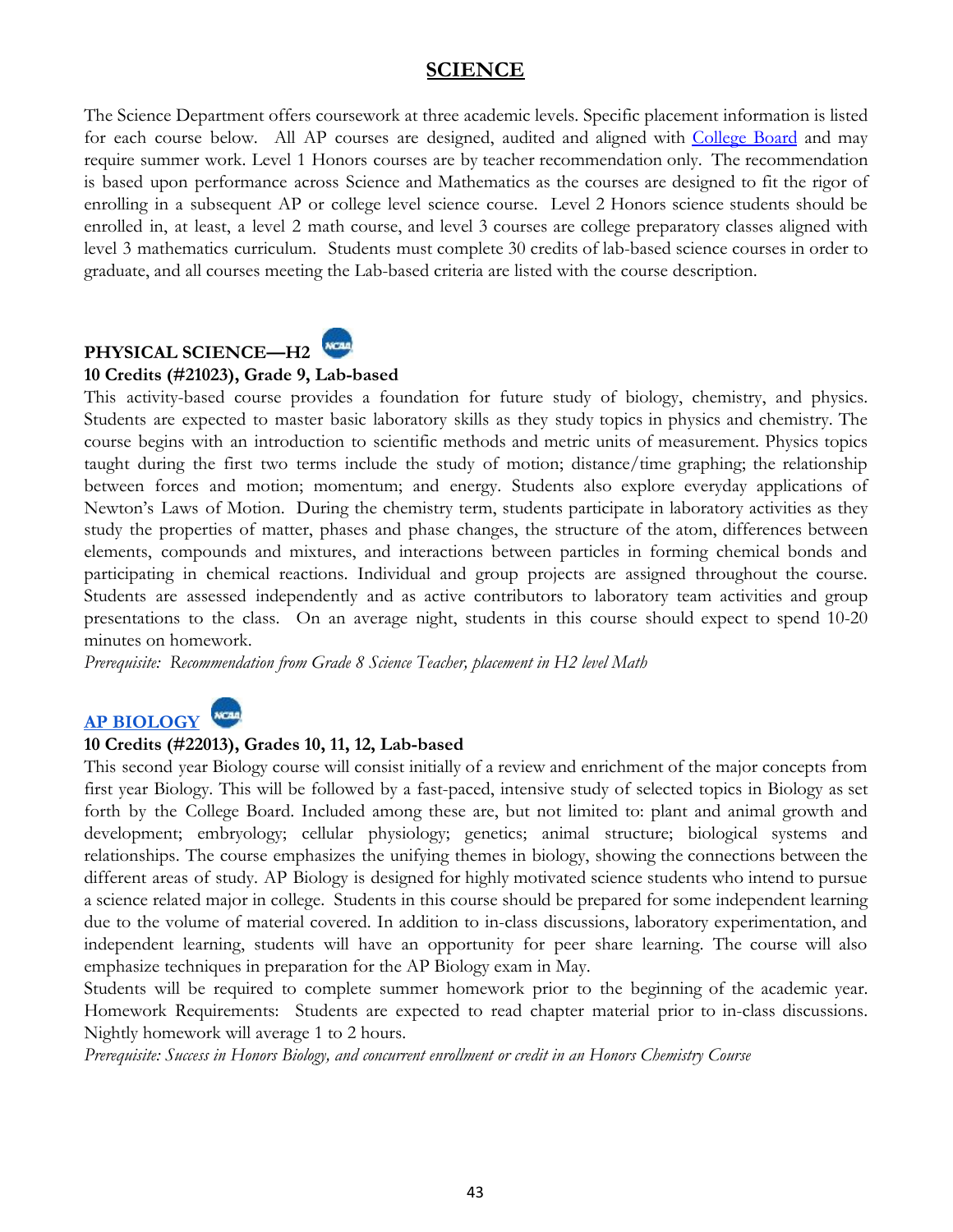# SCIENCE

The Science Department offers coursework at three academic levels. Specific placement information is listed for each course below. All AP courses are designed, audited and aligned with College Board and may require summer work. Level 1 Honors courses are by teacher recommendation only. The recommendation is based upon performance across Science and Mathematics as the courses are designed to fit the rigor of enrolling in a subsequent AP or college level science course. Level 2 Honors science students should be enrolled in, at least, a level 2 math course, and level 3 courses are college preparatory classes aligned with level 3 mathematics curriculum. Students must complete 30 credits of lab-based science courses in order to graduate, and all courses meeting the Lab-based criteria are listed with the course description.

## PHYSICAL SCIENCE—H2

**10 Credits (#21023), Grade 9, Lab-based**

This activity-based course provides a foundation for future study of biology, chemistry, and physics. Students are expected to master basic laboratory skills as they study topics in physics and chemistry. The course begins with an introduction to scientific methods and metric units of measurement. Physics topics taught during the first two terms include the study of motion; distance/time graphing; the relationship between forces and motion; momentum; and energy. Students also explore everyday applications of Newton's Laws of Motion. During the chemistry term, students participate in laboratory activities as they study the properties of matter, phases and phase changes, the structure of the atom, differences between elements, compounds and mixtures, and interactions between particles in forming chemical bonds and participating in chemical reactions. Individual and group projects are assigned throughout the course. Students are assessed independently and as active contributors to laboratory team activities and group presentations to the class. On an average night, students in this course should expect to spend 10-20 minutes on homework.

*Prerequisite: Recommendation from Grade 8 Science Teacher, placement in H2 level Math*

## AP BIOLOGY

**10 Credits (#22013), Grades 10, 11, 12, Lab-based**

This second year Biology course will consist initially of a review and enrichment of the major concepts from first year Biology. This will be followed by a fast-paced, intensive study of selected topics in Biology as set forth by the College Board. Included among these are, but not limited to: plant and animal growth and development; embryology; cellular physiology; genetics; animal structure; biological systems and relationships. The course emphasizes the unifying themes in biology, showing the connections between the different areas of study. AP Biology is designed for highly motivated science students who intend to pursue a science related major in college. Students in this course should be prepared for some independent learning due to the volume of material covered. In addition to in-class discussions, laboratory experimentation, and independent learning, students will have an opportunity for peer share learning. The course will also emphasize techniques in preparation for the AP Biology exam in May.

Students will be required to complete summer homework prior to the beginning of the academic year. Homework Requirements: Students are expected to read chapter material prior to in-class discussions. Nightly homework will average 1 to 2 hours.

*Prerequisite: Success in Honors Biology, and concurrent enrollment or credit in an Honors Chemistry Course*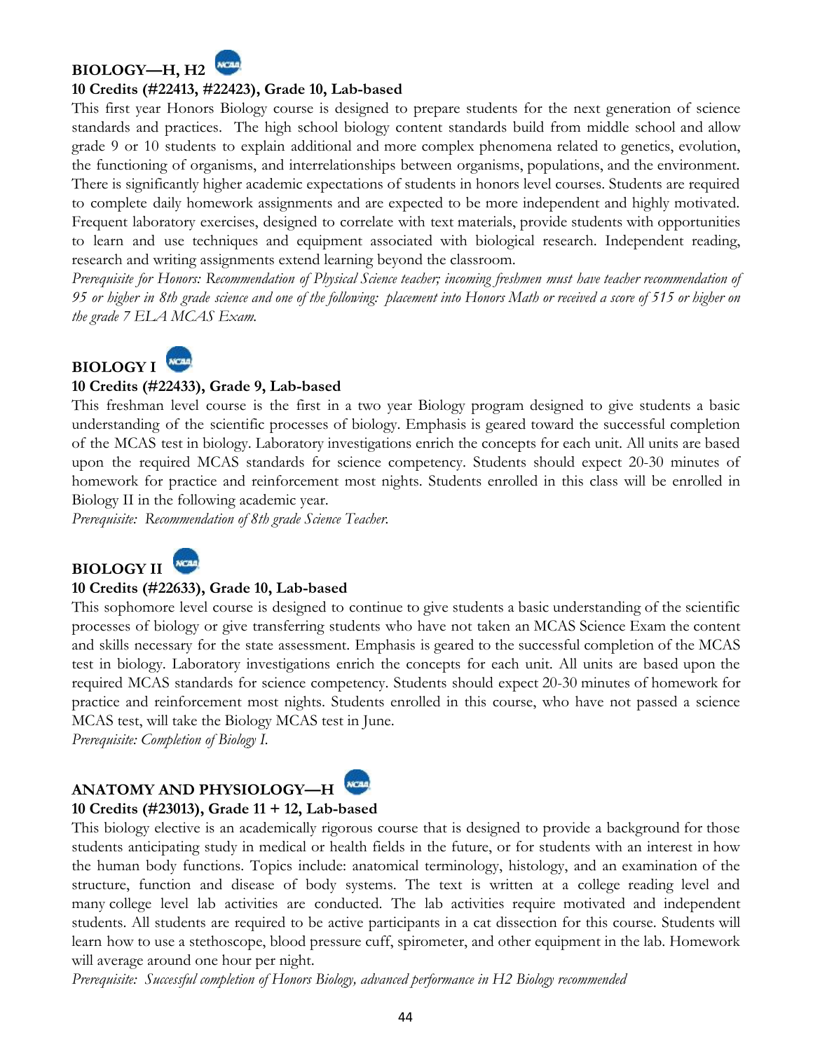## BIOLOGY—H, H2

**10 Credits (#22413, #22423), Grade 10, Lab-based**

This first year Honors Biology course is designed to prepare students for the next generation of science standards and practices. The high school biology content standards build from middle school and allow grade 9 or 10 students to explain additional and more complex phenomena related to genetics, evolution, the functioning of organisms, and interrelationships between organisms, populations, and the environment. There is significantly higher academic expectations of students in honors level courses. Students are required to complete daily homework assignments and are expected to be more independent and highly motivated. Frequent laboratory exercises, designed to correlate with text materials, provide students with opportunities to learn and use techniques and equipment associated with biological research. Independent reading, research and writing assignments extend learning beyond the classroom.

*Prerequisite for Honors: Recommendation of Physical Science teacher; incoming freshmen must have teacher recommendation of 95 or higher in 8th grade science and one of the following: placement into Honors Math or received a score of 515 or higher on the grade 7 ELA MCAS Exam.*

## BIOLOGY I

**10 Credits (#22433), Grade 9, Lab-based**

This freshman level course is the first in a two year Biology program designed to give students a basic understanding of the scientific processes of biology. Emphasis is geared toward the successful completion of the MCAS test in biology. Laboratory investigations enrich the concepts for each unit. All units are based upon the required MCAS standards for science competency. Students should expect 20-30 minutes of homework for practice and reinforcement most nights. Students enrolled in this class will be enrolled in Biology II in the following academic year.

*Prerequisite: Recommendation of 8th grade Science Teacher.*

## BIOLOGY II

**10 Credits (#22633), Grade 10, Lab-based**

This sophomore level course is designed to continue to give students a basic understanding of the scientific processes of biology or give transferring students who have not taken an MCAS Science Exam the content and skills necessary for the state assessment. Emphasis is geared to the successful completion of the MCAS test in biology. Laboratory investigations enrich the concepts for each unit. All units are based upon the required MCAS standards for science competency. Students should expect 20-30 minutes of homework for practice and reinforcement most nights. Students enrolled in this course, who have not passed a science MCAS test, will take the Biology MCAS test in June.

*Prerequisite: Completion of Biology I.*

## ANATOMY AND PHYSIOLOGY—H

**10 Credits (#23013), Grade 11 + 12, Lab-based**

This biology elective is an academically rigorous course that is designed to provide a background for those students anticipating study in medical or health fields in the future, or for students with an interest in how the human body functions. Topics include: anatomical terminology, histology, and an examination of the structure, function and disease of body systems. The text is written at a college reading level and many college level lab activities are conducted. The lab activities require motivated and independent students. All students are required to be active participants in a cat dissection for this course. Students will learn how to use a stethoscope, blood pressure cuff, spirometer, and other equipment in the lab. Homework will average around one hour per night.

*Prerequisite: Successful completion of Honors Biology, advanced performance in H2 Biology recommended*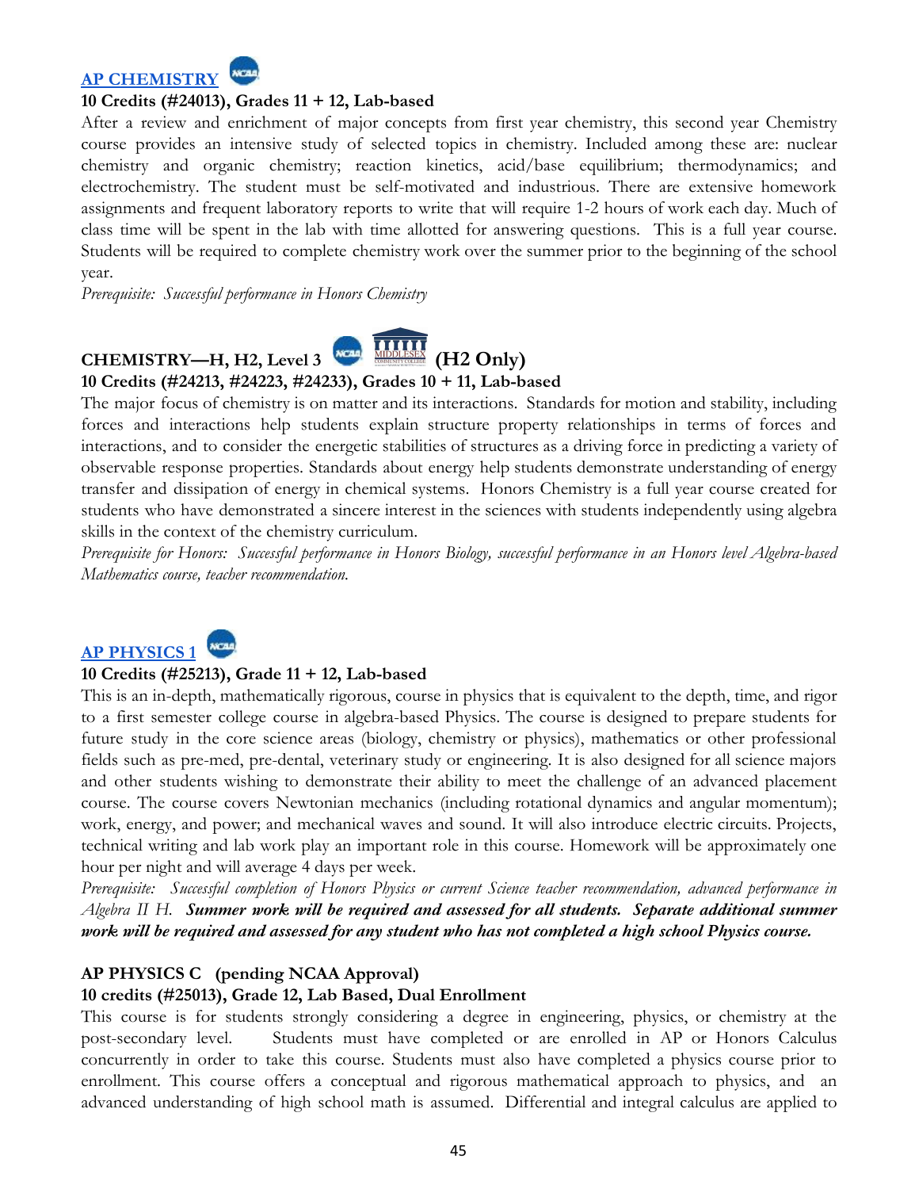## [AP CHEMISTRY]

**10 Credits (#24013), Grades 11 + 12, Lab-based**

After a review and enrichment of major concepts from first year chemistry, this second year Chemistry course provides an intensive study of selected topics in chemistry. Included among these are: nuclear chemistry and organic chemistry; reaction kinetics, acid/base equilibrium; thermodynamics; and electrochemistry. The student must be self-motivated and industrious. There are extensive homework assignments and frequent laboratory reports to write that will require 1-2 hours of work each day. Much of class time will be spent in the lab with time allotted for answering questions. This is a full year course. Students will be required to complete chemistry work over the summer prior to the beginning of the school year.

*Prerequisite: Successful performance in Honors Chemistry*

## CHEMISTRY—H, H2, Level 3 (H2 Only)

**10 Credits (#24213, #24223, #24233), Grades 10 + 11, Lab-based**

The major focus of chemistry is on matter and its interactions. Standards for motion and stability, including forces and interactions help students explain structure property relationships in terms of forces and interactions, and to consider the energetic stabilities of structures as a driving force in predicting a variety of observable response properties. Standards about energy help students demonstrate understanding of energy transfer and dissipation of energy in chemical systems. Honors Chemistry is a full year course created for students who have demonstrated a sincere interest in the sciences with students independently using algebra skills in the context of the chemistry curriculum.

*Prerequisite for Honors: Successful performance in Honors Biology, successful performance in an Honors level Algebra-based Mathematics course, teacher recommendation.*

## [AP PHYSICS 1]

**10 Credits (#25213), Grade 11 + 12, Lab-based**

This is an in-depth, mathematically rigorous, course in physics that is equivalent to the depth, time, and rigor to a first semester college course in algebra-based Physics. The course is designed to prepare students for future study in the core science areas (biology, chemistry or physics), mathematics or other professional fields such as pre-med, pre-dental, veterinary study or engineering. It is also designed for all science majors and other students wishing to demonstrate their ability to meet the challenge of an advanced placement course. The course covers Newtonian mechanics (including rotational dynamics and angular momentum); work, energy, and power; and mechanical waves and sound. It will also introduce electric circuits. Projects, technical writing and lab work play an important role in this course. Homework will be approximately one hour per night and will average 4 days per week.

*Prerequisite: Successful completion of Honors Physics or current Science teacher recommendation, advanced performance in Algebra II H.* ***Summer work will be required and assessed for all students. Separate additional summer work will be required and assessed for any student who has not completed a high school Physics course.***

## AP PHYSICS C (pending NCAA Approval)

**10 credits (#25013), Grade 12, Lab Based, Dual Enrollment**

This course is for students strongly considering a degree in engineering, physics, or chemistry at the post-secondary level. Students must have completed or are enrolled in AP or Honors Calculus concurrently in order to take this course. Students must also have completed a physics course prior to enrollment. This course offers a conceptual and rigorous mathematical approach to physics, and an advanced understanding of high school math is assumed. Differential and integral calculus are applied to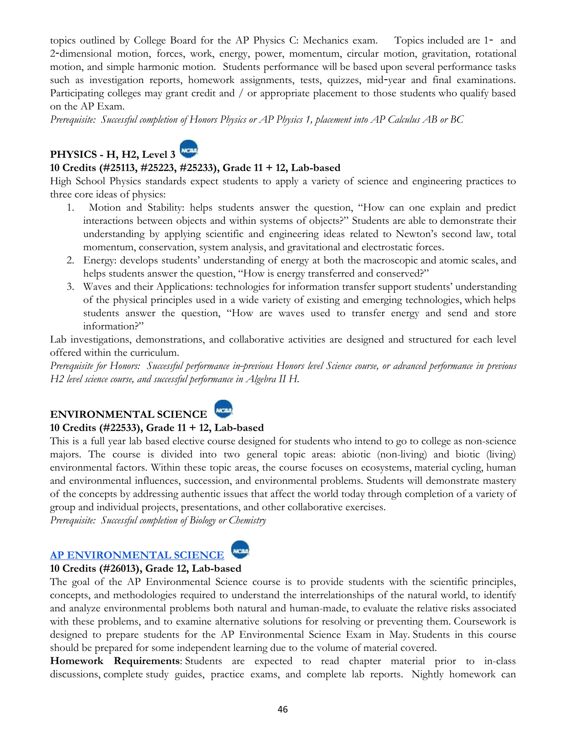topics outlined by College Board for the AP Physics C: Mechanics exam. Topics included are 1- and 2-dimensional motion, forces, work, energy, power, momentum, circular motion, gravitation, rotational motion, and simple harmonic motion. Students performance will be based upon several performance tasks such as investigation reports, homework assignments, tests, quizzes, mid-year and final examinations. Participating colleges may grant credit and / or appropriate placement to those students who qualify based on the AP Exam.

*Prerequisite: Successful completion of Honors Physics or AP Physics 1, placement into AP Calculus AB or BC*

## PHYSICS - H, H2, Level 3

**10 Credits (#25113, #25223, #25233), Grade 11 + 12, Lab-based**

High School Physics standards expect students to apply a variety of science and engineering practices to three core ideas of physics:

1. Motion and Stability: helps students answer the question, "How can one explain and predict interactions between objects and within systems of objects?" Students are able to demonstrate their understanding by applying scientific and engineering ideas related to Newton's second law, total momentum, conservation, system analysis, and gravitational and electrostatic forces.
2. Energy: develops students' understanding of energy at both the macroscopic and atomic scales, and helps students answer the question, "How is energy transferred and conserved?"
3. Waves and their Applications: technologies for information transfer support students' understanding of the physical principles used in a wide variety of existing and emerging technologies, which helps students answer the question, "How are waves used to transfer energy and send and store information?"

Lab investigations, demonstrations, and collaborative activities are designed and structured for each level offered within the curriculum.

*Prerequisite for Honors: Successful performance in previous Honors level Science course, or advanced performance in previous H2 level science course, and successful performance in Algebra II H.*

## ENVIRONMENTAL SCIENCE

**10 Credits (#22533), Grade 11 + 12, Lab-based**

This is a full year lab based elective course designed for students who intend to go to college as non-science majors. The course is divided into two general topic areas: abiotic (non-living) and biotic (living) environmental factors. Within these topic areas, the course focuses on ecosystems, material cycling, human and environmental influences, succession, and environmental problems. Students will demonstrate mastery of the concepts by addressing authentic issues that affect the world today through completion of a variety of group and individual projects, presentations, and other collaborative exercises.

*Prerequisite: Successful completion of Biology or Chemistry*

## AP ENVIRONMENTAL SCIENCE

**10 Credits (#26013), Grade 12, Lab-based**

The goal of the AP Environmental Science course is to provide students with the scientific principles, concepts, and methodologies required to understand the interrelationships of the natural world, to identify and analyze environmental problems both natural and human-made, to evaluate the relative risks associated with these problems, and to examine alternative solutions for resolving or preventing them. Coursework is designed to prepare students for the AP Environmental Science Exam in May. Students in this course should be prepared for some independent learning due to the volume of material covered.

**Homework Requirements**: Students are expected to read chapter material prior to in-class discussions, complete study guides, practice exams, and complete lab reports. Nightly homework can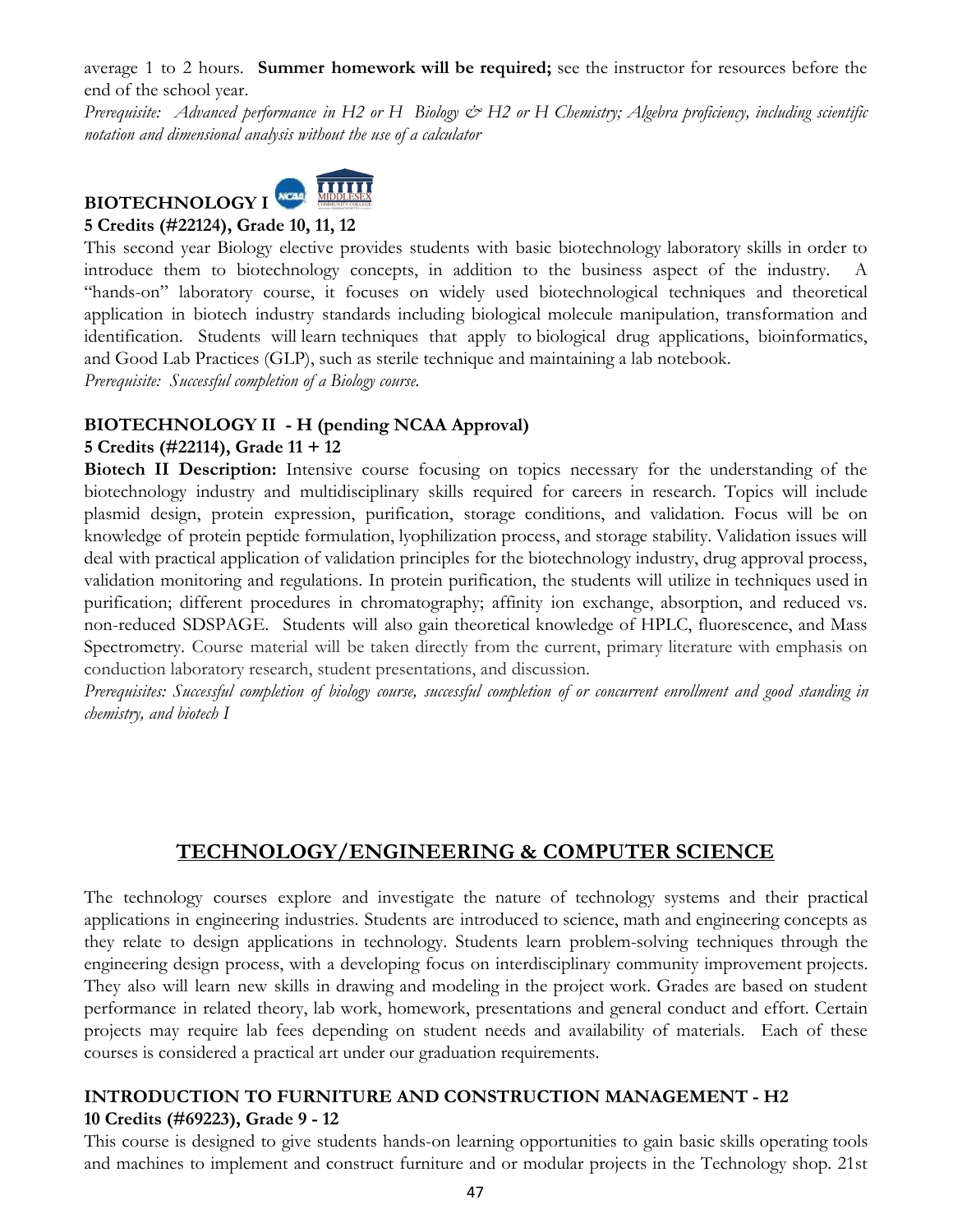average 1 to 2 hours. **Summer homework will be required;** see the instructor for resources before the end of the school year.

*Prerequisite: Advanced performance in H2 or H Biology & H2 or H Chemistry; Algebra proficiency, including scientific notation and dimensional analysis without the use of a calculator*

### BIOTECHNOLOGY I

**5 Credits (#22124), Grade 10, 11, 12**

This second year Biology elective provides students with basic biotechnology laboratory skills in order to introduce them to biotechnology concepts, in addition to the business aspect of the industry. A "hands-on" laboratory course, it focuses on widely used biotechnological techniques and theoretical application in biotech industry standards including biological molecule manipulation, transformation and identification. Students will learn techniques that apply to biological drug applications, bioinformatics, and Good Lab Practices (GLP), such as sterile technique and maintaining a lab notebook.

*Prerequisite: Successful completion of a Biology course.*

### BIOTECHNOLOGY II - H (pending NCAA Approval)

**5 Credits (#22114), Grade 11 + 12**

**Biotech II Description:** Intensive course focusing on topics necessary for the understanding of the biotechnology industry and multidisciplinary skills required for careers in research. Topics will include plasmid design, protein expression, purification, storage conditions, and validation. Focus will be on knowledge of protein peptide formulation, lyophilization process, and storage stability. Validation issues will deal with practical application of validation principles for the biotechnology industry, drug approval process, validation monitoring and regulations. In protein purification, the students will utilize in techniques used in purification; different procedures in chromatography; affinity ion exchange, absorption, and reduced vs. non-reduced SDSPAGE. Students will also gain theoretical knowledge of HPLC, fluorescence, and Mass Spectrometry. Course material will be taken directly from the current, primary literature with emphasis on conduction laboratory research, student presentations, and discussion.

*Prerequisites: Successful completion of biology course, successful completion of or concurrent enrollment and good standing in chemistry, and biotech I*

## TECHNOLOGY/ENGINEERING & COMPUTER SCIENCE

The technology courses explore and investigate the nature of technology systems and their practical applications in engineering industries. Students are introduced to science, math and engineering concepts as they relate to design applications in technology. Students learn problem-solving techniques through the engineering design process, with a developing focus on interdisciplinary community improvement projects. They also will learn new skills in drawing and modeling in the project work. Grades are based on student performance in related theory, lab work, homework, presentations and general conduct and effort. Certain projects may require lab fees depending on student needs and availability of materials. Each of these courses is considered a practical art under our graduation requirements.

### INTRODUCTION TO FURNITURE AND CONSTRUCTION MANAGEMENT - H2

**10 Credits (#69223), Grade 9 - 12**

This course is designed to give students hands-on learning opportunities to gain basic skills operating tools and machines to implement and construct furniture and or modular projects in the Technology shop. 21st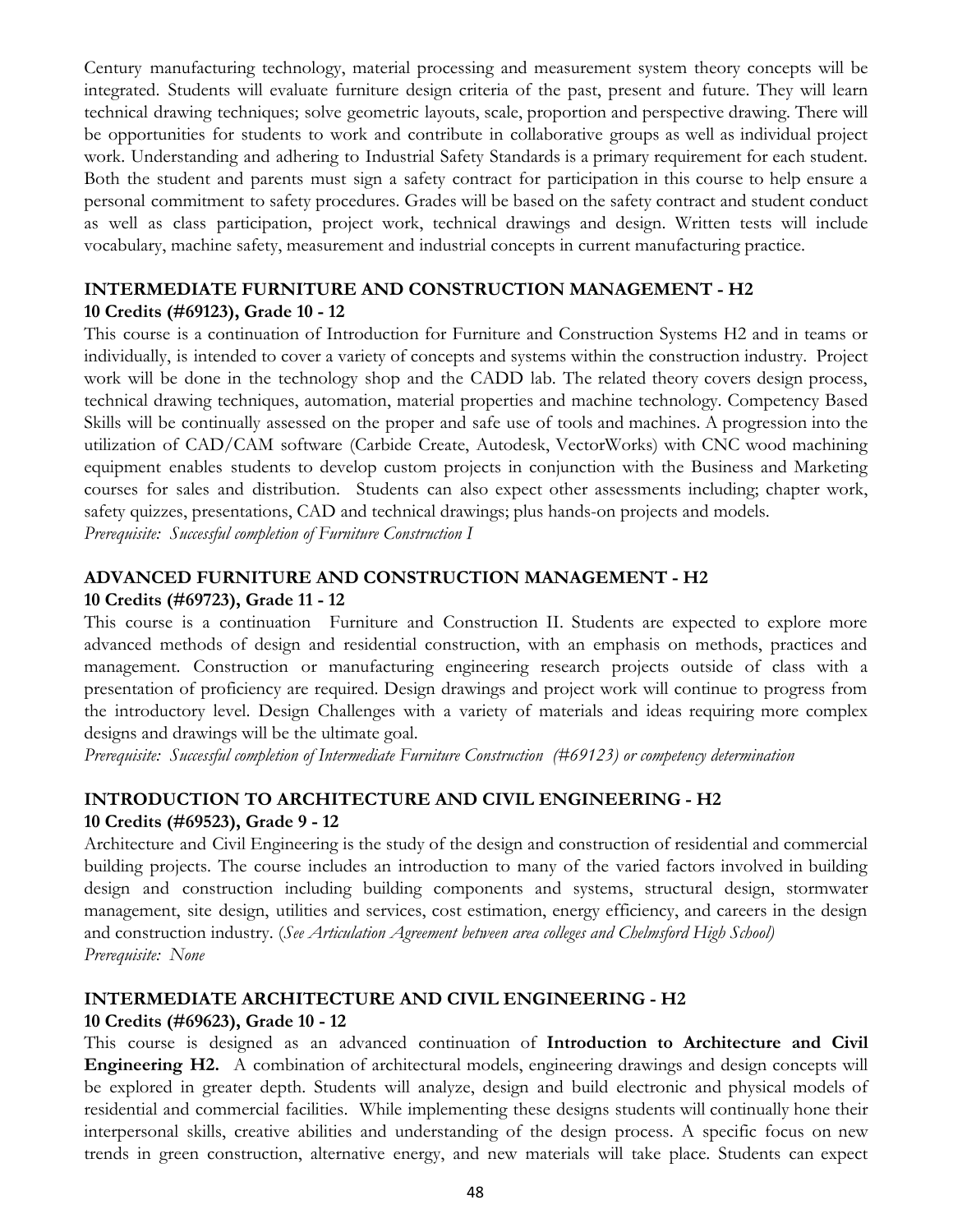Century manufacturing technology, material processing and measurement system theory concepts will be integrated. Students will evaluate furniture design criteria of the past, present and future. They will learn technical drawing techniques; solve geometric layouts, scale, proportion and perspective drawing. There will be opportunities for students to work and contribute in collaborative groups as well as individual project work. Understanding and adhering to Industrial Safety Standards is a primary requirement for each student. Both the student and parents must sign a safety contract for participation in this course to help ensure a personal commitment to safety procedures. Grades will be based on the safety contract and student conduct as well as class participation, project work, technical drawings and design. Written tests will include vocabulary, machine safety, measurement and industrial concepts in current manufacturing practice.

### INTERMEDIATE FURNITURE AND CONSTRUCTION MANAGEMENT - H2

**10 Credits (#69123), Grade 10 - 12**

This course is a continuation of Introduction for Furniture and Construction Systems H2 and in teams or individually, is intended to cover a variety of concepts and systems within the construction industry. Project work will be done in the technology shop and the CADD lab. The related theory covers design process, technical drawing techniques, automation, material properties and machine technology. Competency Based Skills will be continually assessed on the proper and safe use of tools and machines. A progression into the utilization of CAD/CAM software (Carbide Create, Autodesk, VectorWorks) with CNC wood machining equipment enables students to develop custom projects in conjunction with the Business and Marketing courses for sales and distribution. Students can also expect other assessments including; chapter work, safety quizzes, presentations, CAD and technical drawings; plus hands-on projects and models.

*Prerequisite: Successful completion of Furniture Construction I*

### ADVANCED FURNITURE AND CONSTRUCTION MANAGEMENT - H2

**10 Credits (#69723), Grade 11 - 12**

This course is a continuation Furniture and Construction II. Students are expected to explore more advanced methods of design and residential construction, with an emphasis on methods, practices and management. Construction or manufacturing engineering research projects outside of class with a presentation of proficiency are required. Design drawings and project work will continue to progress from the introductory level. Design Challenges with a variety of materials and ideas requiring more complex designs and drawings will be the ultimate goal.

*Prerequisite: Successful completion of Intermediate Furniture Construction (#69123) or competency determination*

### INTRODUCTION TO ARCHITECTURE AND CIVIL ENGINEERING - H2

**10 Credits (#69523), Grade 9 - 12**

Architecture and Civil Engineering is the study of the design and construction of residential and commercial building projects. The course includes an introduction to many of the varied factors involved in building design and construction including building components and systems, structural design, stormwater management, site design, utilities and services, cost estimation, energy efficiency, and careers in the design and construction industry. (*See Articulation Agreement between area colleges and Chelmsford High School)*

*Prerequisite: None*

### INTERMEDIATE ARCHITECTURE AND CIVIL ENGINEERING - H2

**10 Credits (#69623), Grade 10 - 12**

This course is designed as an advanced continuation of **Introduction to Architecture and Civil Engineering H2.** A combination of architectural models, engineering drawings and design concepts will be explored in greater depth. Students will analyze, design and build electronic and physical models of residential and commercial facilities. While implementing these designs students will continually hone their interpersonal skills, creative abilities and understanding of the design process. A specific focus on new trends in green construction, alternative energy, and new materials will take place. Students can expect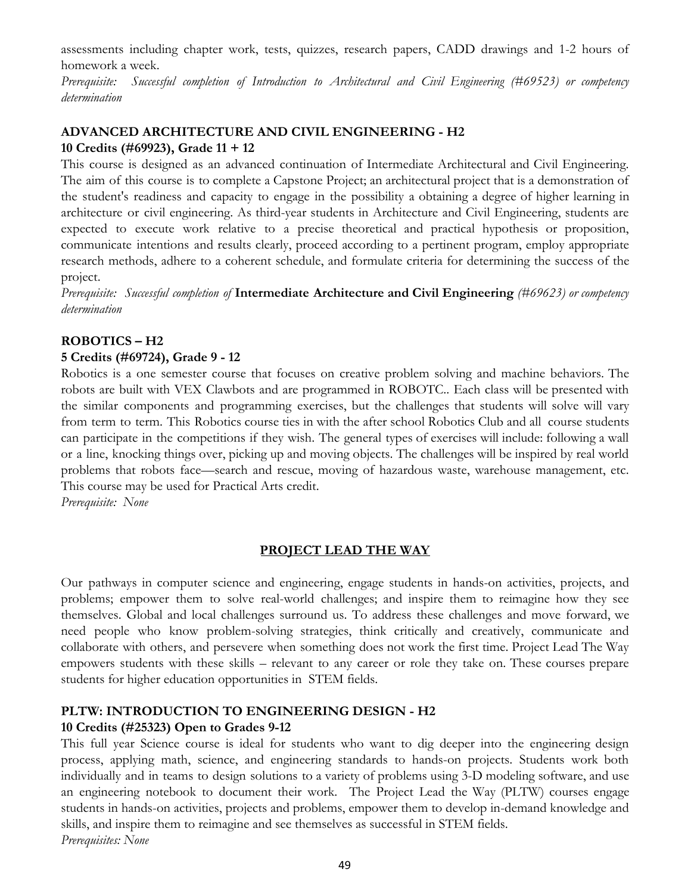assessments including chapter work, tests, quizzes, research papers, CADD drawings and 1-2 hours of homework a week.

*Prerequisite: Successful completion of Introduction to Architectural and Civil Engineering (#69523) or competency determination*

### ADVANCED ARCHITECTURE AND CIVIL ENGINEERING - H2

**10 Credits (#69923), Grade 11 + 12**

This course is designed as an advanced continuation of Intermediate Architectural and Civil Engineering. The aim of this course is to complete a Capstone Project; an architectural project that is a demonstration of the student's readiness and capacity to engage in the possibility a obtaining a degree of higher learning in architecture or civil engineering. As third-year students in Architecture and Civil Engineering, students are expected to execute work relative to a precise theoretical and practical hypothesis or proposition, communicate intentions and results clearly, proceed according to a pertinent program, employ appropriate research methods, adhere to a coherent schedule, and formulate criteria for determining the success of the project.

*Prerequisite: Successful completion of* **Intermediate Architecture and Civil Engineering** *(#69623) or competency determination*

### ROBOTICS – H2

**5 Credits (#69724), Grade 9 - 12**

Robotics is a one semester course that focuses on creative problem solving and machine behaviors. The robots are built with VEX Clawbots and are programmed in ROBOTC.. Each class will be presented with the similar components and programming exercises, but the challenges that students will solve will vary from term to term. This Robotics course ties in with the after school Robotics Club and all course students can participate in the competitions if they wish. The general types of exercises will include: following a wall or a line, knocking things over, picking up and moving objects. The challenges will be inspired by real world problems that robots face—search and rescue, moving of hazardous waste, warehouse management, etc. This course may be used for Practical Arts credit.

*Prerequisite: None*

## PROJECT LEAD THE WAY

Our pathways in computer science and engineering, engage students in hands-on activities, projects, and problems; empower them to solve real-world challenges; and inspire them to reimagine how they see themselves. Global and local challenges surround us. To address these challenges and move forward, we need people who know problem-solving strategies, think critically and creatively, communicate and collaborate with others, and persevere when something does not work the first time. Project Lead The Way empowers students with these skills – relevant to any career or role they take on. These courses prepare students for higher education opportunities in STEM fields.

### PLTW: INTRODUCTION TO ENGINEERING DESIGN - H2

**10 Credits (#25323) Open to Grades 9-12**

This full year Science course is ideal for students who want to dig deeper into the engineering design process, applying math, science, and engineering standards to hands-on projects. Students work both individually and in teams to design solutions to a variety of problems using 3-D modeling software, and use an engineering notebook to document their work. The Project Lead the Way (PLTW) courses engage students in hands-on activities, projects and problems, empower them to develop in-demand knowledge and skills, and inspire them to reimagine and see themselves as successful in STEM fields.

*Prerequisites: None*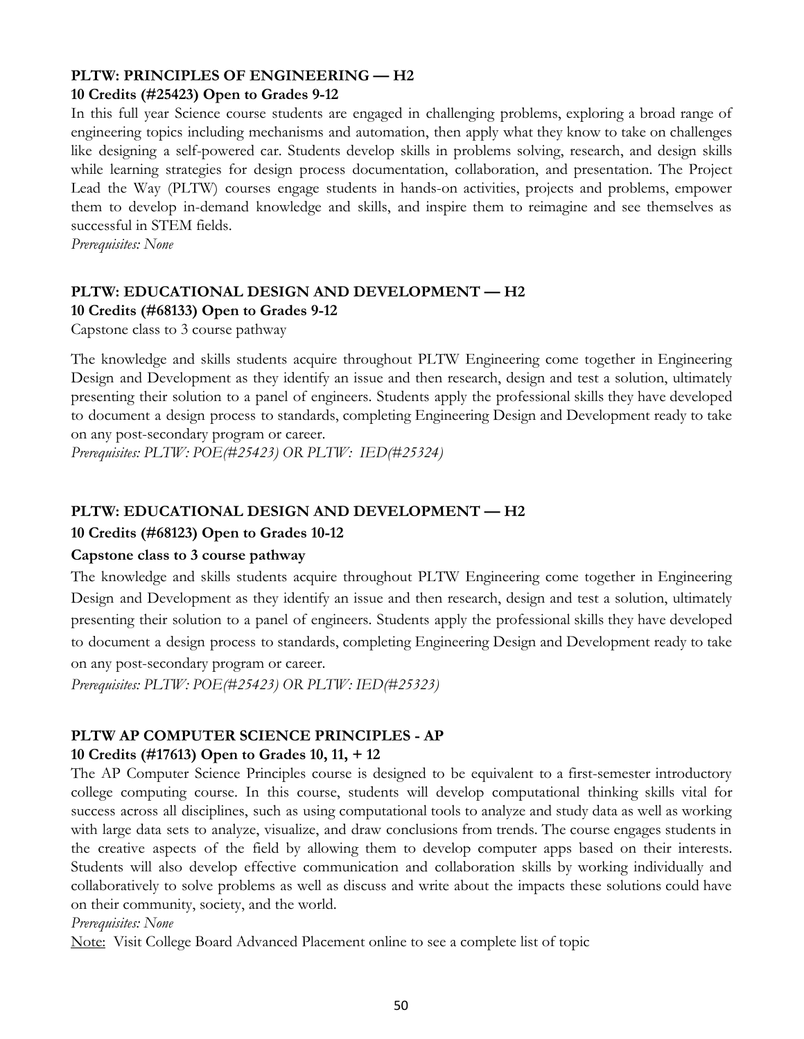### PLTW: PRINCIPLES OF ENGINEERING — H2

**10 Credits (#25423) Open to Grades 9-12**

In this full year Science course students are engaged in challenging problems, exploring a broad range of engineering topics including mechanisms and automation, then apply what they know to take on challenges like designing a self-powered car. Students develop skills in problems solving, research, and design skills while learning strategies for design process documentation, collaboration, and presentation. The Project Lead the Way (PLTW) courses engage students in hands-on activities, projects and problems, empower them to develop in-demand knowledge and skills, and inspire them to reimagine and see themselves as successful in STEM fields.

*Prerequisites: None*

### PLTW: EDUCATIONAL DESIGN AND DEVELOPMENT — H2

**10 Credits (#68133) Open to Grades 9-12**

Capstone class to 3 course pathway

The knowledge and skills students acquire throughout PLTW Engineering come together in Engineering Design and Development as they identify an issue and then research, design and test a solution, ultimately presenting their solution to a panel of engineers. Students apply the professional skills they have developed to document a design process to standards, completing Engineering Design and Development ready to take on any post-secondary program or career.

*Prerequisites: PLTW: POE(#25423) OR PLTW: IED(#25324)*

### PLTW: EDUCATIONAL DESIGN AND DEVELOPMENT — H2

**10 Credits (#68123) Open to Grades 10-12**

**Capstone class to 3 course pathway**

The knowledge and skills students acquire throughout PLTW Engineering come together in Engineering Design and Development as they identify an issue and then research, design and test a solution, ultimately presenting their solution to a panel of engineers. Students apply the professional skills they have developed to document a design process to standards, completing Engineering Design and Development ready to take on any post-secondary program or career.

*Prerequisites: PLTW: POE(#25423) OR PLTW: IED(#25323)*

### PLTW AP COMPUTER SCIENCE PRINCIPLES - AP

**10 Credits (#17613) Open to Grades 10, 11, + 12**

The AP Computer Science Principles course is designed to be equivalent to a first-semester introductory college computing course. In this course, students will develop computational thinking skills vital for success across all disciplines, such as using computational tools to analyze and study data as well as working with large data sets to analyze, visualize, and draw conclusions from trends. The course engages students in the creative aspects of the field by allowing them to develop computer apps based on their interests. Students will also develop effective communication and collaboration skills by working individually and collaboratively to solve problems as well as discuss and write about the impacts these solutions could have on their community, society, and the world.

*Prerequisites: None*

<u>Note:</u> Visit College Board Advanced Placement online to see a complete list of topic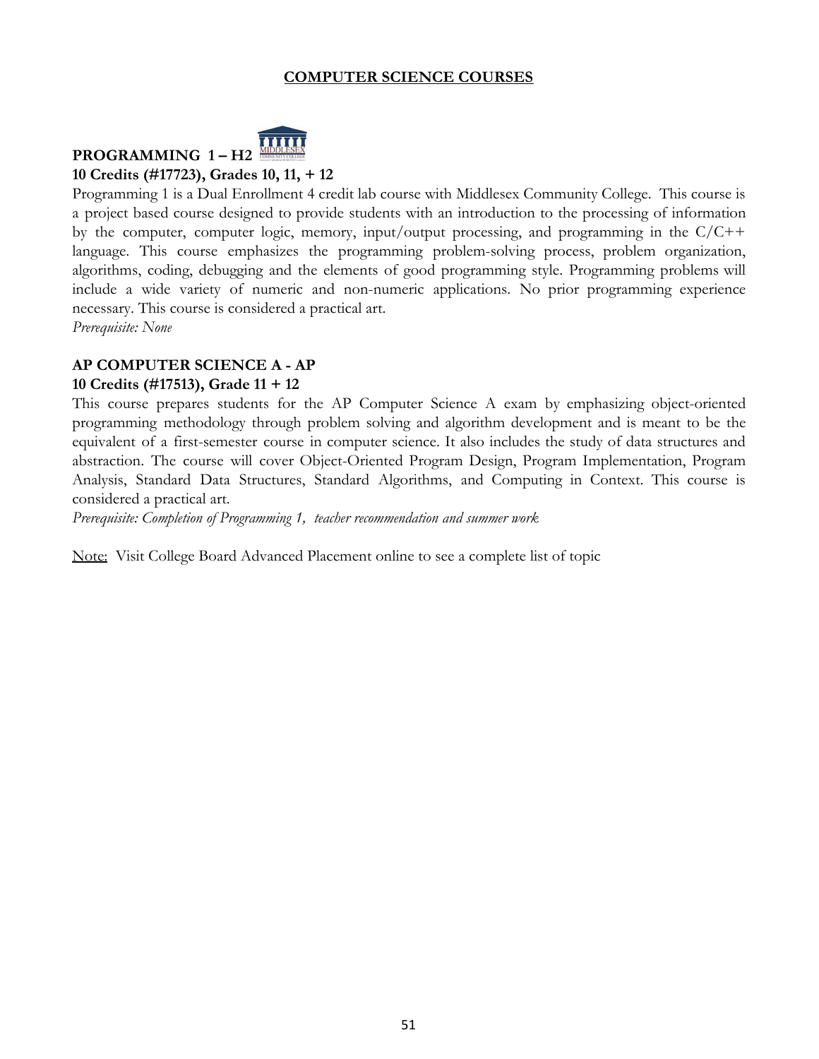# COMPUTER SCIENCE COURSES

## PROGRAMMING 1 – H2

**10 Credits (#17723), Grades 10, 11, + 12**

Programming 1 is a Dual Enrollment 4 credit lab course with Middlesex Community College. This course is a project based course designed to provide students with an introduction to the processing of information by the computer, computer logic, memory, input/output processing, and programming in the C/C++ language. This course emphasizes the programming problem-solving process, problem organization, algorithms, coding, debugging and the elements of good programming style. Programming problems will include a wide variety of numeric and non-numeric applications. No prior programming experience necessary. This course is considered a practical art.

*Prerequisite: None*

## AP COMPUTER SCIENCE A - AP

**10 Credits (#17513), Grade 11 + 12**

This course prepares students for the AP Computer Science A exam by emphasizing object-oriented programming methodology through problem solving and algorithm development and is meant to be the equivalent of a first-semester course in computer science. It also includes the study of data structures and abstraction. The course will cover Object-Oriented Program Design, Program Implementation, Program Analysis, Standard Data Structures, Standard Algorithms, and Computing in Context. This course is considered a practical art.

*Prerequisite: Completion of Programming 1, teacher recommendation and summer work*

Note: Visit College Board Advanced Placement online to see a complete list of topic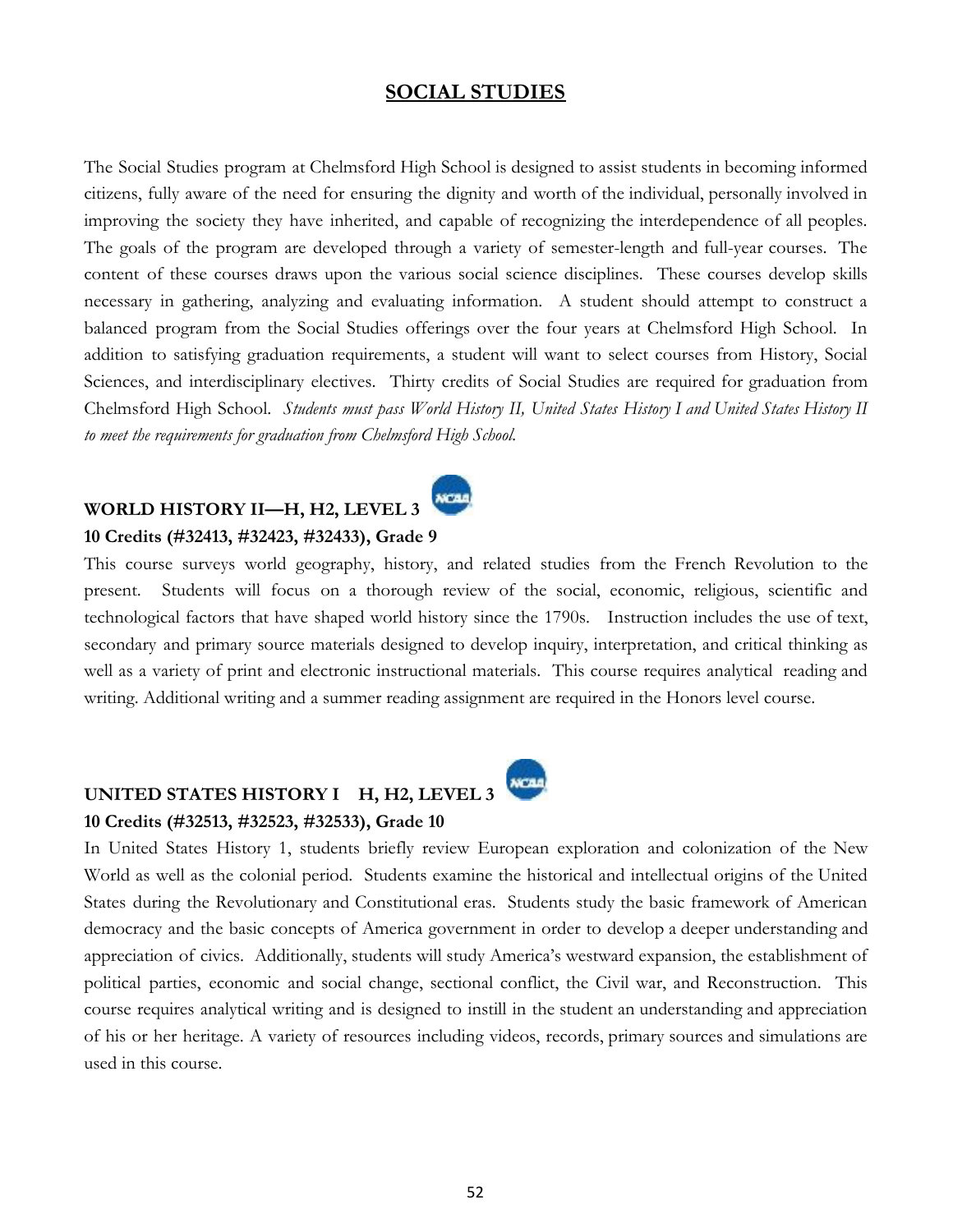# SOCIAL STUDIES

The Social Studies program at Chelmsford High School is designed to assist students in becoming informed citizens, fully aware of the need for ensuring the dignity and worth of the individual, personally involved in improving the society they have inherited, and capable of recognizing the interdependence of all peoples. The goals of the program are developed through a variety of semester-length and full-year courses. The content of these courses draws upon the various social science disciplines. These courses develop skills necessary in gathering, analyzing and evaluating information. A student should attempt to construct a balanced program from the Social Studies offerings over the four years at Chelmsford High School. In addition to satisfying graduation requirements, a student will want to select courses from History, Social Sciences, and interdisciplinary electives. Thirty credits of Social Studies are required for graduation from Chelmsford High School. *Students must pass World History II, United States History I and United States History II to meet the requirements for graduation from Chelmsford High School.*

### WORLD HISTORY II—H, H2, LEVEL 3
**10 Credits (#32413, #32423, #32433), Grade 9**

This course surveys world geography, history, and related studies from the French Revolution to the present. Students will focus on a thorough review of the social, economic, religious, scientific and technological factors that have shaped world history since the 1790s. Instruction includes the use of text, secondary and primary source materials designed to develop inquiry, interpretation, and critical thinking as well as a variety of print and electronic instructional materials. This course requires analytical reading and writing. Additional writing and a summer reading assignment are required in the Honors level course.

### UNITED STATES HISTORY I H, H2, LEVEL 3
**10 Credits (#32513, #32523, #32533), Grade 10**

In United States History 1, students briefly review European exploration and colonization of the New World as well as the colonial period. Students examine the historical and intellectual origins of the United States during the Revolutionary and Constitutional eras. Students study the basic framework of American democracy and the basic concepts of America government in order to develop a deeper understanding and appreciation of civics. Additionally, students will study America's westward expansion, the establishment of political parties, economic and social change, sectional conflict, the Civil war, and Reconstruction. This course requires analytical writing and is designed to instill in the student an understanding and appreciation of his or her heritage. A variety of resources including videos, records, primary sources and simulations are used in this course.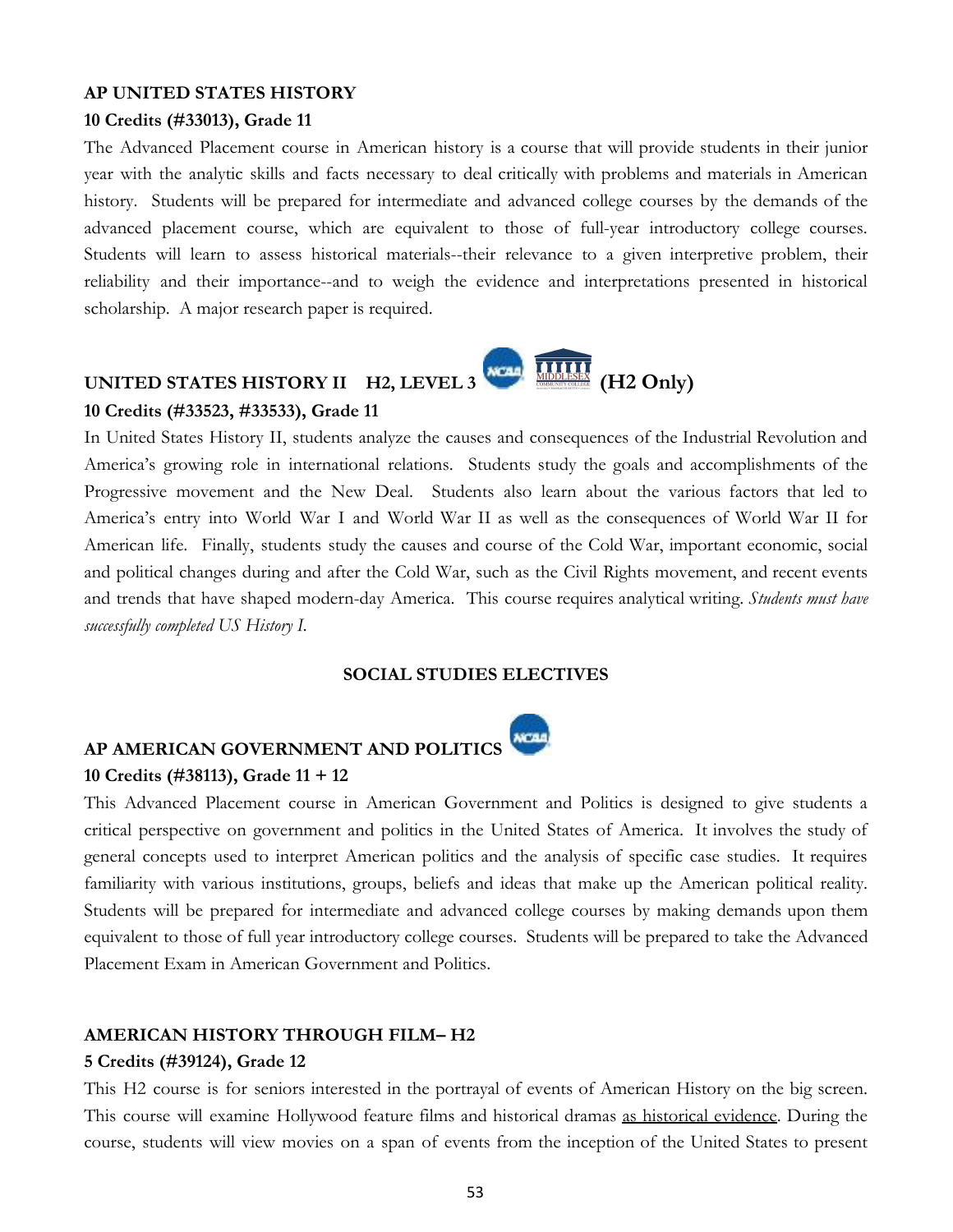**AP UNITED STATES HISTORY**

**10 Credits (#33013), Grade 11**

The Advanced Placement course in American history is a course that will provide students in their junior year with the analytic skills and facts necessary to deal critically with problems and materials in American history. Students will be prepared for intermediate and advanced college courses by the demands of the advanced placement course, which are equivalent to those of full-year introductory college courses. Students will learn to assess historical materials--their relevance to a given interpretive problem, their reliability and their importance--and to weigh the evidence and interpretations presented in historical scholarship. A major research paper is required.

**UNITED STATES HISTORY II H2, LEVEL 3 (H2 Only)**

**10 Credits (#33523, #33533), Grade 11**

In United States History II, students analyze the causes and consequences of the Industrial Revolution and America's growing role in international relations. Students study the goals and accomplishments of the Progressive movement and the New Deal. Students also learn about the various factors that led to America's entry into World War I and World War II as well as the consequences of World War II for American life. Finally, students study the causes and course of the Cold War, important economic, social and political changes during and after the Cold War, such as the Civil Rights movement, and recent events and trends that have shaped modern-day America. This course requires analytical writing. *Students must have successfully completed US History I.*

## SOCIAL STUDIES ELECTIVES

**AP AMERICAN GOVERNMENT AND POLITICS**

**10 Credits (#38113), Grade 11 + 12**

This Advanced Placement course in American Government and Politics is designed to give students a critical perspective on government and politics in the United States of America. It involves the study of general concepts used to interpret American politics and the analysis of specific case studies. It requires familiarity with various institutions, groups, beliefs and ideas that make up the American political reality. Students will be prepared for intermediate and advanced college courses by making demands upon them equivalent to those of full year introductory college courses. Students will be prepared to take the Advanced Placement Exam in American Government and Politics.

**AMERICAN HISTORY THROUGH FILM– H2**

**5 Credits (#39124), Grade 12**

This H2 course is for seniors interested in the portrayal of events of American History on the big screen. This course will examine Hollywood feature films and historical dramas as historical evidence. During the course, students will view movies on a span of events from the inception of the United States to present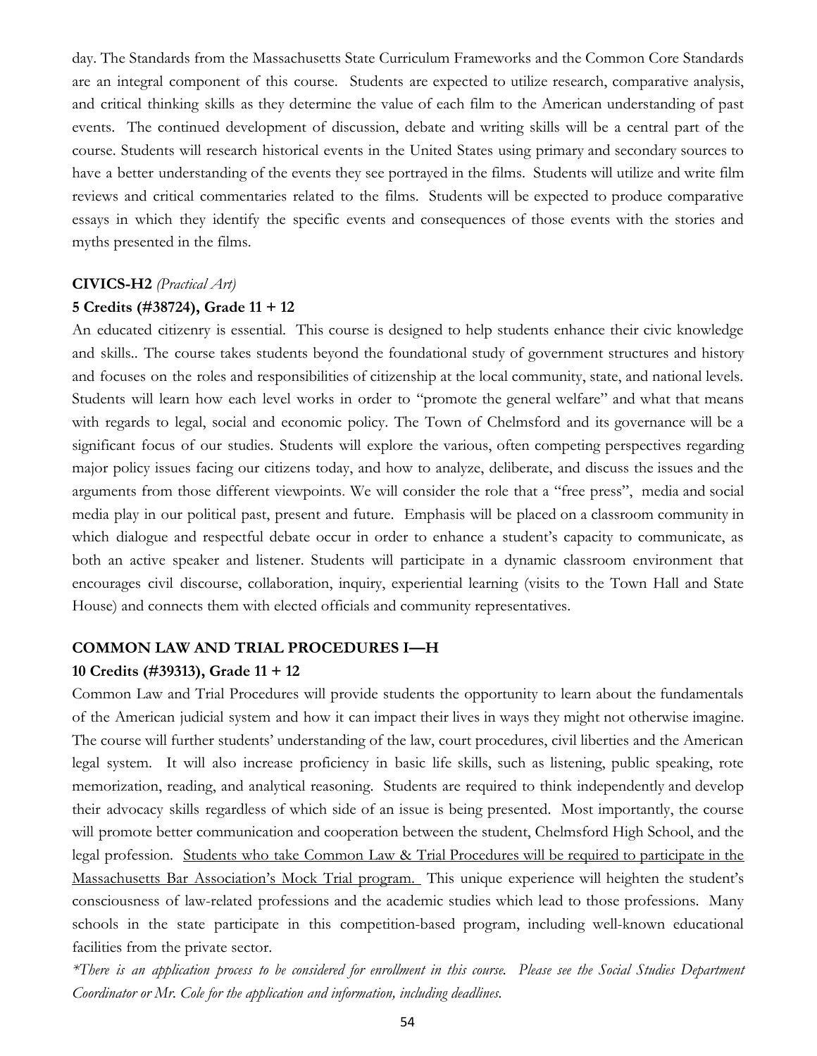day. The Standards from the Massachusetts State Curriculum Frameworks and the Common Core Standards are an integral component of this course. Students are expected to utilize research, comparative analysis, and critical thinking skills as they determine the value of each film to the American understanding of past events. The continued development of discussion, debate and writing skills will be a central part of the course. Students will research historical events in the United States using primary and secondary sources to have a better understanding of the events they see portrayed in the films. Students will utilize and write film reviews and critical commentaries related to the films. Students will be expected to produce comparative essays in which they identify the specific events and consequences of those events with the stories and myths presented in the films.

**CIVICS-H2** *(Practical Art)*

**5 Credits (#38724), Grade 11 + 12**

An educated citizenry is essential. This course is designed to help students enhance their civic knowledge and skills.. The course takes students beyond the foundational study of government structures and history and focuses on the roles and responsibilities of citizenship at the local community, state, and national levels. Students will learn how each level works in order to "promote the general welfare" and what that means with regards to legal, social and economic policy. The Town of Chelmsford and its governance will be a significant focus of our studies. Students will explore the various, often competing perspectives regarding major policy issues facing our citizens today, and how to analyze, deliberate, and discuss the issues and the arguments from those different viewpoints. We will consider the role that a "free press", media and social media play in our political past, present and future. Emphasis will be placed on a classroom community in which dialogue and respectful debate occur in order to enhance a student's capacity to communicate, as both an active speaker and listener. Students will participate in a dynamic classroom environment that encourages civil discourse, collaboration, inquiry, experiential learning (visits to the Town Hall and State House) and connects them with elected officials and community representatives.

**COMMON LAW AND TRIAL PROCEDURES I—H**

**10 Credits (#39313), Grade 11 + 12**

Common Law and Trial Procedures will provide students the opportunity to learn about the fundamentals of the American judicial system and how it can impact their lives in ways they might not otherwise imagine. The course will further students' understanding of the law, court procedures, civil liberties and the American legal system. It will also increase proficiency in basic life skills, such as listening, public speaking, rote memorization, reading, and analytical reasoning. Students are required to think independently and develop their advocacy skills regardless of which side of an issue is being presented. Most importantly, the course will promote better communication and cooperation between the student, Chelmsford High School, and the legal profession. <u>Students who take Common Law & Trial Procedures will be required to participate in the Massachusetts Bar Association's Mock Trial program.</u> This unique experience will heighten the student's consciousness of law-related professions and the academic studies which lead to those professions. Many schools in the state participate in this competition-based program, including well-known educational facilities from the private sector.

*\*There is an application process to be considered for enrollment in this course. Please see the Social Studies Department Coordinator or Mr. Cole for the application and information, including deadlines.*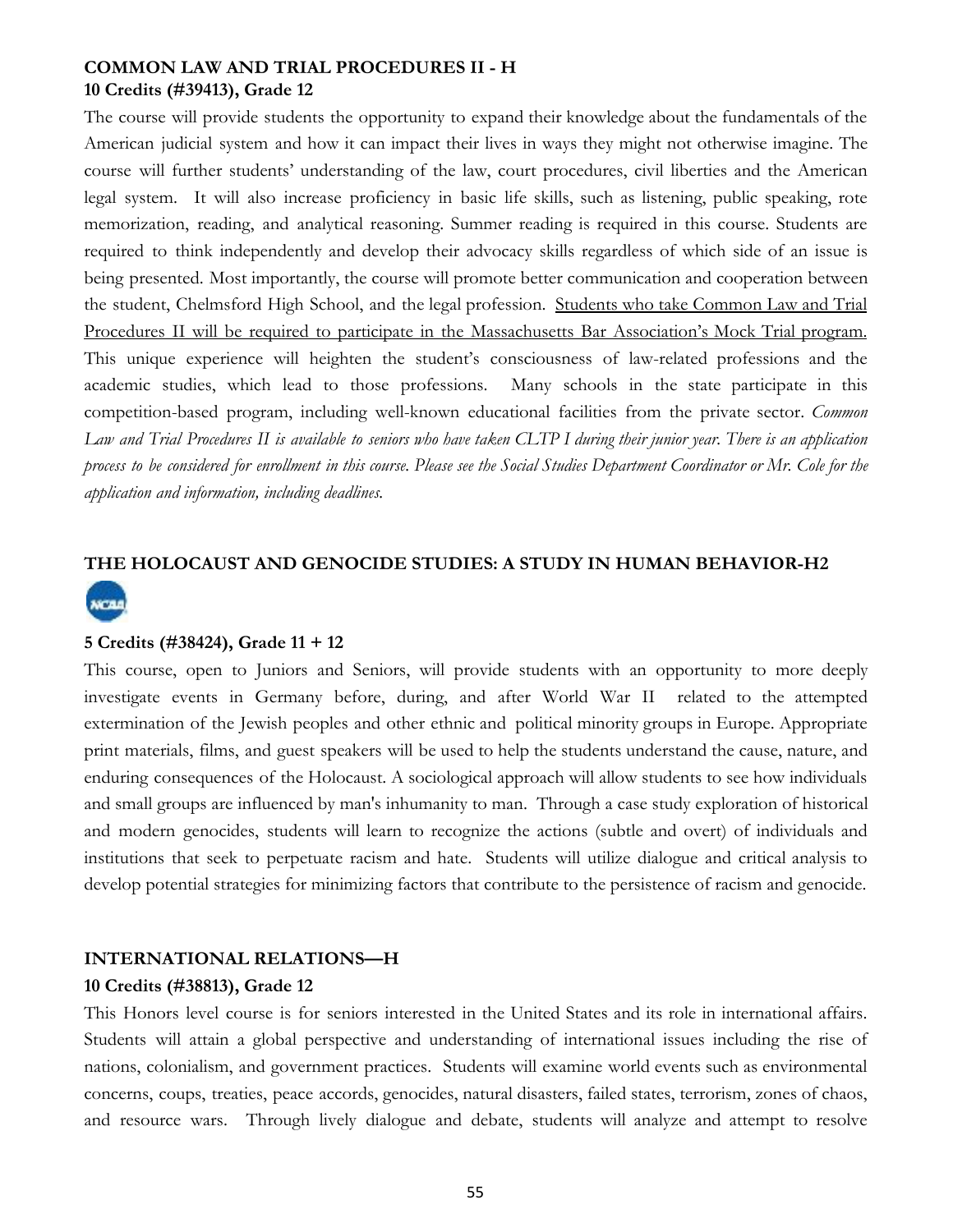**COMMON LAW AND TRIAL PROCEDURES II - H**
**10 Credits (#39413), Grade 12**

The course will provide students the opportunity to expand their knowledge about the fundamentals of the American judicial system and how it can impact their lives in ways they might not otherwise imagine. The course will further students' understanding of the law, court procedures, civil liberties and the American legal system. It will also increase proficiency in basic life skills, such as listening, public speaking, rote memorization, reading, and analytical reasoning. Summer reading is required in this course. Students are required to think independently and develop their advocacy skills regardless of which side of an issue is being presented. Most importantly, the course will promote better communication and cooperation between the student, Chelmsford High School, and the legal profession. <u>Students who take Common Law and Trial Procedures II will be required to participate in the Massachusetts Bar Association's Mock Trial program.</u> This unique experience will heighten the student's consciousness of law-related professions and the academic studies, which lead to those professions. Many schools in the state participate in this competition-based program, including well-known educational facilities from the private sector. *Common Law and Trial Procedures II is available to seniors who have taken CLTP I during their junior year. There is an application process to be considered for enrollment in this course. Please see the Social Studies Department Coordinator or Mr. Cole for the application and information, including deadlines.*

**THE HOLOCAUST AND GENOCIDE STUDIES: A STUDY IN HUMAN BEHAVIOR-H2**

**5 Credits (#38424), Grade 11 + 12**

This course, open to Juniors and Seniors, will provide students with an opportunity to more deeply investigate events in Germany before, during, and after World War II related to the attempted extermination of the Jewish peoples and other ethnic and political minority groups in Europe. Appropriate print materials, films, and guest speakers will be used to help the students understand the cause, nature, and enduring consequences of the Holocaust. A sociological approach will allow students to see how individuals and small groups are influenced by man's inhumanity to man. Through a case study exploration of historical and modern genocides, students will learn to recognize the actions (subtle and overt) of individuals and institutions that seek to perpetuate racism and hate. Students will utilize dialogue and critical analysis to develop potential strategies for minimizing factors that contribute to the persistence of racism and genocide.

**INTERNATIONAL RELATIONS—H**
**10 Credits (#38813), Grade 12**

This Honors level course is for seniors interested in the United States and its role in international affairs. Students will attain a global perspective and understanding of international issues including the rise of nations, colonialism, and government practices. Students will examine world events such as environmental concerns, coups, treaties, peace accords, genocides, natural disasters, failed states, terrorism, zones of chaos, and resource wars. Through lively dialogue and debate, students will analyze and attempt to resolve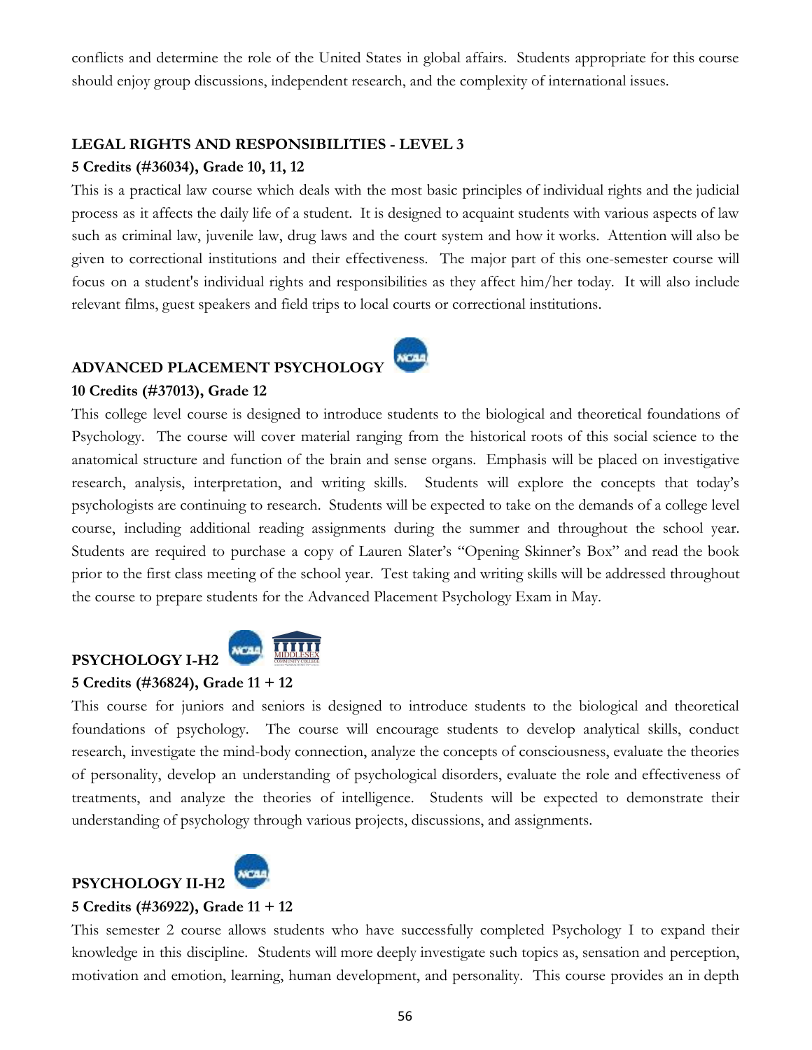conflicts and determine the role of the United States in global affairs. Students appropriate for this course should enjoy group discussions, independent research, and the complexity of international issues.

**LEGAL RIGHTS AND RESPONSIBILITIES - LEVEL 3**

**5 Credits (#36034), Grade 10, 11, 12**

This is a practical law course which deals with the most basic principles of individual rights and the judicial process as it affects the daily life of a student. It is designed to acquaint students with various aspects of law such as criminal law, juvenile law, drug laws and the court system and how it works. Attention will also be given to correctional institutions and their effectiveness. The major part of this one-semester course will focus on a student's individual rights and responsibilities as they affect him/her today. It will also include relevant films, guest speakers and field trips to local courts or correctional institutions.

**ADVANCED PLACEMENT PSYCHOLOGY**

**10 Credits (#37013), Grade 12**

This college level course is designed to introduce students to the biological and theoretical foundations of Psychology. The course will cover material ranging from the historical roots of this social science to the anatomical structure and function of the brain and sense organs. Emphasis will be placed on investigative research, analysis, interpretation, and writing skills. Students will explore the concepts that today's psychologists are continuing to research. Students will be expected to take on the demands of a college level course, including additional reading assignments during the summer and throughout the school year. Students are required to purchase a copy of Lauren Slater's "Opening Skinner's Box" and read the book prior to the first class meeting of the school year. Test taking and writing skills will be addressed throughout the course to prepare students for the Advanced Placement Psychology Exam in May.

**PSYCHOLOGY I-H2**

**5 Credits (#36824), Grade 11 + 12**

This course for juniors and seniors is designed to introduce students to the biological and theoretical foundations of psychology. The course will encourage students to develop analytical skills, conduct research, investigate the mind-body connection, analyze the concepts of consciousness, evaluate the theories of personality, develop an understanding of psychological disorders, evaluate the role and effectiveness of treatments, and analyze the theories of intelligence. Students will be expected to demonstrate their understanding of psychology through various projects, discussions, and assignments.

**PSYCHOLOGY II-H2**

**5 Credits (#36922), Grade 11 + 12**

This semester 2 course allows students who have successfully completed Psychology I to expand their knowledge in this discipline. Students will more deeply investigate such topics as, sensation and perception, motivation and emotion, learning, human development, and personality. This course provides an in depth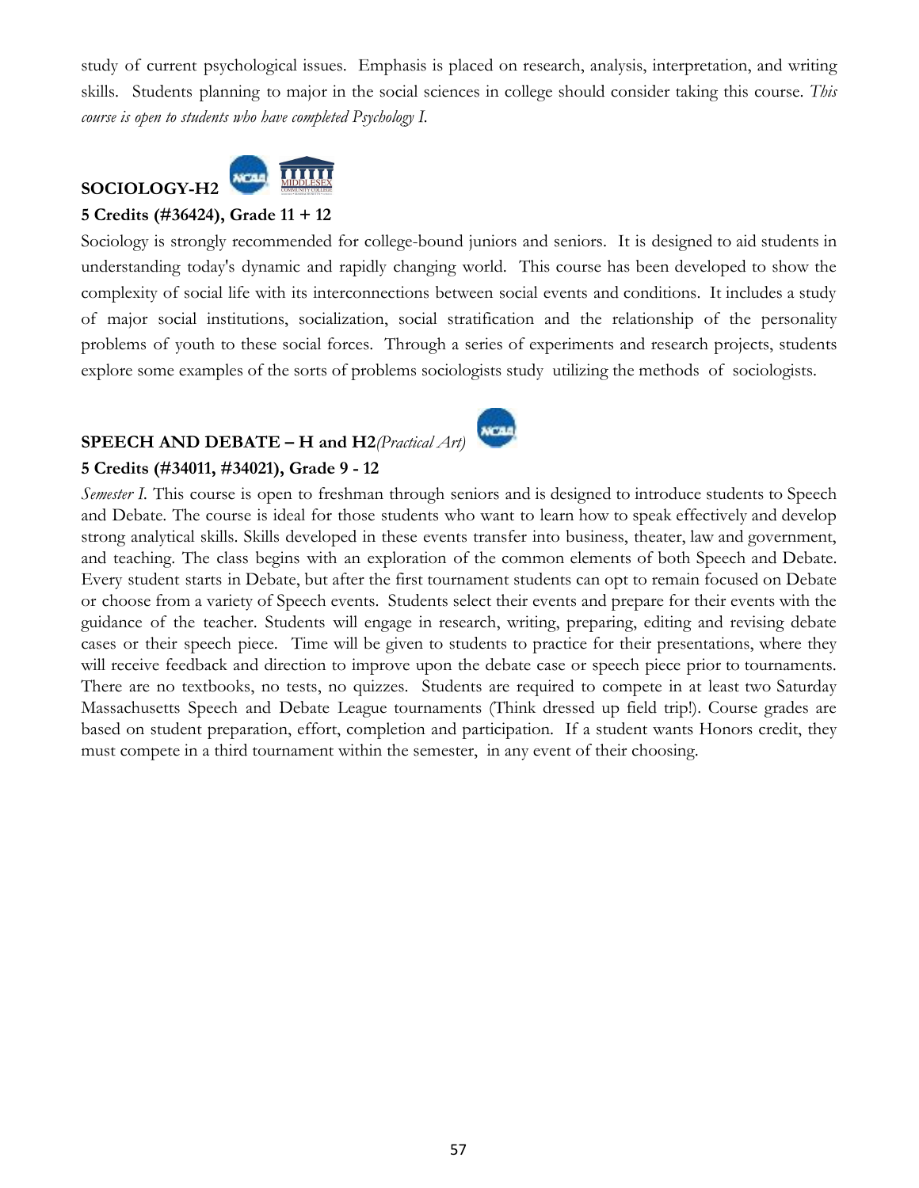study of current psychological issues. Emphasis is placed on research, analysis, interpretation, and writing skills. Students planning to major in the social sciences in college should consider taking this course. *This course is open to students who have completed Psychology I.*

### SOCIOLOGY-H2

**5 Credits (#36424), Grade 11 + 12**

Sociology is strongly recommended for college-bound juniors and seniors. It is designed to aid students in understanding today's dynamic and rapidly changing world. This course has been developed to show the complexity of social life with its interconnections between social events and conditions. It includes a study of major social institutions, socialization, social stratification and the relationship of the personality problems of youth to these social forces. Through a series of experiments and research projects, students explore some examples of the sorts of problems sociologists study utilizing the methods of sociologists.

### SPEECH AND DEBATE – H and H2 *(Practical Art)*

**5 Credits (#34011, #34021), Grade 9 - 12**

*Semester I.* This course is open to freshman through seniors and is designed to introduce students to Speech and Debate. The course is ideal for those students who want to learn how to speak effectively and develop strong analytical skills. Skills developed in these events transfer into business, theater, law and government, and teaching. The class begins with an exploration of the common elements of both Speech and Debate. Every student starts in Debate, but after the first tournament students can opt to remain focused on Debate or choose from a variety of Speech events. Students select their events and prepare for their events with the guidance of the teacher. Students will engage in research, writing, preparing, editing and revising debate cases or their speech piece. Time will be given to students to practice for their presentations, where they will receive feedback and direction to improve upon the debate case or speech piece prior to tournaments. There are no textbooks, no tests, no quizzes. Students are required to compete in at least two Saturday Massachusetts Speech and Debate League tournaments (Think dressed up field trip!). Course grades are based on student preparation, effort, completion and participation. If a student wants Honors credit, they must compete in a third tournament within the semester, in any event of their choosing.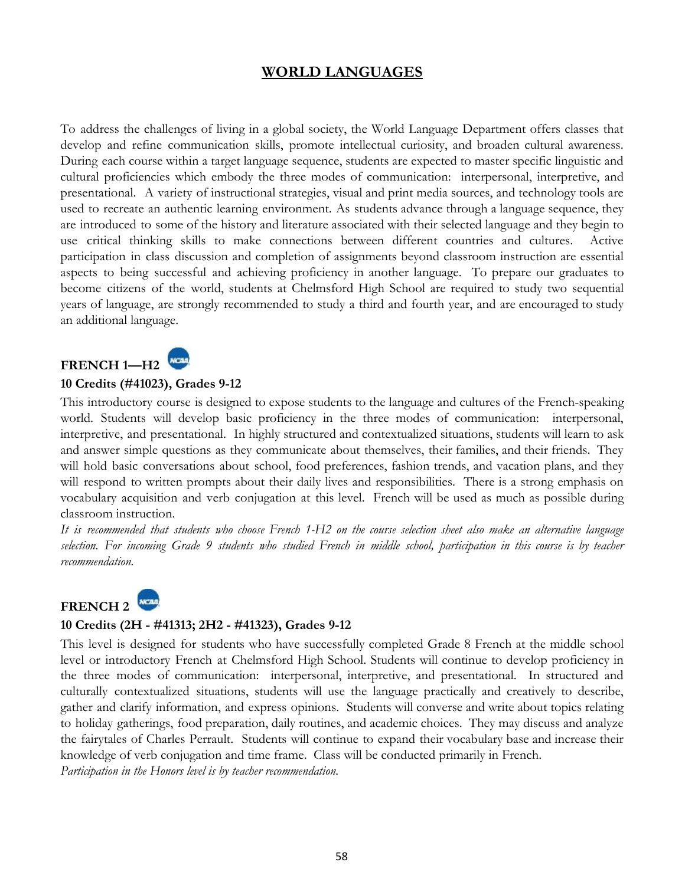# WORLD LANGUAGES

To address the challenges of living in a global society, the World Language Department offers classes that develop and refine communication skills, promote intellectual curiosity, and broaden cultural awareness. During each course within a target language sequence, students are expected to master specific linguistic and cultural proficiencies which embody the three modes of communication: interpersonal, interpretive, and presentational. A variety of instructional strategies, visual and print media sources, and technology tools are used to recreate an authentic learning environment. As students advance through a language sequence, they are introduced to some of the history and literature associated with their selected language and they begin to use critical thinking skills to make connections between different countries and cultures. Active participation in class discussion and completion of assignments beyond classroom instruction are essential aspects to being successful and achieving proficiency in another language. To prepare our graduates to become citizens of the world, students at Chelmsford High School are required to study two sequential years of language, are strongly recommended to study a third and fourth year, and are encouraged to study an additional language.

## FRENCH 1—H2

**10 Credits (#41023), Grades 9-12**

This introductory course is designed to expose students to the language and cultures of the French-speaking world. Students will develop basic proficiency in the three modes of communication: interpersonal, interpretive, and presentational. In highly structured and contextualized situations, students will learn to ask and answer simple questions as they communicate about themselves, their families, and their friends. They will hold basic conversations about school, food preferences, fashion trends, and vacation plans, and they will respond to written prompts about their daily lives and responsibilities. There is a strong emphasis on vocabulary acquisition and verb conjugation at this level. French will be used as much as possible during classroom instruction.

*It is recommended that students who choose French 1-H2 on the course selection sheet also make an alternative language selection. For incoming Grade 9 students who studied French in middle school, participation in this course is by teacher recommendation.*

## FRENCH 2

**10 Credits (2H - #41313; 2H2 - #41323), Grades 9-12**

This level is designed for students who have successfully completed Grade 8 French at the middle school level or introductory French at Chelmsford High School. Students will continue to develop proficiency in the three modes of communication: interpersonal, interpretive, and presentational. In structured and culturally contextualized situations, students will use the language practically and creatively to describe, gather and clarify information, and express opinions. Students will converse and write about topics relating to holiday gatherings, food preparation, daily routines, and academic choices. They may discuss and analyze the fairytales of Charles Perrault. Students will continue to expand their vocabulary base and increase their knowledge of verb conjugation and time frame. Class will be conducted primarily in French.

*Participation in the Honors level is by teacher recommendation.*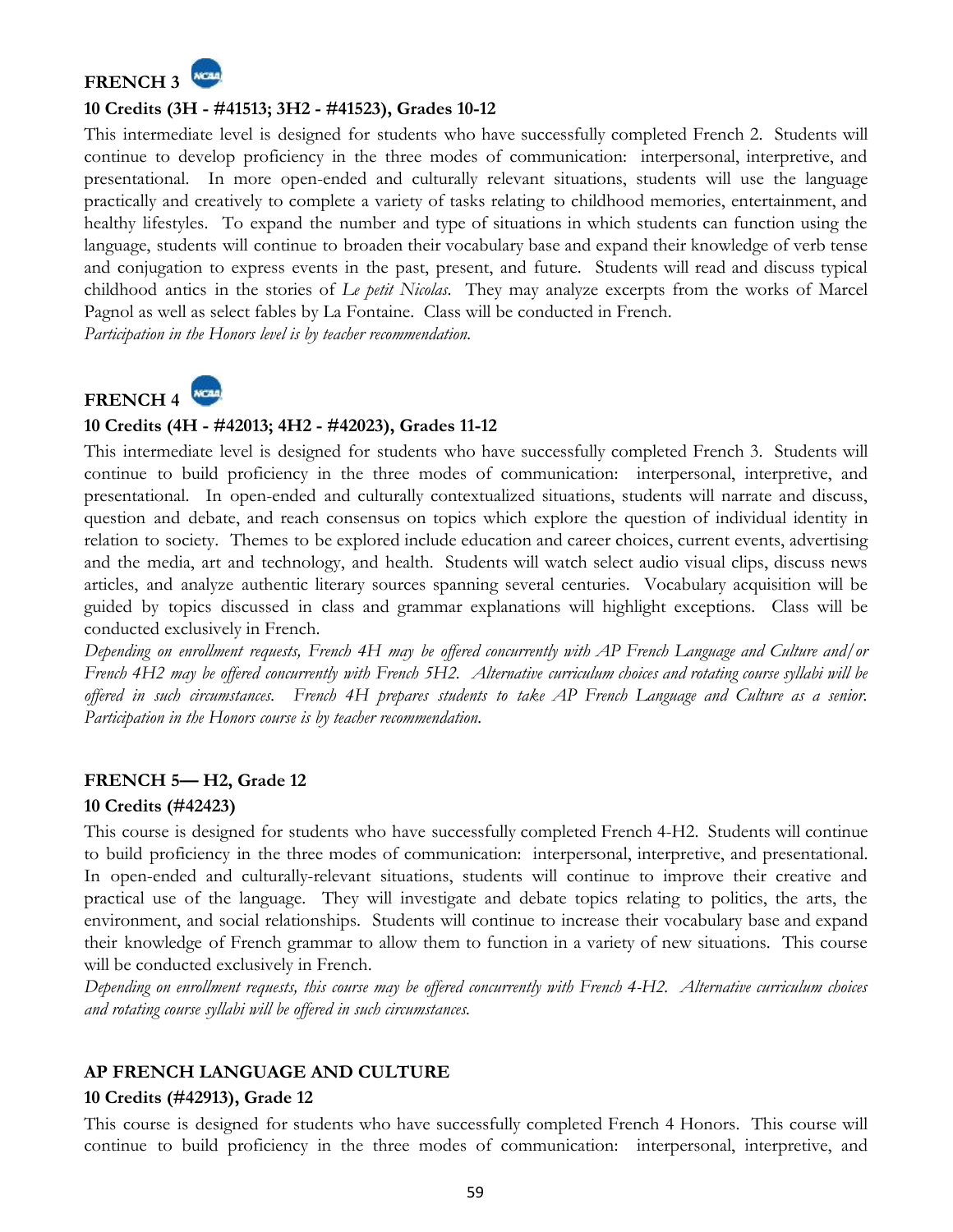## FRENCH 3

**10 Credits (3H - #41513; 3H2 - #41523), Grades 10-12**

This intermediate level is designed for students who have successfully completed French 2. Students will continue to develop proficiency in the three modes of communication: interpersonal, interpretive, and presentational. In more open-ended and culturally relevant situations, students will use the language practically and creatively to complete a variety of tasks relating to childhood memories, entertainment, and healthy lifestyles. To expand the number and type of situations in which students can function using the language, students will continue to broaden their vocabulary base and expand their knowledge of verb tense and conjugation to express events in the past, present, and future. Students will read and discuss typical childhood antics in the stories of *Le petit Nicolas*. They may analyze excerpts from the works of Marcel Pagnol as well as select fables by La Fontaine. Class will be conducted in French.

*Participation in the Honors level is by teacher recommendation.*

## FRENCH 4

**10 Credits (4H - #42013; 4H2 - #42023), Grades 11-12**

This intermediate level is designed for students who have successfully completed French 3. Students will continue to build proficiency in the three modes of communication: interpersonal, interpretive, and presentational. In open-ended and culturally contextualized situations, students will narrate and discuss, question and debate, and reach consensus on topics which explore the question of individual identity in relation to society. Themes to be explored include education and career choices, current events, advertising and the media, art and technology, and health. Students will watch select audio visual clips, discuss news articles, and analyze authentic literary sources spanning several centuries. Vocabulary acquisition will be guided by topics discussed in class and grammar explanations will highlight exceptions. Class will be conducted exclusively in French.

*Depending on enrollment requests, French 4H may be offered concurrently with AP French Language and Culture and/or French 4H2 may be offered concurrently with French 5H2. Alternative curriculum choices and rotating course syllabi will be offered in such circumstances. French 4H prepares students to take AP French Language and Culture as a senior. Participation in the Honors course is by teacher recommendation.*

## FRENCH 5— H2, Grade 12

**10 Credits (#42423)**

This course is designed for students who have successfully completed French 4-H2. Students will continue to build proficiency in the three modes of communication: interpersonal, interpretive, and presentational. In open-ended and culturally-relevant situations, students will continue to improve their creative and practical use of the language. They will investigate and debate topics relating to politics, the arts, the environment, and social relationships. Students will continue to increase their vocabulary base and expand their knowledge of French grammar to allow them to function in a variety of new situations. This course will be conducted exclusively in French.

*Depending on enrollment requests, this course may be offered concurrently with French 4-H2. Alternative curriculum choices and rotating course syllabi will be offered in such circumstances.*

## AP FRENCH LANGUAGE AND CULTURE

**10 Credits (#42913), Grade 12**

This course is designed for students who have successfully completed French 4 Honors. This course will continue to build proficiency in the three modes of communication: interpersonal, interpretive, and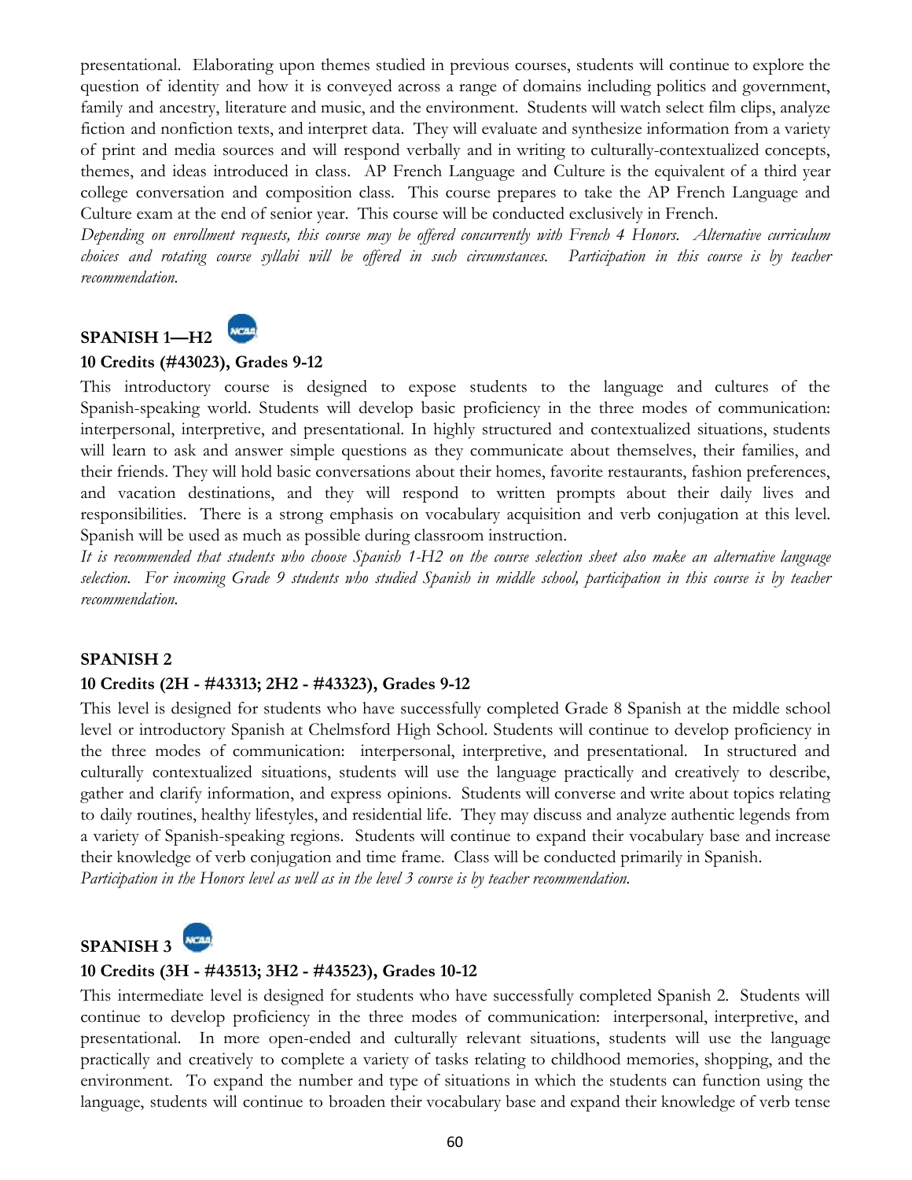presentational. Elaborating upon themes studied in previous courses, students will continue to explore the question of identity and how it is conveyed across a range of domains including politics and government, family and ancestry, literature and music, and the environment. Students will watch select film clips, analyze fiction and nonfiction texts, and interpret data. They will evaluate and synthesize information from a variety of print and media sources and will respond verbally and in writing to culturally-contextualized concepts, themes, and ideas introduced in class. AP French Language and Culture is the equivalent of a third year college conversation and composition class. This course prepares to take the AP French Language and Culture exam at the end of senior year. This course will be conducted exclusively in French.
*Depending on enrollment requests, this course may be offered concurrently with French 4 Honors. Alternative curriculum choices and rotating course syllabi will be offered in such circumstances. Participation in this course is by teacher recommendation.*

### SPANISH 1—H2

**10 Credits (#43023), Grades 9-12**

This introductory course is designed to expose students to the language and cultures of the Spanish-speaking world. Students will develop basic proficiency in the three modes of communication: interpersonal, interpretive, and presentational. In highly structured and contextualized situations, students will learn to ask and answer simple questions as they communicate about themselves, their families, and their friends. They will hold basic conversations about their homes, favorite restaurants, fashion preferences, and vacation destinations, and they will respond to written prompts about their daily lives and responsibilities. There is a strong emphasis on vocabulary acquisition and verb conjugation at this level. Spanish will be used as much as possible during classroom instruction.
*It is recommended that students who choose Spanish 1-H2 on the course selection sheet also make an alternative language selection. For incoming Grade 9 students who studied Spanish in middle school, participation in this course is by teacher recommendation.*

### SPANISH 2

**10 Credits (2H - #43313; 2H2 - #43323), Grades 9-12**

This level is designed for students who have successfully completed Grade 8 Spanish at the middle school level or introductory Spanish at Chelmsford High School. Students will continue to develop proficiency in the three modes of communication: interpersonal, interpretive, and presentational. In structured and culturally contextualized situations, students will use the language practically and creatively to describe, gather and clarify information, and express opinions. Students will converse and write about topics relating to daily routines, healthy lifestyles, and residential life. They may discuss and analyze authentic legends from a variety of Spanish-speaking regions. Students will continue to expand their vocabulary base and increase their knowledge of verb conjugation and time frame. Class will be conducted primarily in Spanish.
*Participation in the Honors level as well as in the level 3 course is by teacher recommendation.*

### SPANISH 3

**10 Credits (3H - #43513; 3H2 - #43523), Grades 10-12**

This intermediate level is designed for students who have successfully completed Spanish 2. Students will continue to develop proficiency in the three modes of communication: interpersonal, interpretive, and presentational. In more open-ended and culturally relevant situations, students will use the language practically and creatively to complete a variety of tasks relating to childhood memories, shopping, and the environment. To expand the number and type of situations in which the students can function using the language, students will continue to broaden their vocabulary base and expand their knowledge of verb tense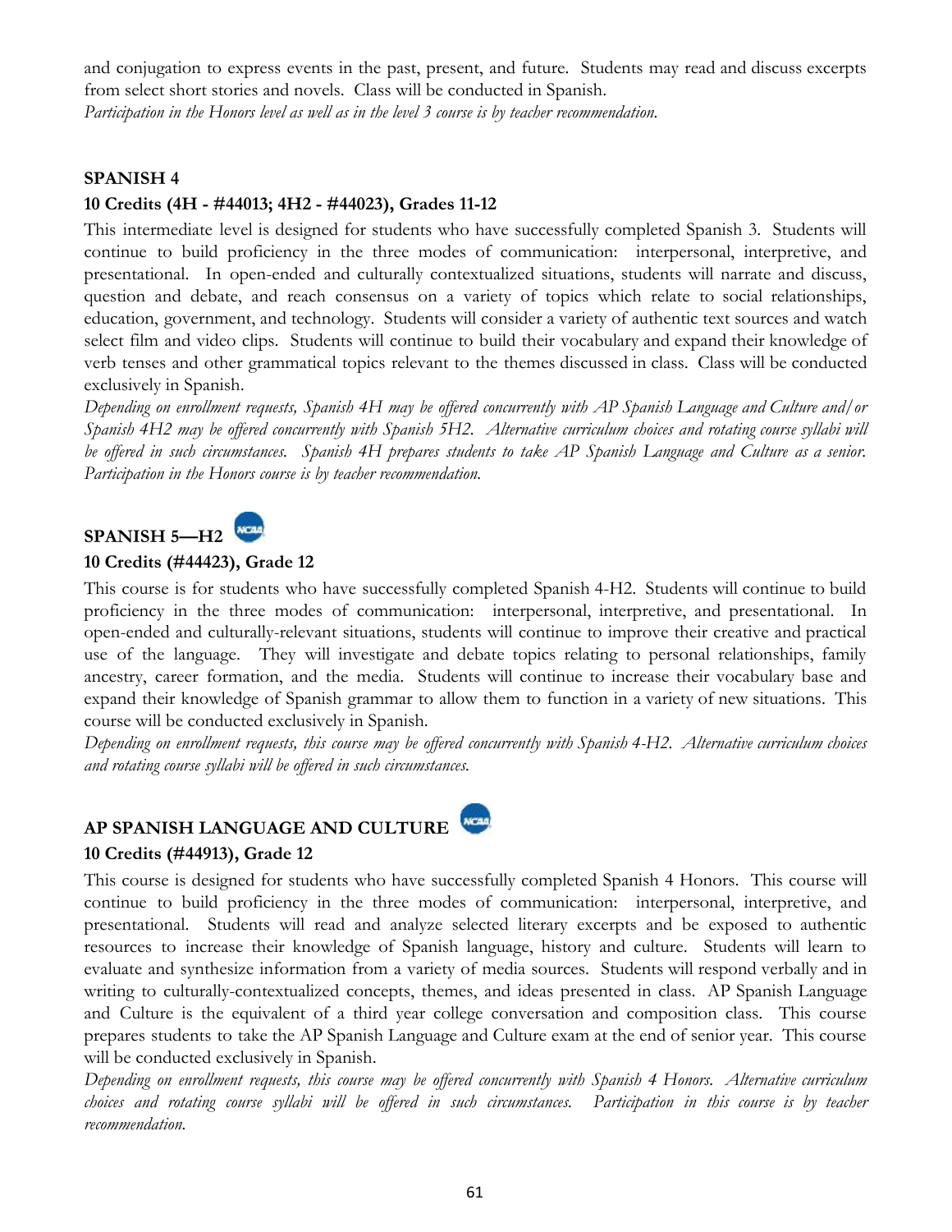and conjugation to express events in the past, present, and future. Students may read and discuss excerpts from select short stories and novels. Class will be conducted in Spanish.
*Participation in the Honors level as well as in the level 3 course is by teacher recommendation.*

### SPANISH 4

**10 Credits (4H - #44013; 4H2 - #44023), Grades 11-12**

This intermediate level is designed for students who have successfully completed Spanish 3. Students will continue to build proficiency in the three modes of communication: interpersonal, interpretive, and presentational. In open-ended and culturally contextualized situations, students will narrate and discuss, question and debate, and reach consensus on a variety of topics which relate to social relationships, education, government, and technology. Students will consider a variety of authentic text sources and watch select film and video clips. Students will continue to build their vocabulary and expand their knowledge of verb tenses and other grammatical topics relevant to the themes discussed in class. Class will be conducted exclusively in Spanish.
*Depending on enrollment requests, Spanish 4H may be offered concurrently with AP Spanish Language and Culture and/or Spanish 4H2 may be offered concurrently with Spanish 5H2. Alternative curriculum choices and rotating course syllabi will be offered in such circumstances. Spanish 4H prepares students to take AP Spanish Language and Culture as a senior. Participation in the Honors course is by teacher recommendation.*

### SPANISH 5—H2

**10 Credits (#44423), Grade 12**

This course is for students who have successfully completed Spanish 4-H2. Students will continue to build proficiency in the three modes of communication: interpersonal, interpretive, and presentational. In open-ended and culturally-relevant situations, students will continue to improve their creative and practical use of the language. They will investigate and debate topics relating to personal relationships, family ancestry, career formation, and the media. Students will continue to increase their vocabulary base and expand their knowledge of Spanish grammar to allow them to function in a variety of new situations. This course will be conducted exclusively in Spanish.
*Depending on enrollment requests, this course may be offered concurrently with Spanish 4-H2. Alternative curriculum choices and rotating course syllabi will be offered in such circumstances.*

### AP SPANISH LANGUAGE AND CULTURE

**10 Credits (#44913), Grade 12**

This course is designed for students who have successfully completed Spanish 4 Honors. This course will continue to build proficiency in the three modes of communication: interpersonal, interpretive, and presentational. Students will read and analyze selected literary excerpts and be exposed to authentic resources to increase their knowledge of Spanish language, history and culture. Students will learn to evaluate and synthesize information from a variety of media sources. Students will respond verbally and in writing to culturally-contextualized concepts, themes, and ideas presented in class. AP Spanish Language and Culture is the equivalent of a third year college conversation and composition class. This course prepares students to take the AP Spanish Language and Culture exam at the end of senior year. This course will be conducted exclusively in Spanish.
*Depending on enrollment requests, this course may be offered concurrently with Spanish 4 Honors. Alternative curriculum choices and rotating course syllabi will be offered in such circumstances. Participation in this course is by teacher recommendation.*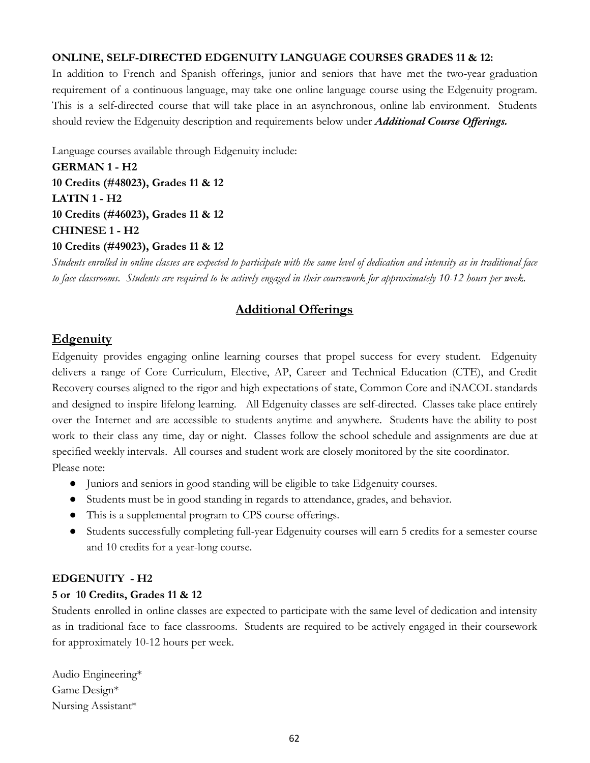**ONLINE, SELF-DIRECTED EDGENUITY LANGUAGE COURSES GRADES 11 & 12:**

In addition to French and Spanish offerings, junior and seniors that have met the two-year graduation requirement of a continuous language, may take one online language course using the Edgenuity program. This is a self-directed course that will take place in an asynchronous, online lab environment. Students should review the Edgenuity description and requirements below under ***Additional Course Offerings.***

Language courses available through Edgenuity include:

**GERMAN 1 - H2**
**10 Credits (#48023), Grades 11 & 12**
**LATIN 1 - H2**
**10 Credits (#46023), Grades 11 & 12**
**CHINESE 1 - H2**
**10 Credits (#49023), Grades 11 & 12**

*Students enrolled in online classes are expected to participate with the same level of dedication and intensity as in traditional face to face classrooms. Students are required to be actively engaged in their coursework for approximately 10-12 hours per week.*

## Additional Offerings

## Edgenuity

Edgenuity provides engaging online learning courses that propel success for every student. Edgenuity delivers a range of Core Curriculum, Elective, AP, Career and Technical Education (CTE), and Credit Recovery courses aligned to the rigor and high expectations of state, Common Core and iNACOL standards and designed to inspire lifelong learning. All Edgenuity classes are self-directed. Classes take place entirely over the Internet and are accessible to students anytime and anywhere. Students have the ability to post work to their class any time, day or night. Classes follow the school schedule and assignments are due at specified weekly intervals. All courses and student work are closely monitored by the site coordinator.

Please note:

- Juniors and seniors in good standing will be eligible to take Edgenuity courses.
- Students must be in good standing in regards to attendance, grades, and behavior.
- This is a supplemental program to CPS course offerings.
- Students successfully completing full-year Edgenuity courses will earn 5 credits for a semester course and 10 credits for a year-long course.

**EDGENUITY - H2**

**5 or 10 Credits, Grades 11 & 12**

Students enrolled in online classes are expected to participate with the same level of dedication and intensity as in traditional face to face classrooms. Students are required to be actively engaged in their coursework for approximately 10-12 hours per week.

Audio Engineering*
Game Design*
Nursing Assistant*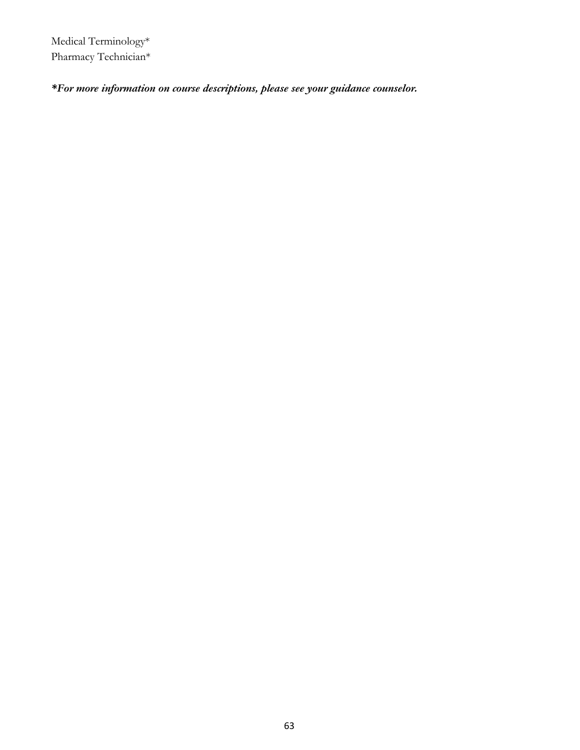Medical Terminology*
Pharmacy Technician*

***For more information on course descriptions, please see your guidance counselor.***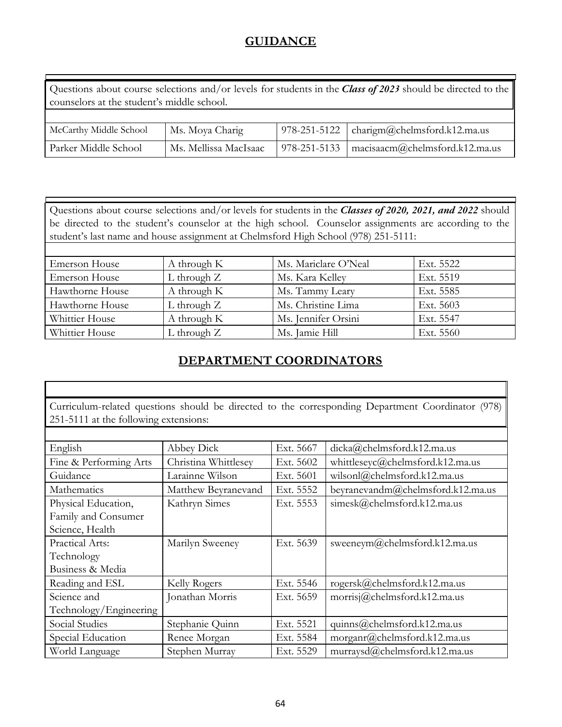## GUIDANCE

Questions about course selections and/or levels for students in the ***Class of 2023*** should be directed to the counselors at the student's middle school.

| | | | |
|---|---|---|---|
| McCarthy Middle School | Ms. Moya Charig | 978-251-5122 | charigm@chelmsford.k12.ma.us |
| Parker Middle School | Ms. Mellissa MacIsaac | 978-251-5133 | macisaacm@chelmsford.k12.ma.us |

Questions about course selections and/or levels for students in the ***Classes of 2020, 2021, and 2022*** should be directed to the student's counselor at the high school. Counselor assignments are according to the student's last name and house assignment at Chelmsford High School (978) 251-5111:

| | | | |
|---|---|---|---|
| Emerson House | A through K | Ms. Mariclare O'Neal | Ext. 5522 |
| Emerson House | L through Z | Ms. Kara Kelley | Ext. 5519 |
| Hawthorne House | A through K | Ms. Tammy Leary | Ext. 5585 |
| Hawthorne House | L through Z | Ms. Christine Lima | Ext. 5603 |
| Whittier House | A through K | Ms. Jennifer Orsini | Ext. 5547 |
| Whittier House | L through Z | Ms. Jamie Hill | Ext. 5560 |

## DEPARTMENT COORDINATORS

Curriculum-related questions should be directed to the corresponding Department Coordinator (978) 251-5111 at the following extensions:

| | | | |
|---|---|---|---|
| English | Abbey Dick | Ext. 5667 | dicka@chelmsford.k12.ma.us |
| Fine & Performing Arts | Christina Whittlesey | Ext. 5602 | whittleseyc@chelmsford.k12.ma.us |
| Guidance | Larainne Wilson | Ext. 5601 | wilsonl@chelmsford.k12.ma.us |
| Mathematics | Matthew Beyranevand | Ext. 5552 | beyranevandm@chelmsford.k12.ma.us |
| Physical Education, Family and Consumer Science, Health | Kathryn Simes | Ext. 5553 | simesk@chelmsford.k12.ma.us |
| Practical Arts: Technology Business & Media | Marilyn Sweeney | Ext. 5639 | sweeneym@chelmsford.k12.ma.us |
| Reading and ESL | Kelly Rogers | Ext. 5546 | rogersk@chelmsford.k12.ma.us |
| Science and Technology/Engineering | Jonathan Morris | Ext. 5659 | morrisj@chelmsford.k12.ma.us |
| Social Studies | Stephanie Quinn | Ext. 5521 | quinns@chelmsford.k12.ma.us |
| Special Education | Renee Morgan | Ext. 5584 | morganr@chelmsford.k12.ma.us |
| World Language | Stephen Murray | Ext. 5529 | murraysd@chelmsford.k12.ma.us |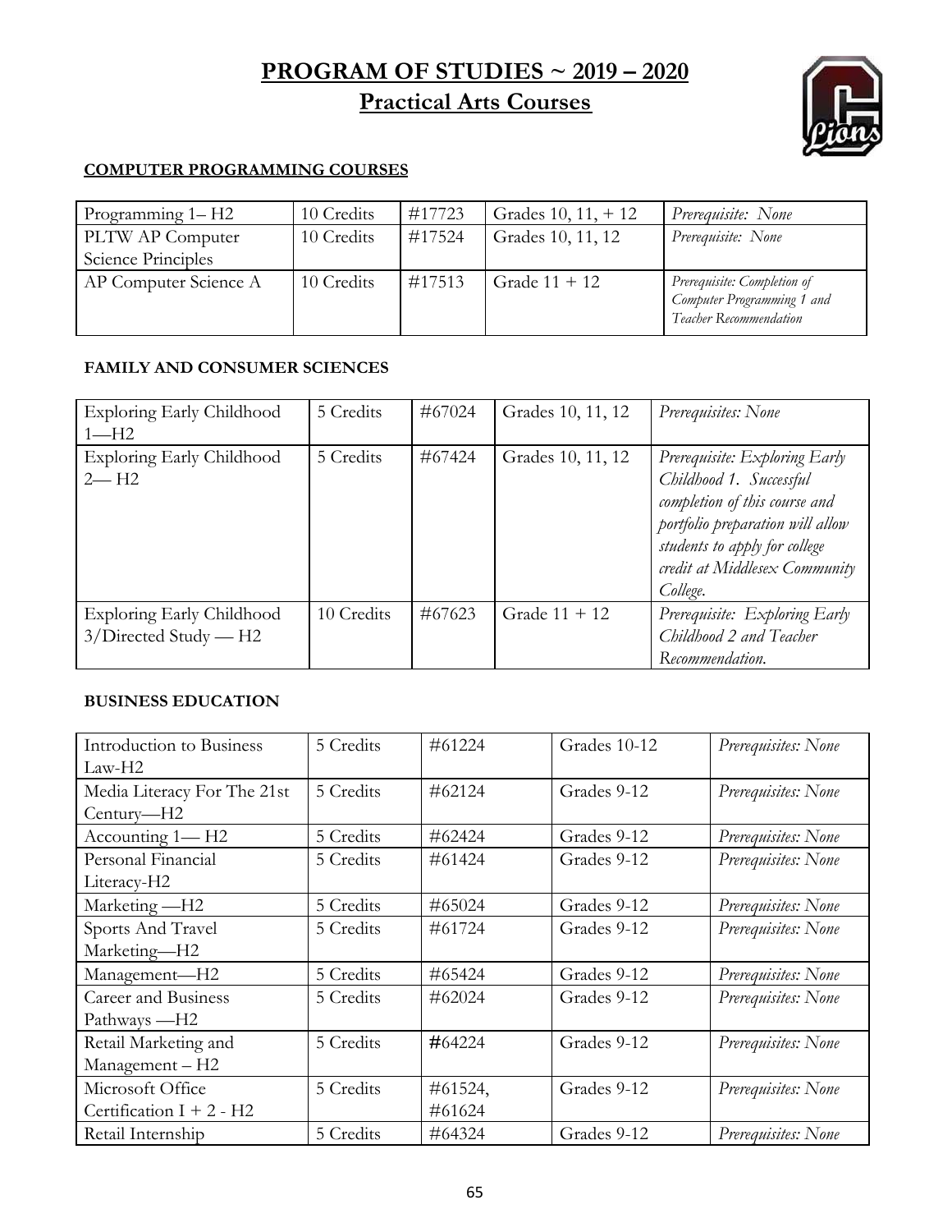# PROGRAM OF STUDIES ~ 2019 – 2020

## Practical Arts Courses

### COMPUTER PROGRAMMING COURSES

| Course | Credits | Number | Grades | Prerequisites |
|---|---|---|---|---|
| Programming 1– H2 | 10 Credits | #17723 | Grades 10, 11, + 12 | *Prerequisite: None* |
| PLTW AP Computer Science Principles | 10 Credits | #17524 | Grades 10, 11, 12 | *Prerequisite: None* |
| AP Computer Science A | 10 Credits | #17513 | Grade 11 + 12 | *Prerequisite: Completion of Computer Programming 1 and Teacher Recommendation* |

### FAMILY AND CONSUMER SCIENCES

| Course | Credits | Number | Grades | Prerequisites |
|---|---|---|---|---|
| Exploring Early Childhood 1—H2 | 5 Credits | #67024 | Grades 10, 11, 12 | *Prerequisites: None* |
| Exploring Early Childhood 2— H2 | 5 Credits | #67424 | Grades 10, 11, 12 | *Prerequisite: Exploring Early Childhood 1. Successful completion of this course and portfolio preparation will allow students to apply for college credit at Middlesex Community College.* |
| Exploring Early Childhood 3/Directed Study — H2 | 10 Credits | #67623 | Grade 11 + 12 | *Prerequisite: Exploring Early Childhood 2 and Teacher Recommendation.* |

### BUSINESS EDUCATION

| Course | Credits | Number | Grades | Prerequisites |
|---|---|---|---|---|
| Introduction to Business Law-H2 | 5 Credits | #61224 | Grades 10-12 | *Prerequisites: None* |
| Media Literacy For The 21st Century—H2 | 5 Credits | #62124 | Grades 9-12 | *Prerequisites: None* |
| Accounting 1— H2 | 5 Credits | #62424 | Grades 9-12 | *Prerequisites: None* |
| Personal Financial Literacy-H2 | 5 Credits | #61424 | Grades 9-12 | *Prerequisites: None* |
| Marketing —H2 | 5 Credits | #65024 | Grades 9-12 | *Prerequisites: None* |
| Sports And Travel Marketing—H2 | 5 Credits | #61724 | Grades 9-12 | *Prerequisites: None* |
| Management—H2 | 5 Credits | #65424 | Grades 9-12 | *Prerequisites: None* |
| Career and Business Pathways —H2 | 5 Credits | #62024 | Grades 9-12 | *Prerequisites: None* |
| Retail Marketing and Management – H2 | 5 Credits | #64224 | Grades 9-12 | *Prerequisites: None* |
| Microsoft Office Certification I + 2 - H2 | 5 Credits | #61524, #61624 | Grades 9-12 | *Prerequisites: None* |
| Retail Internship | 5 Credits | #64324 | Grades 9-12 | *Prerequisites: None* |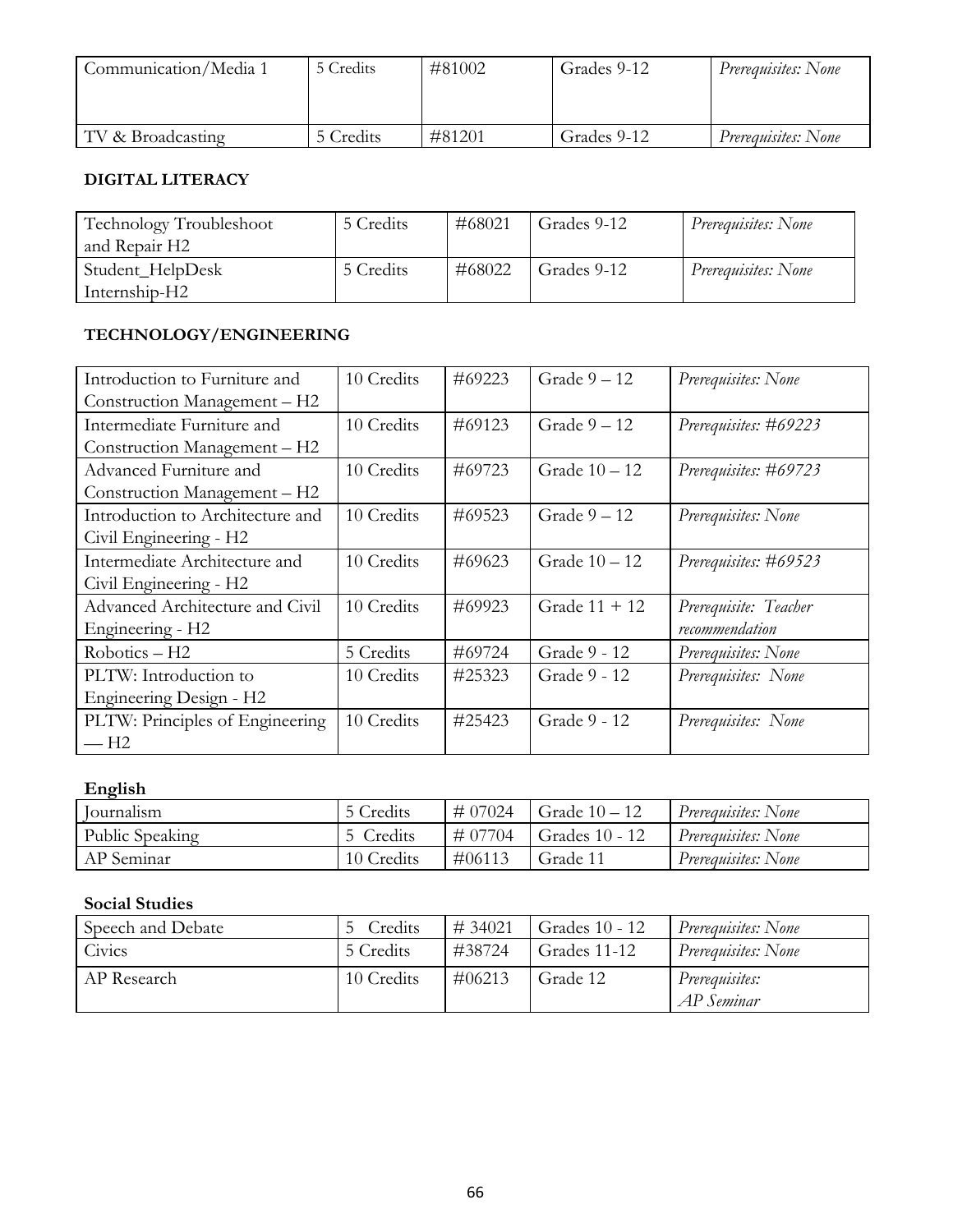| | | | | |
|---|---|---|---|---|
| Communication/Media 1 | 5 Credits | #81002 | Grades 9-12 | *Prerequisites: None* |
| TV & Broadcasting | 5 Credits | #81201 | Grades 9-12 | *Prerequisites: None* |

**DIGITAL LITERACY**

| | | | | |
|---|---|---|---|---|
| Technology Troubleshoot and Repair H2 | 5 Credits | #68021 | Grades 9-12 | *Prerequisites: None* |
| Student_HelpDesk Internship-H2 | 5 Credits | #68022 | Grades 9-12 | *Prerequisites: None* |

**TECHNOLOGY/ENGINEERING**

| | | | | |
|---|---|---|---|---|
| Introduction to Furniture and Construction Management – H2 | 10 Credits | #69223 | Grade 9 – 12 | *Prerequisites: None* |
| Intermediate Furniture and Construction Management – H2 | 10 Credits | #69123 | Grade 9 – 12 | *Prerequisites: #69223* |
| Advanced Furniture and Construction Management – H2 | 10 Credits | #69723 | Grade 10 – 12 | *Prerequisites: #69723* |
| Introduction to Architecture and Civil Engineering - H2 | 10 Credits | #69523 | Grade 9 – 12 | *Prerequisites: None* |
| Intermediate Architecture and Civil Engineering - H2 | 10 Credits | #69623 | Grade 10 – 12 | *Prerequisites: #69523* |
| Advanced Architecture and Civil Engineering - H2 | 10 Credits | #69923 | Grade 11 + 12 | *Prerequisite: Teacher recommendation* |
| Robotics – H2 | 5 Credits | #69724 | Grade 9 - 12 | *Prerequisites: None* |
| PLTW: Introduction to Engineering Design - H2 | 10 Credits | #25323 | Grade 9 - 12 | *Prerequisites: None* |
| PLTW: Principles of Engineering — H2 | 10 Credits | #25423 | Grade 9 - 12 | *Prerequisites: None* |

**English**

| | | | | |
|---|---|---|---|---|
| Journalism | 5 Credits | # 07024 | Grade 10 – 12 | *Prerequisites: None* |
| Public Speaking | 5 Credits | # 07704 | Grades 10 - 12 | *Prerequisites: None* |
| AP Seminar | 10 Credits | #06113 | Grade 11 | *Prerequisites: None* |

**Social Studies**

| | | | | |
|---|---|---|---|---|
| Speech and Debate | 5 Credits | # 34021 | Grades 10 - 12 | *Prerequisites: None* |
| Civics | 5 Credits | #38724 | Grades 11-12 | *Prerequisites: None* |
| AP Research | 10 Credits | #06213 | Grade 12 | *Prerequisites: AP Seminar* |